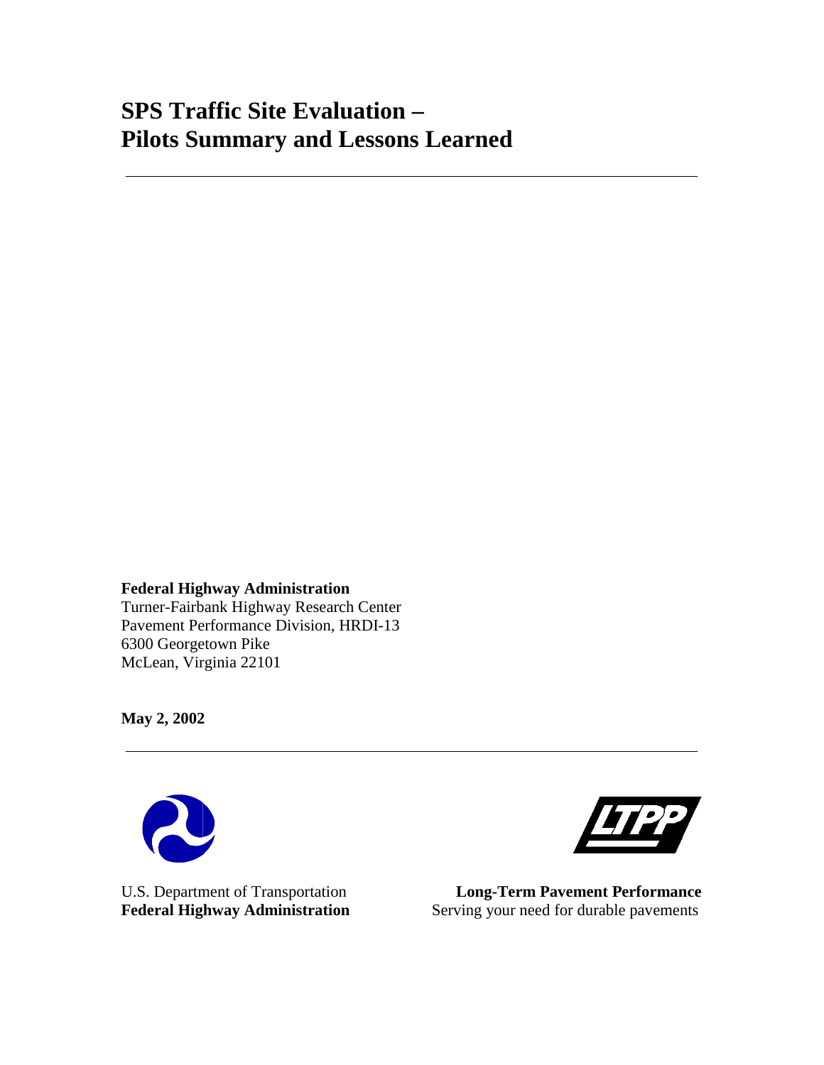# SPS Traffic Site Evaluation – Pilots Summary and Lessons Learned

**Federal Highway Administration**
Turner-Fairbank Highway Research Center
Pavement Performance Division, HRDI-13
6300 Georgetown Pike
McLean, Virginia 22101

**May 2, 2002**

U.S. Department of Transportation
**Federal Highway Administration**

**Long-Term Pavement Performance**
Serving your need for durable pavements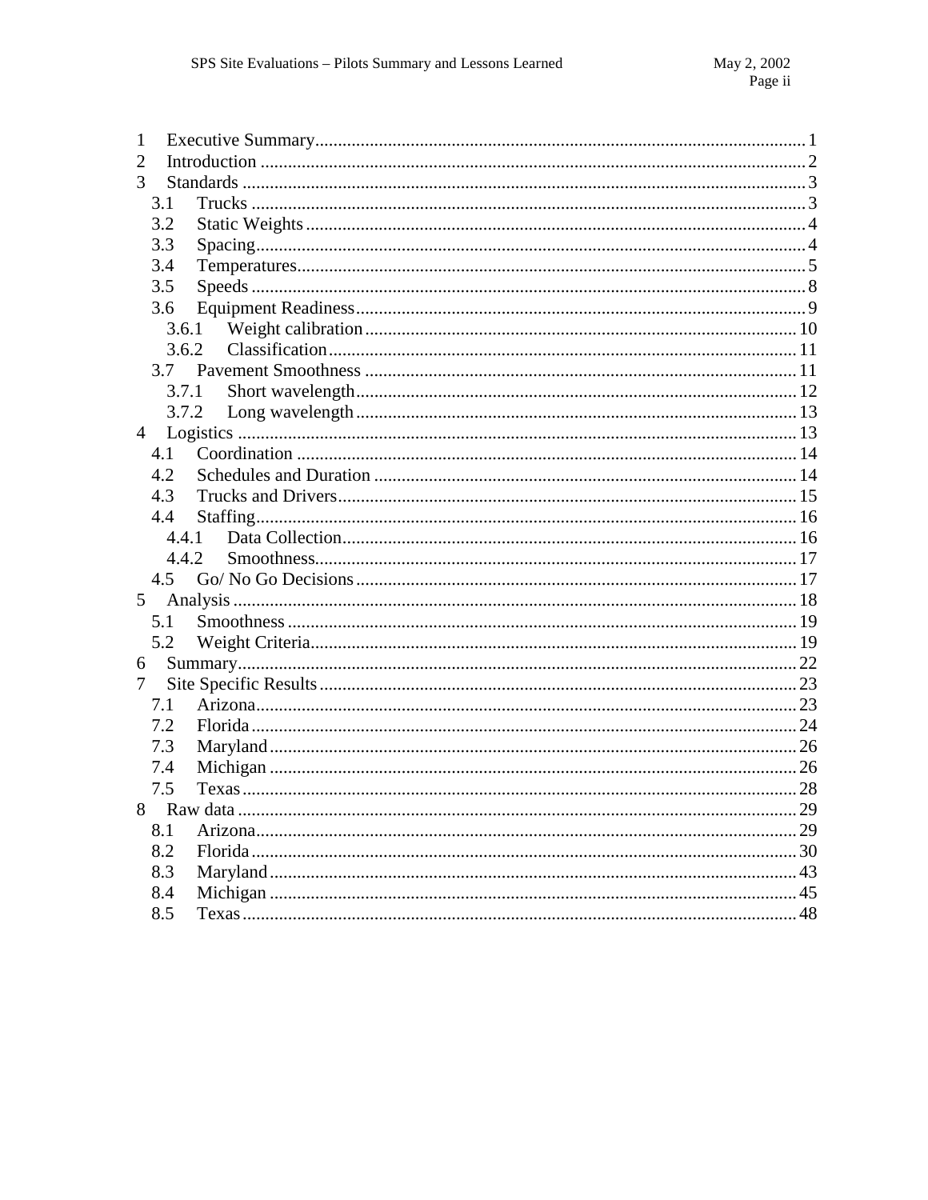1 Executive Summary ... 1
2 Introduction ... 2
3 Standards ... 3
  3.1 Trucks ... 3
  3.2 Static Weights ... 4
  3.3 Spacing ... 4
  3.4 Temperatures ... 5
  3.5 Speeds ... 8
  3.6 Equipment Readiness ... 9
    3.6.1 Weight calibration ... 10
    3.6.2 Classification ... 11
  3.7 Pavement Smoothness ... 11
    3.7.1 Short wavelength ... 12
    3.7.2 Long wavelength ... 13
4 Logistics ... 13
  4.1 Coordination ... 14
  4.2 Schedules and Duration ... 14
  4.3 Trucks and Drivers ... 15
  4.4 Staffing ... 16
    4.4.1 Data Collection ... 16
    4.4.2 Smoothness ... 17
  4.5 Go/ No Go Decisions ... 17
5 Analysis ... 18
  5.1 Smoothness ... 19
  5.2 Weight Criteria ... 19
6 Summary ... 22
7 Site Specific Results ... 23
  7.1 Arizona ... 23
  7.2 Florida ... 24
  7.3 Maryland ... 26
  7.4 Michigan ... 26
  7.5 Texas ... 28
8 Raw data ... 29
  8.1 Arizona ... 29
  8.2 Florida ... 30
  8.3 Maryland ... 43
  8.4 Michigan ... 45
  8.5 Texas ... 48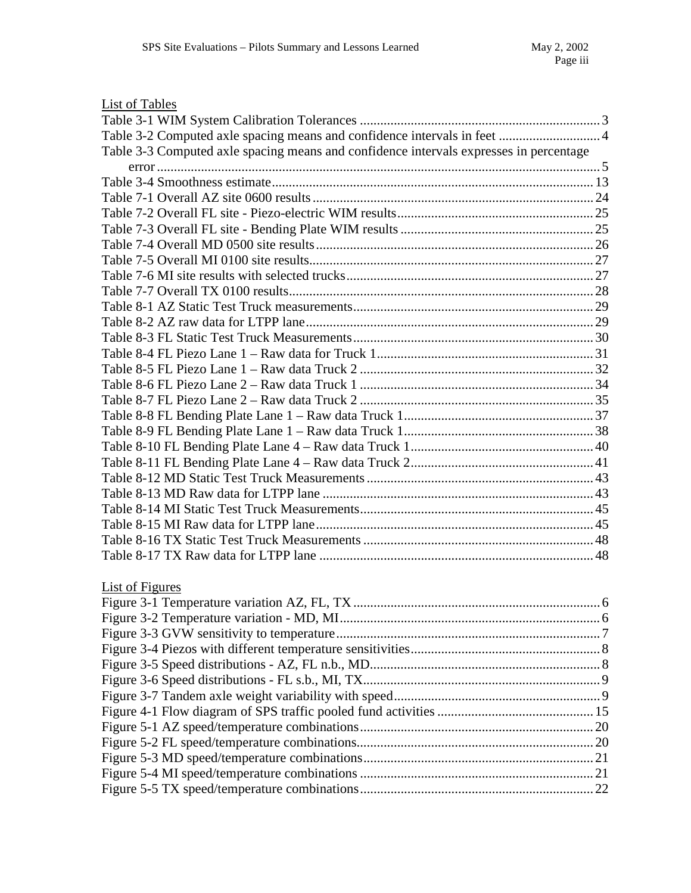List of Tables

Table 3-1 WIM System Calibration Tolerances ........................................................................ 3
Table 3-2 Computed axle spacing means and confidence intervals in feet .............................. 4
Table 3-3 Computed axle spacing means and confidence intervals expresses in percentage error ........................................................................................................................................ 5
Table 3-4 Smoothness estimate .............................................................................................. 13
Table 7-1 Overall AZ site 0600 results .................................................................................. 24
Table 7-2 Overall FL site - Piezo-electric WIM results .......................................................... 25
Table 7-3 Overall FL site - Bending Plate WIM results ......................................................... 25
Table 7-4 Overall MD 0500 site results .................................................................................. 26
Table 7-5 Overall MI 0100 site results.................................................................................... 27
Table 7-6 MI site results with selected trucks ........................................................................ 27
Table 7-7 Overall TX 0100 results.......................................................................................... 28
Table 8-1 AZ Static Test Truck measurements ...................................................................... 29
Table 8-2 AZ raw data for LTPP lane ..................................................................................... 29
Table 8-3 FL Static Test Truck Measurements ....................................................................... 30
Table 8-4 FL Piezo Lane 1 – Raw data for Truck 1 ................................................................ 31
Table 8-5 FL Piezo Lane 1 – Raw data Truck 2 ..................................................................... 32
Table 8-6 FL Piezo Lane 2 – Raw data Truck 1 ..................................................................... 34
Table 8-7 FL Piezo Lane 2 – Raw data Truck 2 ..................................................................... 35
Table 8-8 FL Bending Plate Lane 1 – Raw data Truck 1 ........................................................ 37
Table 8-9 FL Bending Plate Lane 1 – Raw data Truck 1 ........................................................ 38
Table 8-10 FL Bending Plate Lane 4 – Raw data Truck 1 ...................................................... 40
Table 8-11 FL Bending Plate Lane 4 – Raw data Truck 2 ...................................................... 41
Table 8-12 MD Static Test Truck Measurements ................................................................... 43
Table 8-13 MD Raw data for LTPP lane ................................................................................ 43
Table 8-14 MI Static Test Truck Measurements ..................................................................... 45
Table 8-15 MI Raw data for LTPP lane .................................................................................. 45
Table 8-16 TX Static Test Truck Measurements .................................................................... 48
Table 8-17 TX Raw data for LTPP lane ................................................................................. 48

List of Figures

Figure 3-1 Temperature variation AZ, FL, TX ......................................................................... 6
Figure 3-2 Temperature variation - MD, MI ............................................................................ 6
Figure 3-3 GVW sensitivity to temperature ............................................................................. 7
Figure 3-4 Piezos with different temperature sensitivities ....................................................... 8
Figure 3-5 Speed distributions - AZ, FL n.b., MD.................................................................... 8
Figure 3-6 Speed distributions - FL s.b., MI, TX...................................................................... 9
Figure 3-7 Tandem axle weight variability with speed ............................................................. 9
Figure 4-1 Flow diagram of SPS traffic pooled fund activities .............................................. 15
Figure 5-1 AZ speed/temperature combinations ..................................................................... 20
Figure 5-2 FL speed/temperature combinations...................................................................... 20
Figure 5-3 MD speed/temperature combinations .................................................................... 21
Figure 5-4 MI speed/temperature combinations ..................................................................... 21
Figure 5-5 TX speed/temperature combinations ..................................................................... 22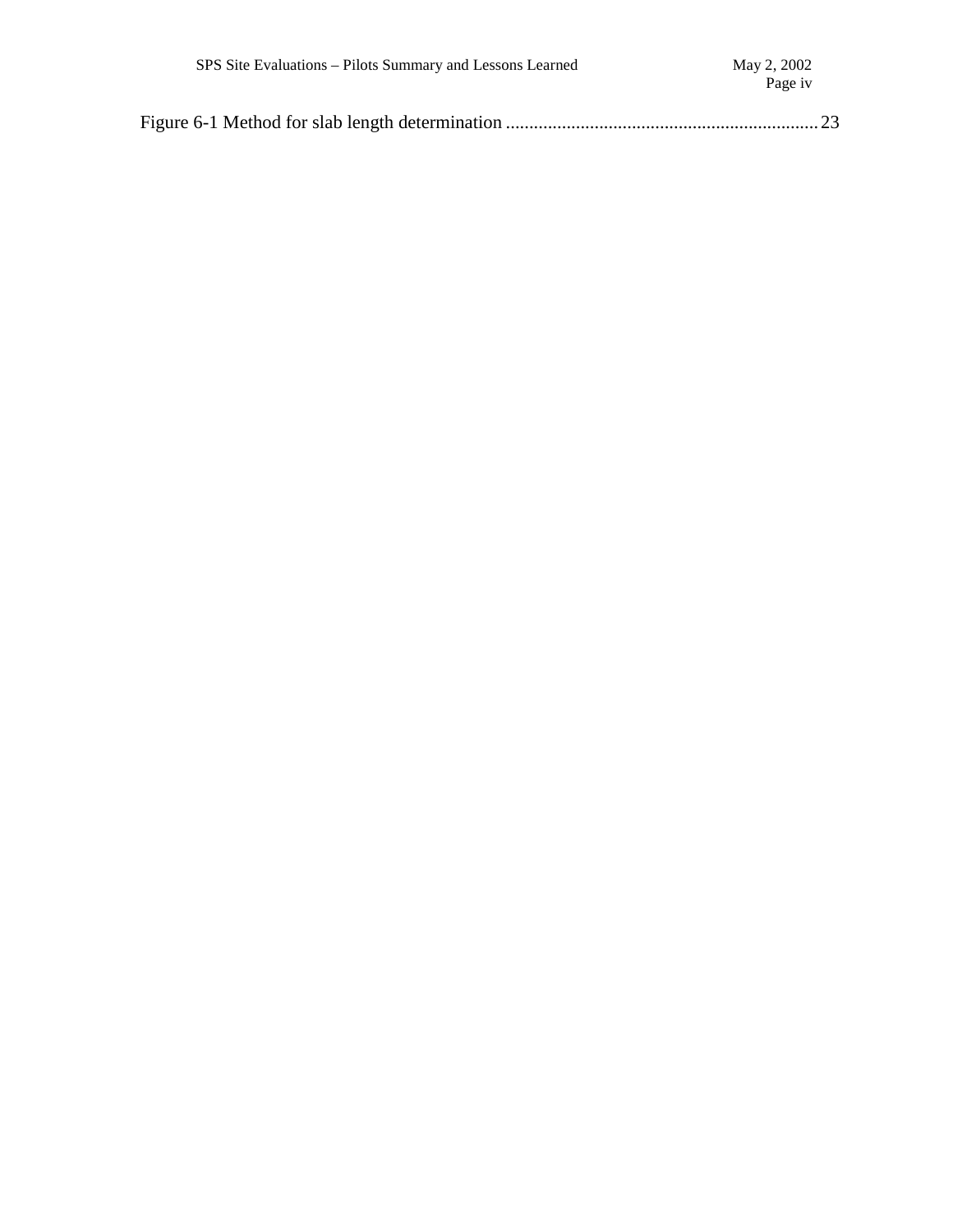Figure 6-1 Method for slab length determination .................................................................. 23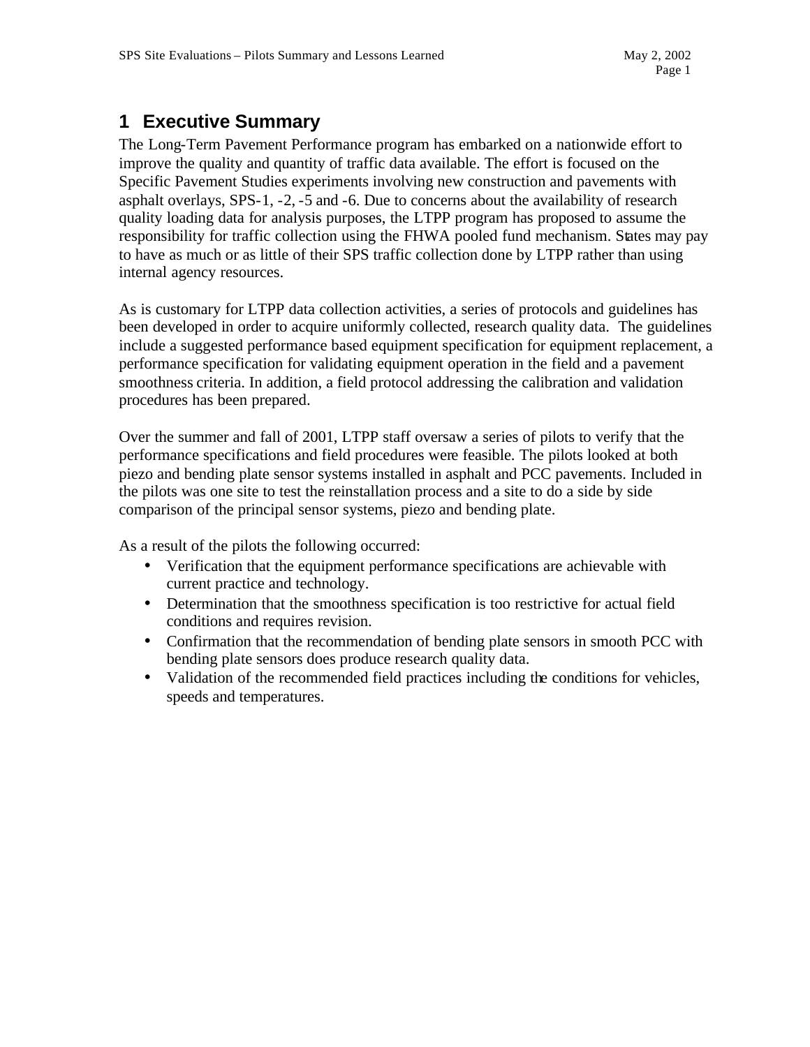# 1 Executive Summary

The Long-Term Pavement Performance program has embarked on a nationwide effort to improve the quality and quantity of traffic data available. The effort is focused on the Specific Pavement Studies experiments involving new construction and pavements with asphalt overlays, SPS-1, -2, -5 and -6. Due to concerns about the availability of research quality loading data for analysis purposes, the LTPP program has proposed to assume the responsibility for traffic collection using the FHWA pooled fund mechanism. States may pay to have as much or as little of their SPS traffic collection done by LTPP rather than using internal agency resources.

As is customary for LTPP data collection activities, a series of protocols and guidelines has been developed in order to acquire uniformly collected, research quality data. The guidelines include a suggested performance based equipment specification for equipment replacement, a performance specification for validating equipment operation in the field and a pavement smoothness criteria. In addition, a field protocol addressing the calibration and validation procedures has been prepared.

Over the summer and fall of 2001, LTPP staff oversaw a series of pilots to verify that the performance specifications and field procedures were feasible. The pilots looked at both piezo and bending plate sensor systems installed in asphalt and PCC pavements. Included in the pilots was one site to test the reinstallation process and a site to do a side by side comparison of the principal sensor systems, piezo and bending plate.

As a result of the pilots the following occurred:

- Verification that the equipment performance specifications are achievable with current practice and technology.
- Determination that the smoothness specification is too restrictive for actual field conditions and requires revision.
- Confirmation that the recommendation of bending plate sensors in smooth PCC with bending plate sensors does produce research quality data.
- Validation of the recommended field practices including the conditions for vehicles, speeds and temperatures.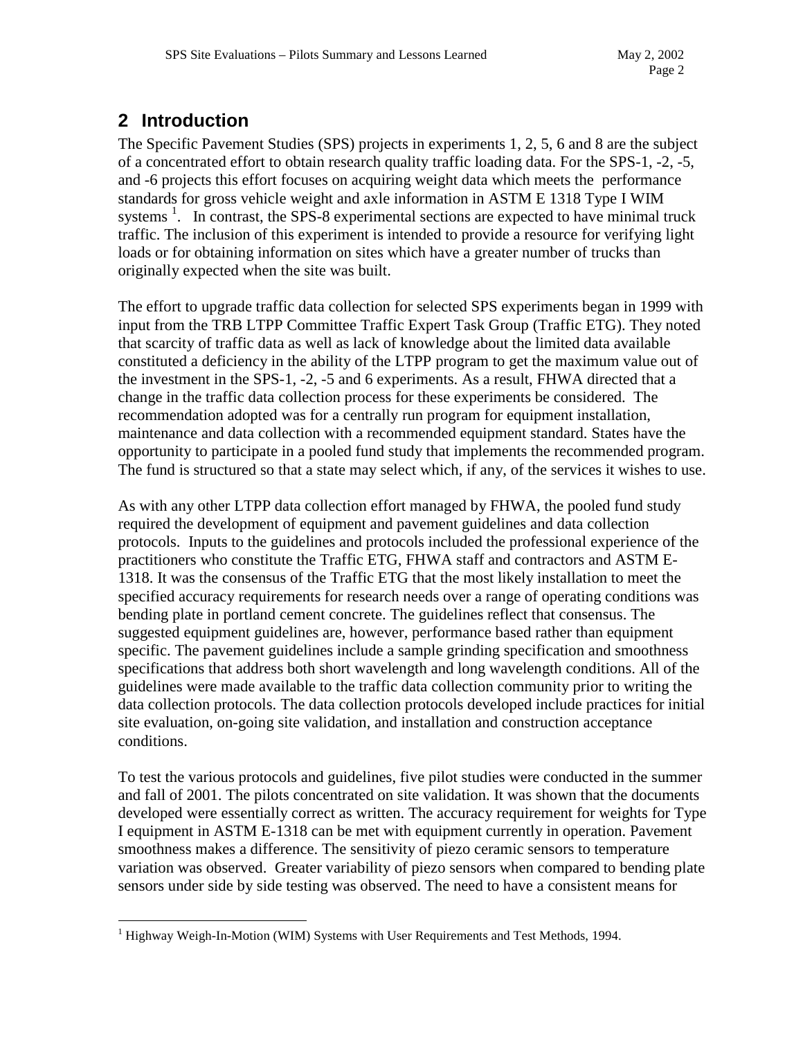## 2 Introduction

The Specific Pavement Studies (SPS) projects in experiments 1, 2, 5, 6 and 8 are the subject of a concentrated effort to obtain research quality traffic loading data. For the SPS-1, -2, -5, and -6 projects this effort focuses on acquiring weight data which meets the performance standards for gross vehicle weight and axle information in ASTM E 1318 Type I WIM systems [1]. In contrast, the SPS-8 experimental sections are expected to have minimal truck traffic. The inclusion of this experiment is intended to provide a resource for verifying light loads or for obtaining information on sites which have a greater number of trucks than originally expected when the site was built.

The effort to upgrade traffic data collection for selected SPS experiments began in 1999 with input from the TRB LTPP Committee Traffic Expert Task Group (Traffic ETG). They noted that scarcity of traffic data as well as lack of knowledge about the limited data available constituted a deficiency in the ability of the LTPP program to get the maximum value out of the investment in the SPS-1, -2, -5 and 6 experiments. As a result, FHWA directed that a change in the traffic data collection process for these experiments be considered. The recommendation adopted was for a centrally run program for equipment installation, maintenance and data collection with a recommended equipment standard. States have the opportunity to participate in a pooled fund study that implements the recommended program. The fund is structured so that a state may select which, if any, of the services it wishes to use.

As with any other LTPP data collection effort managed by FHWA, the pooled fund study required the development of equipment and pavement guidelines and data collection protocols. Inputs to the guidelines and protocols included the professional experience of the practitioners who constitute the Traffic ETG, FHWA staff and contractors and ASTM E-1318. It was the consensus of the Traffic ETG that the most likely installation to meet the specified accuracy requirements for research needs over a range of operating conditions was bending plate in portland cement concrete. The guidelines reflect that consensus. The suggested equipment guidelines are, however, performance based rather than equipment specific. The pavement guidelines include a sample grinding specification and smoothness specifications that address both short wavelength and long wavelength conditions. All of the guidelines were made available to the traffic data collection community prior to writing the data collection protocols. The data collection protocols developed include practices for initial site evaluation, on-going site validation, and installation and construction acceptance conditions.

To test the various protocols and guidelines, five pilot studies were conducted in the summer and fall of 2001. The pilots concentrated on site validation. It was shown that the documents developed were essentially correct as written. The accuracy requirement for weights for Type I equipment in ASTM E-1318 can be met with equipment currently in operation. Pavement smoothness makes a difference. The sensitivity of piezo ceramic sensors to temperature variation was observed. Greater variability of piezo sensors when compared to bending plate sensors under side by side testing was observed. The need to have a consistent means for

[1] Highway Weigh-In-Motion (WIM) Systems with User Requirements and Test Methods, 1994.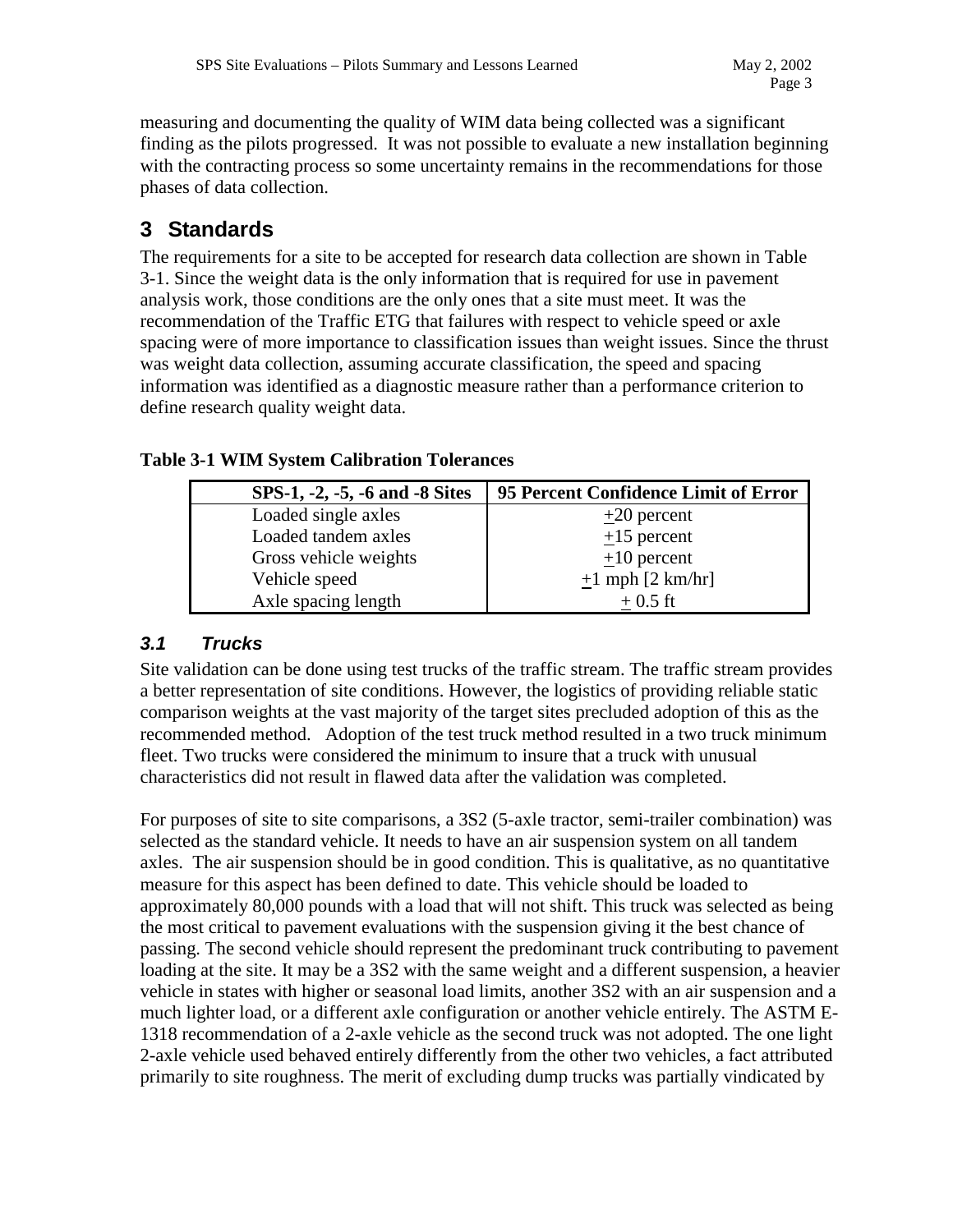measuring and documenting the quality of WIM data being collected was a significant finding as the pilots progressed. It was not possible to evaluate a new installation beginning with the contracting process so some uncertainty remains in the recommendations for those phases of data collection.

# 3 Standards

The requirements for a site to be accepted for research data collection are shown in Table 3-1. Since the weight data is the only information that is required for use in pavement analysis work, those conditions are the only ones that a site must meet. It was the recommendation of the Traffic ETG that failures with respect to vehicle speed or axle spacing were of more importance to classification issues than weight issues. Since the thrust was weight data collection, assuming accurate classification, the speed and spacing information was identified as a diagnostic measure rather than a performance criterion to define research quality weight data.

**Table 3-1 WIM System Calibration Tolerances**

| SPS-1, -2, -5, -6 and -8 Sites | 95 Percent Confidence Limit of Error |
|---|---|
| Loaded single axles | ±20 percent |
| Loaded tandem axles | ±15 percent |
| Gross vehicle weights | ±10 percent |
| Vehicle speed | ±1 mph [2 km/hr] |
| Axle spacing length | ± 0.5 ft |

## *3.1 Trucks*

Site validation can be done using test trucks of the traffic stream. The traffic stream provides a better representation of site conditions. However, the logistics of providing reliable static comparison weights at the vast majority of the target sites precluded adoption of this as the recommended method. Adoption of the test truck method resulted in a two truck minimum fleet. Two trucks were considered the minimum to insure that a truck with unusual characteristics did not result in flawed data after the validation was completed.

For purposes of site to site comparisons, a 3S2 (5-axle tractor, semi-trailer combination) was selected as the standard vehicle. It needs to have an air suspension system on all tandem axles. The air suspension should be in good condition. This is qualitative, as no quantitative measure for this aspect has been defined to date. This vehicle should be loaded to approximately 80,000 pounds with a load that will not shift. This truck was selected as being the most critical to pavement evaluations with the suspension giving it the best chance of passing. The second vehicle should represent the predominant truck contributing to pavement loading at the site. It may be a 3S2 with the same weight and a different suspension, a heavier vehicle in states with higher or seasonal load limits, another 3S2 with an air suspension and a much lighter load, or a different axle configuration or another vehicle entirely. The ASTM E-1318 recommendation of a 2-axle vehicle as the second truck was not adopted. The one light 2-axle vehicle used behaved entirely differently from the other two vehicles, a fact attributed primarily to site roughness. The merit of excluding dump trucks was partially vindicated by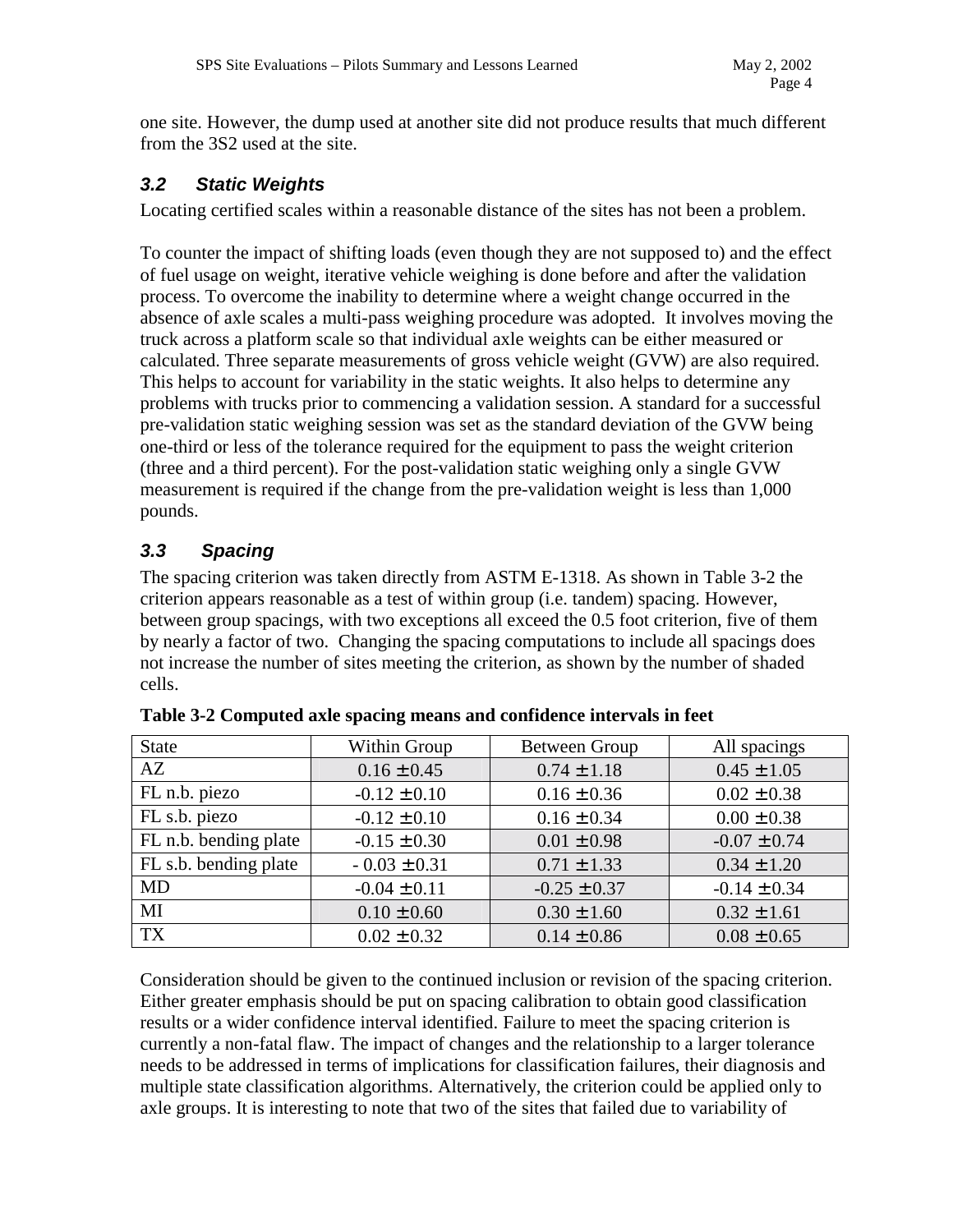one site. However, the dump used at another site did not produce results that much different from the 3S2 used at the site.

### *3.2 Static Weights*

Locating certified scales within a reasonable distance of the sites has not been a problem.

To counter the impact of shifting loads (even though they are not supposed to) and the effect of fuel usage on weight, iterative vehicle weighing is done before and after the validation process. To overcome the inability to determine where a weight change occurred in the absence of axle scales a multi-pass weighing procedure was adopted. It involves moving the truck across a platform scale so that individual axle weights can be either measured or calculated. Three separate measurements of gross vehicle weight (GVW) are also required. This helps to account for variability in the static weights. It also helps to determine any problems with trucks prior to commencing a validation session. A standard for a successful pre-validation static weighing session was set as the standard deviation of the GVW being one-third or less of the tolerance required for the equipment to pass the weight criterion (three and a third percent). For the post-validation static weighing only a single GVW measurement is required if the change from the pre-validation weight is less than 1,000 pounds.

### *3.3 Spacing*

The spacing criterion was taken directly from ASTM E-1318. As shown in Table 3-2 the criterion appears reasonable as a test of within group (i.e. tandem) spacing. However, between group spacings, with two exceptions all exceed the 0.5 foot criterion, five of them by nearly a factor of two. Changing the spacing computations to include all spacings does not increase the number of sites meeting the criterion, as shown by the number of shaded cells.

**Table 3-2 Computed axle spacing means and confidence intervals in feet**

| State | Within Group | Between Group | All spacings |
|---|---|---|---|
| AZ | 0.16 ± 0.45 | 0.74 ± 1.18 | 0.45 ± 1.05 |
| FL n.b. piezo | -0.12 ± 0.10 | 0.16 ± 0.36 | 0.02 ± 0.38 |
| FL s.b. piezo | -0.12 ± 0.10 | 0.16 ± 0.34 | 0.00 ± 0.38 |
| FL n.b. bending plate | -0.15 ± 0.30 | 0.01 ± 0.98 | -0.07 ± 0.74 |
| FL s.b. bending plate | - 0.03 ± 0.31 | 0.71 ± 1.33 | 0.34 ± 1.20 |
| MD | -0.04 ± 0.11 | -0.25 ± 0.37 | -0.14 ± 0.34 |
| MI | 0.10 ± 0.60 | 0.30 ± 1.60 | 0.32 ± 1.61 |
| TX | 0.02 ± 0.32 | 0.14 ± 0.86 | 0.08 ± 0.65 |

Consideration should be given to the continued inclusion or revision of the spacing criterion. Either greater emphasis should be put on spacing calibration to obtain good classification results or a wider confidence interval identified. Failure to meet the spacing criterion is currently a non-fatal flaw. The impact of changes and the relationship to a larger tolerance needs to be addressed in terms of implications for classification failures, their diagnosis and multiple state classification algorithms. Alternatively, the criterion could be applied only to axle groups. It is interesting to note that two of the sites that failed due to variability of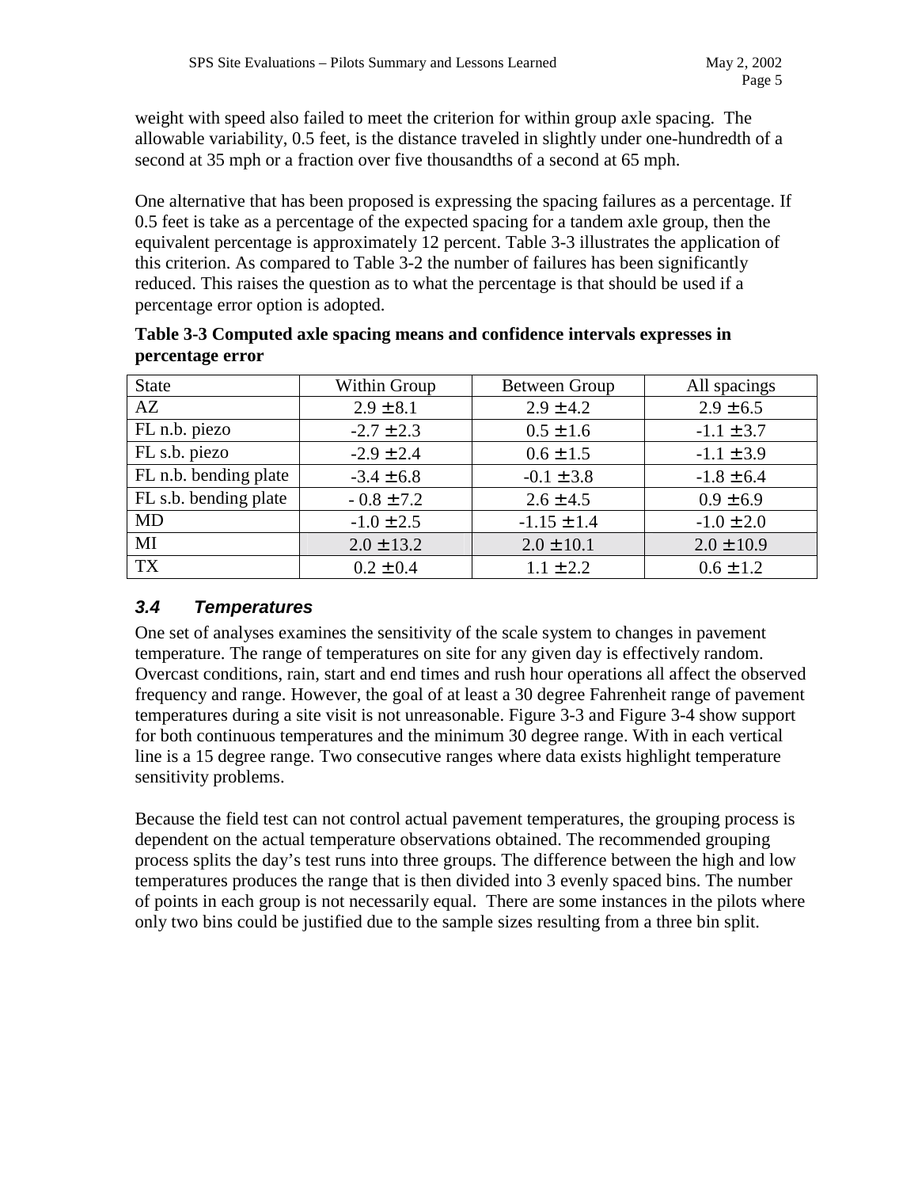weight with speed also failed to meet the criterion for within group axle spacing. The allowable variability, 0.5 feet, is the distance traveled in slightly under one-hundredth of a second at 35 mph or a fraction over five thousandths of a second at 65 mph.

One alternative that has been proposed is expressing the spacing failures as a percentage. If 0.5 feet is take as a percentage of the expected spacing for a tandem axle group, then the equivalent percentage is approximately 12 percent. Table 3-3 illustrates the application of this criterion. As compared to Table 3-2 the number of failures has been significantly reduced. This raises the question as to what the percentage is that should be used if a percentage error option is adopted.

**Table 3-3 Computed axle spacing means and confidence intervals expresses in percentage error**

| State | Within Group | Between Group | All spacings |
|---|---|---|---|
| AZ | 2.9 ± 8.1 | 2.9 ± 4.2 | 2.9 ± 6.5 |
| FL n.b. piezo | -2.7 ± 2.3 | 0.5 ± 1.6 | -1.1 ± 3.7 |
| FL s.b. piezo | -2.9 ± 2.4 | 0.6 ± 1.5 | -1.1 ± 3.9 |
| FL n.b. bending plate | -3.4 ± 6.8 | -0.1 ± 3.8 | -1.8 ± 6.4 |
| FL s.b. bending plate | - 0.8 ± 7.2 | 2.6 ± 4.5 | 0.9 ± 6.9 |
| MD | -1.0 ± 2.5 | -1.15 ± 1.4 | -1.0 ± 2.0 |
| MI | 2.0 ± 13.2 | 2.0 ± 10.1 | 2.0 ± 10.9 |
| TX | 0.2 ± 0.4 | 1.1 ± 2.2 | 0.6 ± 1.2 |

### *3.4 Temperatures*

One set of analyses examines the sensitivity of the scale system to changes in pavement temperature. The range of temperatures on site for any given day is effectively random. Overcast conditions, rain, start and end times and rush hour operations all affect the observed frequency and range. However, the goal of at least a 30 degree Fahrenheit range of pavement temperatures during a site visit is not unreasonable. Figure 3-3 and Figure 3-4 show support for both continuous temperatures and the minimum 30 degree range. With in each vertical line is a 15 degree range. Two consecutive ranges where data exists highlight temperature sensitivity problems.

Because the field test can not control actual pavement temperatures, the grouping process is dependent on the actual temperature observations obtained. The recommended grouping process splits the day's test runs into three groups. The difference between the high and low temperatures produces the range that is then divided into 3 evenly spaced bins. The number of points in each group is not necessarily equal. There are some instances in the pilots where only two bins could be justified due to the sample sizes resulting from a three bin split.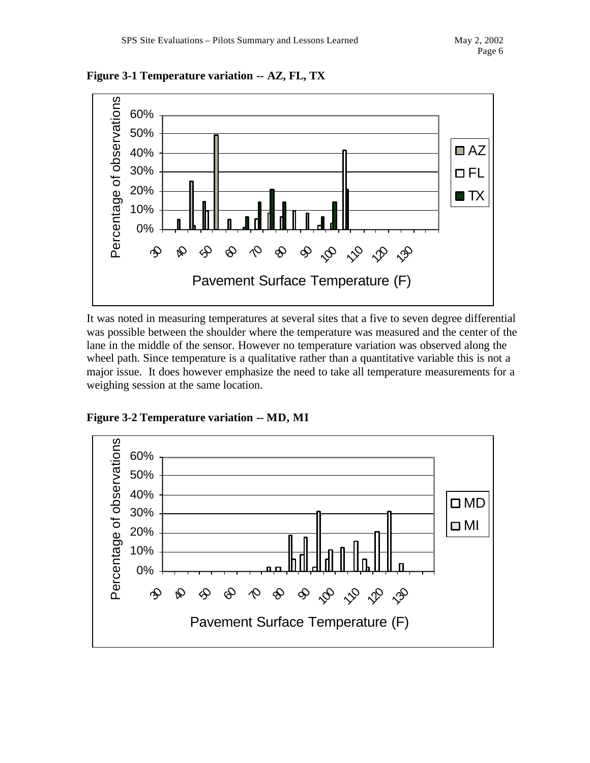**Figure 3-1 Temperature variation -- AZ, FL, TX**

It was noted in measuring temperatures at several sites that a five to seven degree differential was possible between the shoulder where the temperature was measured and the center of the lane in the middle of the sensor. However no temperature variation was observed along the wheel path. Since temperature is a qualitative rather than a quantitative variable this is not a major issue. It does however emphasize the need to take all temperature measurements for a weighing session at the same location.

**Figure 3-2 Temperature variation -- MD, MI**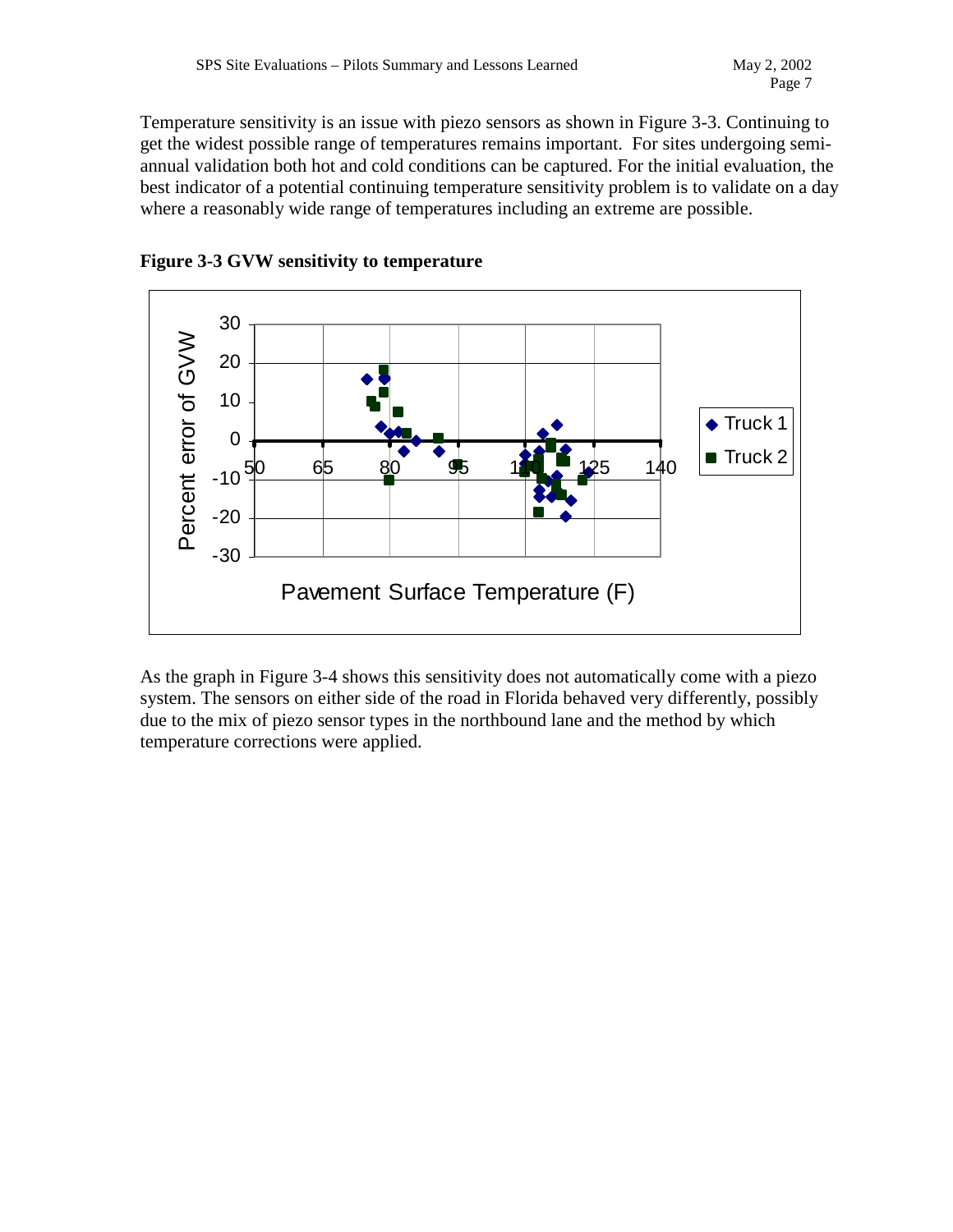Temperature sensitivity is an issue with piezo sensors as shown in Figure 3-3. Continuing to get the widest possible range of temperatures remains important. For sites undergoing semi-annual validation both hot and cold conditions can be captured. For the initial evaluation, the best indicator of a potential continuing temperature sensitivity problem is to validate on a day where a reasonably wide range of temperatures including an extreme are possible.

**Figure 3-3 GVW sensitivity to temperature**

As the graph in Figure 3-4 shows this sensitivity does not automatically come with a piezo system. The sensors on either side of the road in Florida behaved very differently, possibly due to the mix of piezo sensor types in the northbound lane and the method by which temperature corrections were applied.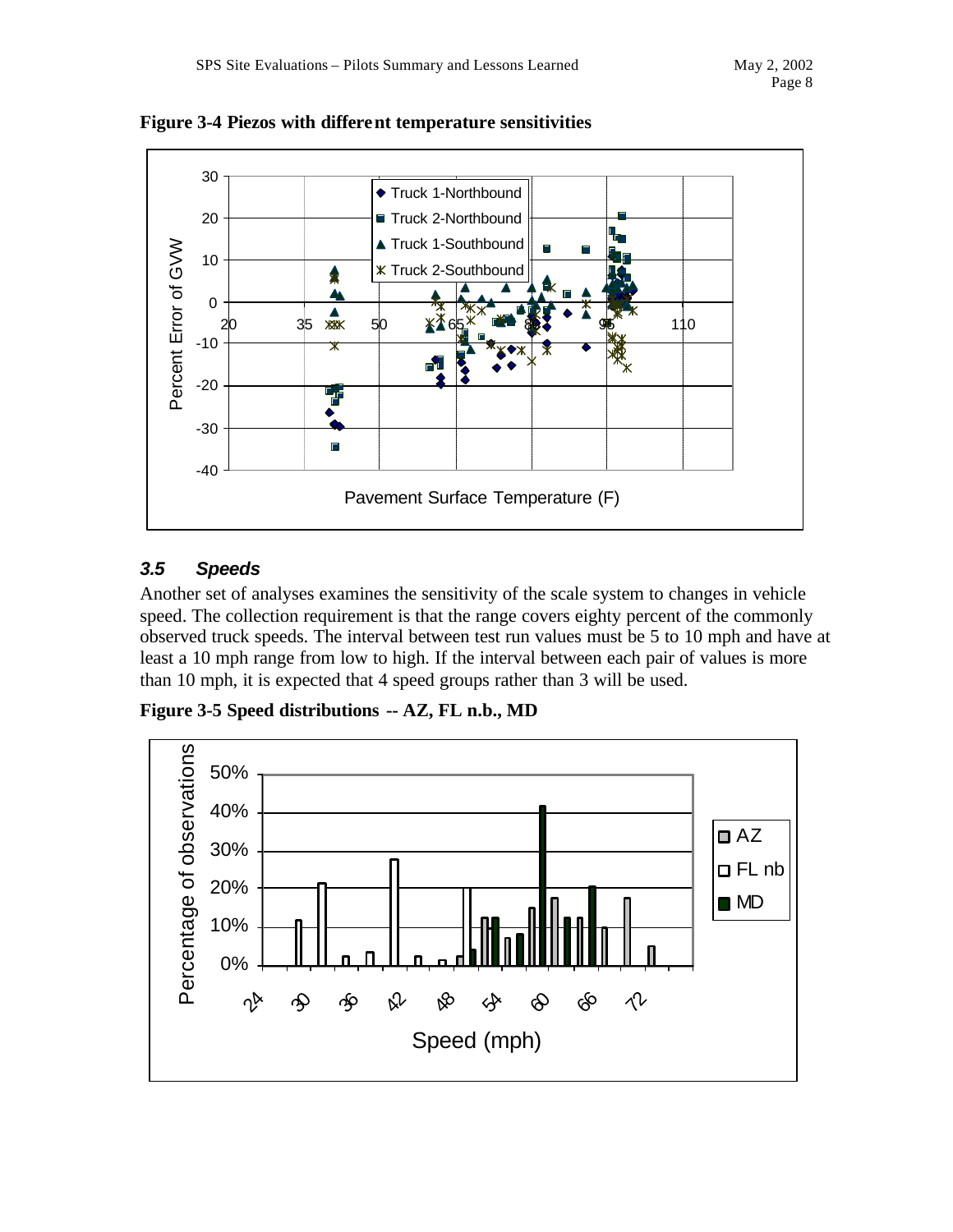**Figure 3-4 Piezos with different temperature sensitivities**

### *3.5 Speeds*

Another set of analyses examines the sensitivity of the scale system to changes in vehicle speed. The collection requirement is that the range covers eighty percent of the commonly observed truck speeds. The interval between test run values must be 5 to 10 mph and have at least a 10 mph range from low to high. If the interval between each pair of values is more than 10 mph, it is expected that 4 speed groups rather than 3 will be used.

**Figure 3-5 Speed distributions -- AZ, FL n.b., MD**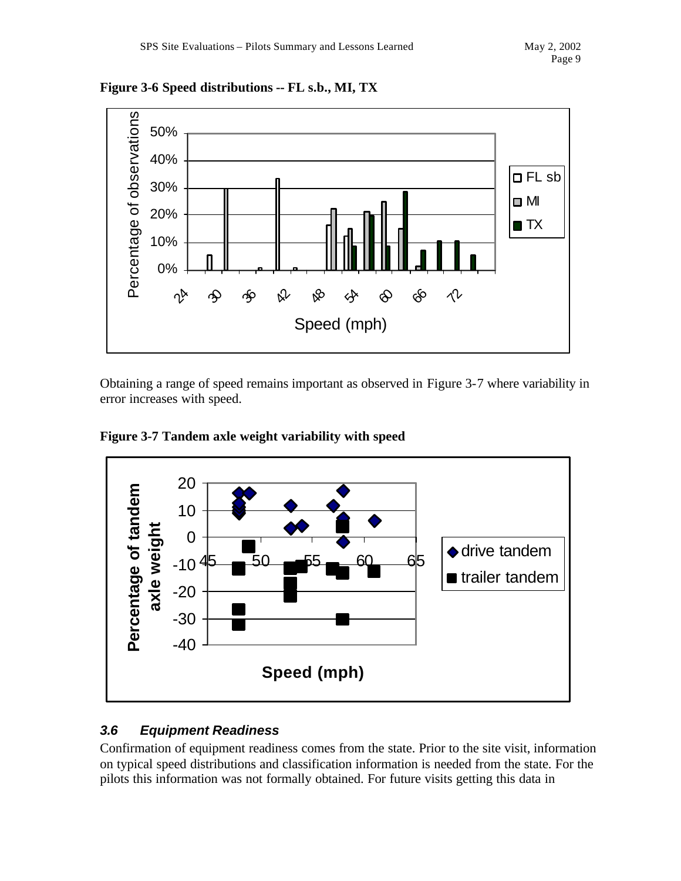**Figure 3-6 Speed distributions -- FL s.b., MI, TX**

Obtaining a range of speed remains important as observed in Figure 3-7 where variability in error increases with speed.

**Figure 3-7 Tandem axle weight variability with speed**

### *3.6 Equipment Readiness*

Confirmation of equipment readiness comes from the state. Prior to the site visit, information on typical speed distributions and classification information is needed from the state. For the pilots this information was not formally obtained. For future visits getting this data in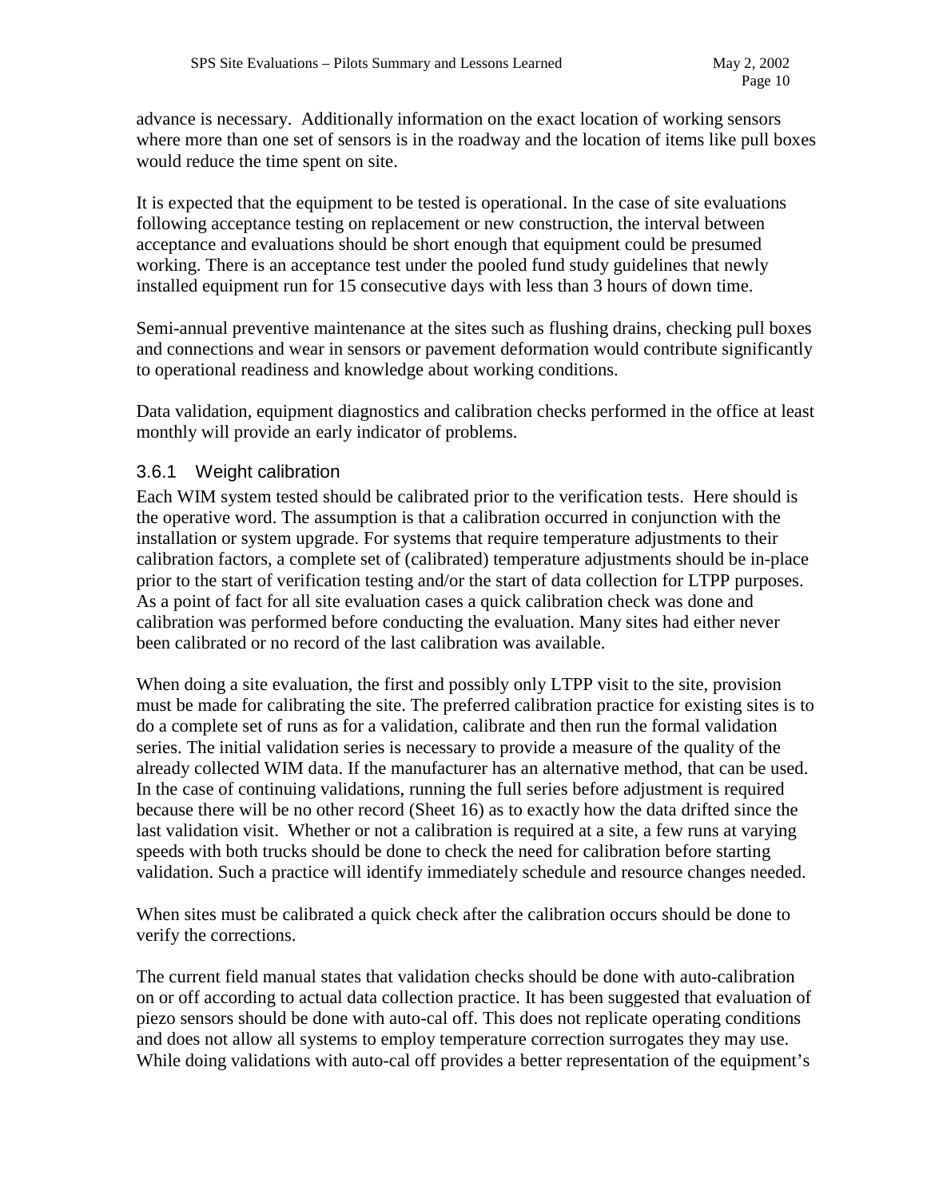advance is necessary. Additionally information on the exact location of working sensors where more than one set of sensors is in the roadway and the location of items like pull boxes would reduce the time spent on site.

It is expected that the equipment to be tested is operational. In the case of site evaluations following acceptance testing on replacement or new construction, the interval between acceptance and evaluations should be short enough that equipment could be presumed working. There is an acceptance test under the pooled fund study guidelines that newly installed equipment run for 15 consecutive days with less than 3 hours of down time.

Semi-annual preventive maintenance at the sites such as flushing drains, checking pull boxes and connections and wear in sensors or pavement deformation would contribute significantly to operational readiness and knowledge about working conditions.

Data validation, equipment diagnostics and calibration checks performed in the office at least monthly will provide an early indicator of problems.

### 3.6.1 Weight calibration

Each WIM system tested should be calibrated prior to the verification tests. Here should is the operative word. The assumption is that a calibration occurred in conjunction with the installation or system upgrade. For systems that require temperature adjustments to their calibration factors, a complete set of (calibrated) temperature adjustments should be in-place prior to the start of verification testing and/or the start of data collection for LTPP purposes. As a point of fact for all site evaluation cases a quick calibration check was done and calibration was performed before conducting the evaluation. Many sites had either never been calibrated or no record of the last calibration was available.

When doing a site evaluation, the first and possibly only LTPP visit to the site, provision must be made for calibrating the site. The preferred calibration practice for existing sites is to do a complete set of runs as for a validation, calibrate and then run the formal validation series. The initial validation series is necessary to provide a measure of the quality of the already collected WIM data. If the manufacturer has an alternative method, that can be used. In the case of continuing validations, running the full series before adjustment is required because there will be no other record (Sheet 16) as to exactly how the data drifted since the last validation visit. Whether or not a calibration is required at a site, a few runs at varying speeds with both trucks should be done to check the need for calibration before starting validation. Such a practice will identify immediately schedule and resource changes needed.

When sites must be calibrated a quick check after the calibration occurs should be done to verify the corrections.

The current field manual states that validation checks should be done with auto-calibration on or off according to actual data collection practice. It has been suggested that evaluation of piezo sensors should be done with auto-cal off. This does not replicate operating conditions and does not allow all systems to employ temperature correction surrogates they may use. While doing validations with auto-cal off provides a better representation of the equipment's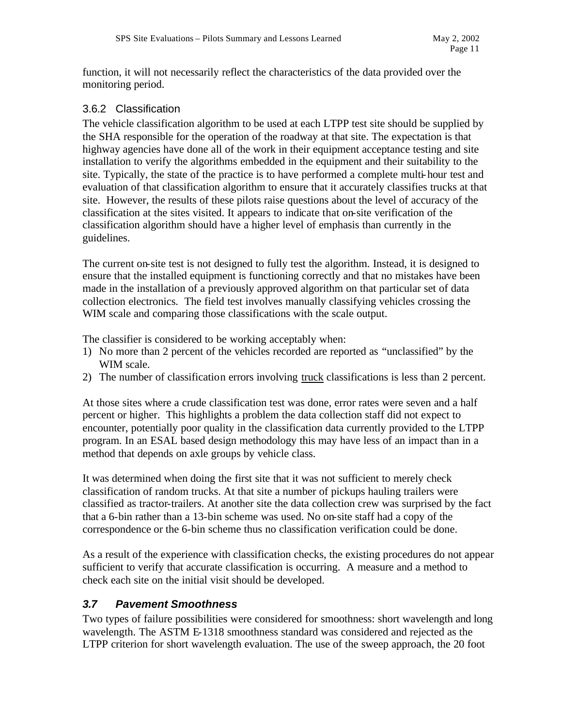function, it will not necessarily reflect the characteristics of the data provided over the monitoring period.

### 3.6.2 Classification

The vehicle classification algorithm to be used at each LTPP test site should be supplied by the SHA responsible for the operation of the roadway at that site. The expectation is that highway agencies have done all of the work in their equipment acceptance testing and site installation to verify the algorithms embedded in the equipment and their suitability to the site. Typically, the state of the practice is to have performed a complete multi-hour test and evaluation of that classification algorithm to ensure that it accurately classifies trucks at that site. However, the results of these pilots raise questions about the level of accuracy of the classification at the sites visited. It appears to indicate that on-site verification of the classification algorithm should have a higher level of emphasis than currently in the guidelines.

The current on-site test is not designed to fully test the algorithm. Instead, it is designed to ensure that the installed equipment is functioning correctly and that no mistakes have been made in the installation of a previously approved algorithm on that particular set of data collection electronics. The field test involves manually classifying vehicles crossing the WIM scale and comparing those classifications with the scale output.

The classifier is considered to be working acceptably when:

1) No more than 2 percent of the vehicles recorded are reported as "unclassified" by the WIM scale.
2) The number of classification errors involving truck classifications is less than 2 percent.

At those sites where a crude classification test was done, error rates were seven and a half percent or higher. This highlights a problem the data collection staff did not expect to encounter, potentially poor quality in the classification data currently provided to the LTPP program. In an ESAL based design methodology this may have less of an impact than in a method that depends on axle groups by vehicle class.

It was determined when doing the first site that it was not sufficient to merely check classification of random trucks. At that site a number of pickups hauling trailers were classified as tractor-trailers. At another site the data collection crew was surprised by the fact that a 6-bin rather than a 13-bin scheme was used. No on-site staff had a copy of the correspondence or the 6-bin scheme thus no classification verification could be done.

As a result of the experience with classification checks, the existing procedures do not appear sufficient to verify that accurate classification is occurring. A measure and a method to check each site on the initial visit should be developed.

## *3.7 Pavement Smoothness*

Two types of failure possibilities were considered for smoothness: short wavelength and long wavelength. The ASTM E-1318 smoothness standard was considered and rejected as the LTPP criterion for short wavelength evaluation. The use of the sweep approach, the 20 foot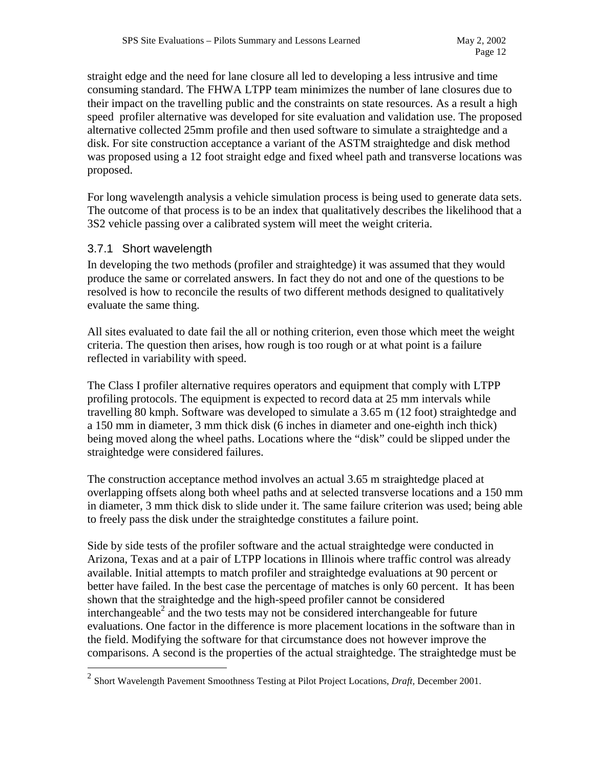straight edge and the need for lane closure all led to developing a less intrusive and time consuming standard. The FHWA LTPP team minimizes the number of lane closures due to their impact on the travelling public and the constraints on state resources. As a result a high speed profiler alternative was developed for site evaluation and validation use. The proposed alternative collected 25mm profile and then used software to simulate a straightedge and a disk. For site construction acceptance a variant of the ASTM straightedge and disk method was proposed using a 12 foot straight edge and fixed wheel path and transverse locations was proposed.

For long wavelength analysis a vehicle simulation process is being used to generate data sets. The outcome of that process is to be an index that qualitatively describes the likelihood that a 3S2 vehicle passing over a calibrated system will meet the weight criteria.

### 3.7.1 Short wavelength

In developing the two methods (profiler and straightedge) it was assumed that they would produce the same or correlated answers. In fact they do not and one of the questions to be resolved is how to reconcile the results of two different methods designed to qualitatively evaluate the same thing.

All sites evaluated to date fail the all or nothing criterion, even those which meet the weight criteria. The question then arises, how rough is too rough or at what point is a failure reflected in variability with speed.

The Class I profiler alternative requires operators and equipment that comply with LTPP profiling protocols. The equipment is expected to record data at 25 mm intervals while travelling 80 kmph. Software was developed to simulate a 3.65 m (12 foot) straightedge and a 150 mm in diameter, 3 mm thick disk (6 inches in diameter and one-eighth inch thick) being moved along the wheel paths. Locations where the "disk" could be slipped under the straightedge were considered failures.

The construction acceptance method involves an actual 3.65 m straightedge placed at overlapping offsets along both wheel paths and at selected transverse locations and a 150 mm in diameter, 3 mm thick disk to slide under it. The same failure criterion was used; being able to freely pass the disk under the straightedge constitutes a failure point.

Side by side tests of the profiler software and the actual straightedge were conducted in Arizona, Texas and at a pair of LTPP locations in Illinois where traffic control was already available. Initial attempts to match profiler and straightedge evaluations at 90 percent or better have failed. In the best case the percentage of matches is only 60 percent. It has been shown that the straightedge and the high-speed profiler cannot be considered interchangeable[2] and the two tests may not be considered interchangeable for future evaluations. One factor in the difference is more placement locations in the software than in the field. Modifying the software for that circumstance does not however improve the comparisons. A second is the properties of the actual straightedge. The straightedge must be

[2] Short Wavelength Pavement Smoothness Testing at Pilot Project Locations, *Draft*, December 2001.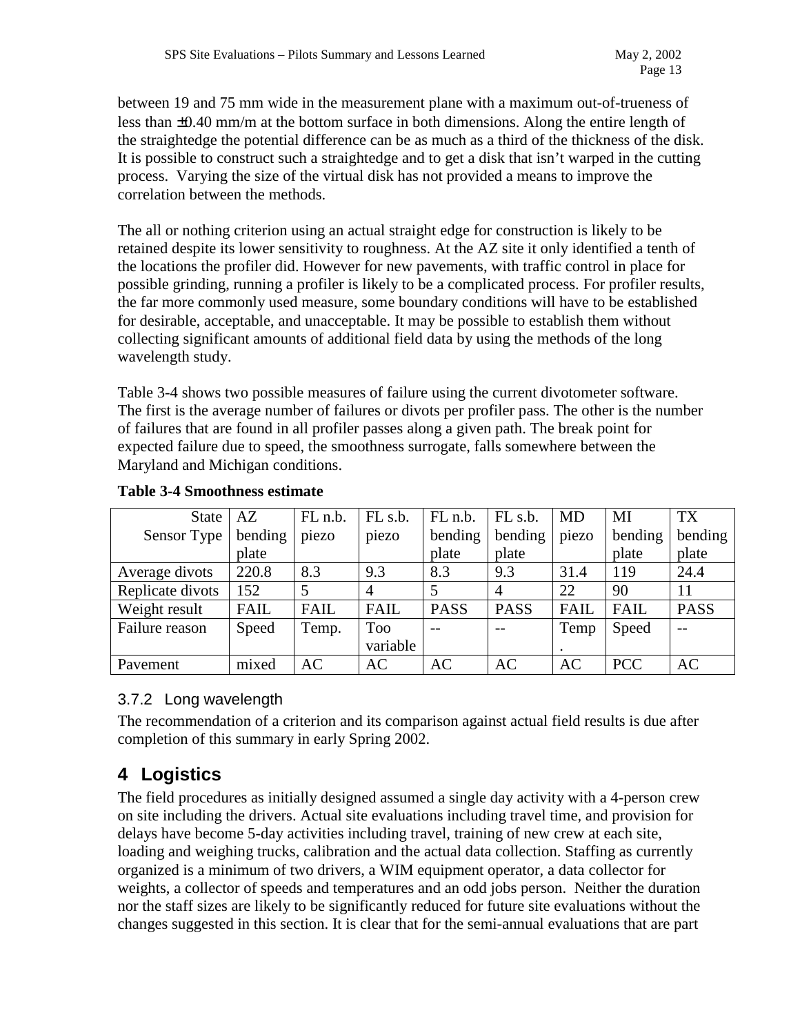between 19 and 75 mm wide in the measurement plane with a maximum out-of-trueness of less than ±0.40 mm/m at the bottom surface in both dimensions. Along the entire length of the straightedge the potential difference can be as much as a third of the thickness of the disk. It is possible to construct such a straightedge and to get a disk that isn't warped in the cutting process. Varying the size of the virtual disk has not provided a means to improve the correlation between the methods.

The all or nothing criterion using an actual straight edge for construction is likely to be retained despite its lower sensitivity to roughness. At the AZ site it only identified a tenth of the locations the profiler did. However for new pavements, with traffic control in place for possible grinding, running a profiler is likely to be a complicated process. For profiler results, the far more commonly used measure, some boundary conditions will have to be established for desirable, acceptable, and unacceptable. It may be possible to establish them without collecting significant amounts of additional field data by using the methods of the long wavelength study.

Table 3-4 shows two possible measures of failure using the current divotometer software. The first is the average number of failures or divots per profiler pass. The other is the number of failures that are found in all profiler passes along a given path. The break point for expected failure due to speed, the smoothness surrogate, falls somewhere between the Maryland and Michigan conditions.

**Table 3-4 Smoothness estimate**

| State Sensor Type | AZ bending plate | FL n.b. piezo | FL s.b. piezo | FL n.b. bending plate | FL s.b. bending plate | MD piezo | MI bending plate | TX bending plate |
|---|---|---|---|---|---|---|---|---|
| Average divots | 220.8 | 8.3 | 9.3 | 8.3 | 9.3 | 31.4 | 119 | 24.4 |
| Replicate divots | 152 | 5 | 4 | 5 | 4 | 22 | 90 | 11 |
| Weight result | FAIL | FAIL | FAIL | PASS | PASS | FAIL | FAIL | PASS |
| Failure reason | Speed | Temp. | Too variable | -- | -- | Temp. | Speed | -- |
| Pavement | mixed | AC | AC | AC | AC | AC | PCC | AC |

### 3.7.2 Long wavelength

The recommendation of a criterion and its comparison against actual field results is due after completion of this summary in early Spring 2002.

# 4 Logistics

The field procedures as initially designed assumed a single day activity with a 4-person crew on site including the drivers. Actual site evaluations including travel time, and provision for delays have become 5-day activities including travel, training of new crew at each site, loading and weighing trucks, calibration and the actual data collection. Staffing as currently organized is a minimum of two drivers, a WIM equipment operator, a data collector for weights, a collector of speeds and temperatures and an odd jobs person. Neither the duration nor the staff sizes are likely to be significantly reduced for future site evaluations without the changes suggested in this section. It is clear that for the semi-annual evaluations that are part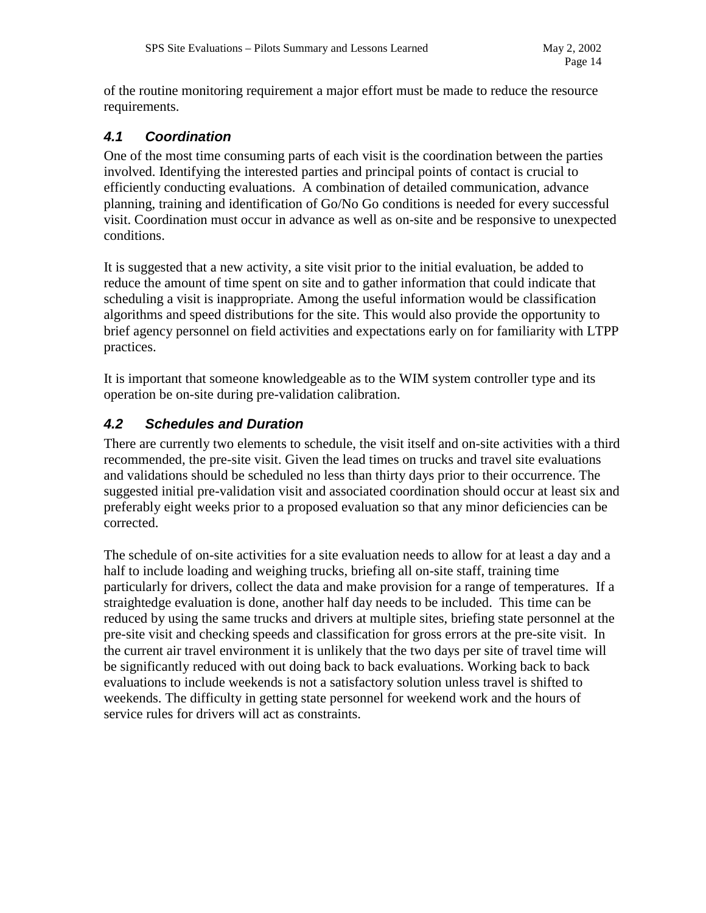of the routine monitoring requirement a major effort must be made to reduce the resource requirements.

### *4.1 Coordination*

One of the most time consuming parts of each visit is the coordination between the parties involved. Identifying the interested parties and principal points of contact is crucial to efficiently conducting evaluations. A combination of detailed communication, advance planning, training and identification of Go/No Go conditions is needed for every successful visit. Coordination must occur in advance as well as on-site and be responsive to unexpected conditions.

It is suggested that a new activity, a site visit prior to the initial evaluation, be added to reduce the amount of time spent on site and to gather information that could indicate that scheduling a visit is inappropriate. Among the useful information would be classification algorithms and speed distributions for the site. This would also provide the opportunity to brief agency personnel on field activities and expectations early on for familiarity with LTPP practices.

It is important that someone knowledgeable as to the WIM system controller type and its operation be on-site during pre-validation calibration.

### *4.2 Schedules and Duration*

There are currently two elements to schedule, the visit itself and on-site activities with a third recommended, the pre-site visit. Given the lead times on trucks and travel site evaluations and validations should be scheduled no less than thirty days prior to their occurrence. The suggested initial pre-validation visit and associated coordination should occur at least six and preferably eight weeks prior to a proposed evaluation so that any minor deficiencies can be corrected.

The schedule of on-site activities for a site evaluation needs to allow for at least a day and a half to include loading and weighing trucks, briefing all on-site staff, training time particularly for drivers, collect the data and make provision for a range of temperatures. If a straightedge evaluation is done, another half day needs to be included. This time can be reduced by using the same trucks and drivers at multiple sites, briefing state personnel at the pre-site visit and checking speeds and classification for gross errors at the pre-site visit. In the current air travel environment it is unlikely that the two days per site of travel time will be significantly reduced with out doing back to back evaluations. Working back to back evaluations to include weekends is not a satisfactory solution unless travel is shifted to weekends. The difficulty in getting state personnel for weekend work and the hours of service rules for drivers will act as constraints.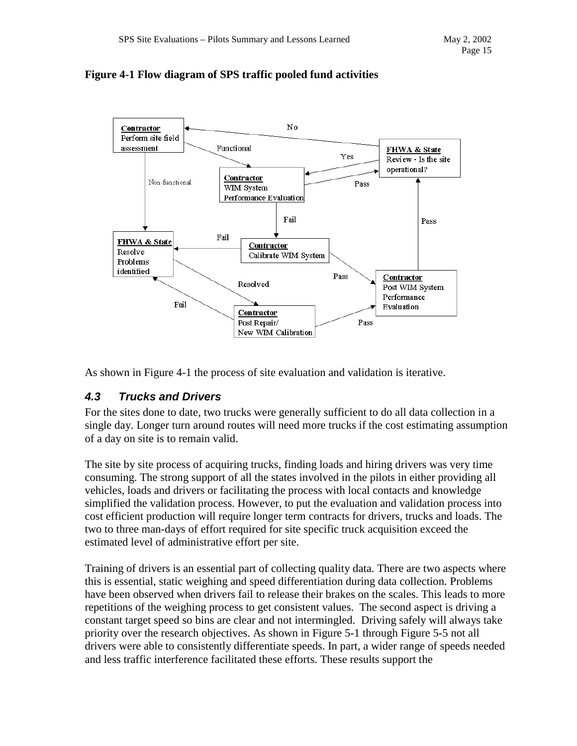**Figure 4-1 Flow diagram of SPS traffic pooled fund activities**

As shown in Figure 4-1 the process of site evaluation and validation is iterative.

### *4.3 Trucks and Drivers*

For the sites done to date, two trucks were generally sufficient to do all data collection in a single day. Longer turn around routes will need more trucks if the cost estimating assumption of a day on site is to remain valid.

The site by site process of acquiring trucks, finding loads and hiring drivers was very time consuming. The strong support of all the states involved in the pilots in either providing all vehicles, loads and drivers or facilitating the process with local contacts and knowledge simplified the validation process. However, to put the evaluation and validation process into cost efficient production will require longer term contracts for drivers, trucks and loads. The two to three man-days of effort required for site specific truck acquisition exceed the estimated level of administrative effort per site.

Training of drivers is an essential part of collecting quality data. There are two aspects where this is essential, static weighing and speed differentiation during data collection. Problems have been observed when drivers fail to release their brakes on the scales. This leads to more repetitions of the weighing process to get consistent values. The second aspect is driving a constant target speed so bins are clear and not intermingled. Driving safely will always take priority over the research objectives. As shown in Figure 5-1 through Figure 5-5 not all drivers were able to consistently differentiate speeds. In part, a wider range of speeds needed and less traffic interference facilitated these efforts. These results support the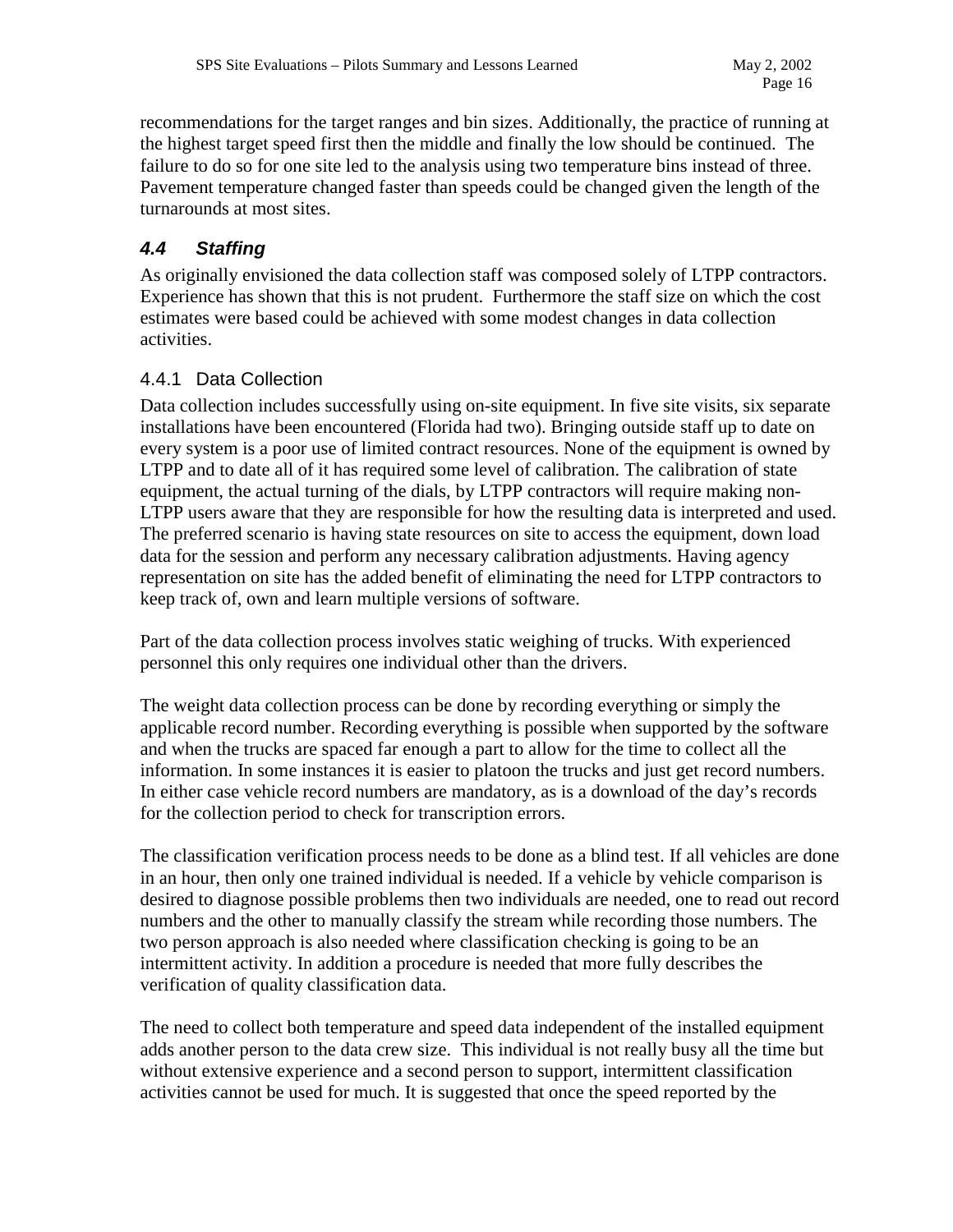recommendations for the target ranges and bin sizes. Additionally, the practice of running at the highest target speed first then the middle and finally the low should be continued. The failure to do so for one site led to the analysis using two temperature bins instead of three. Pavement temperature changed faster than speeds could be changed given the length of the turnarounds at most sites.

## *4.4 Staffing*

As originally envisioned the data collection staff was composed solely of LTPP contractors. Experience has shown that this is not prudent. Furthermore the staff size on which the cost estimates were based could be achieved with some modest changes in data collection activities.

### 4.4.1 Data Collection

Data collection includes successfully using on-site equipment. In five site visits, six separate installations have been encountered (Florida had two). Bringing outside staff up to date on every system is a poor use of limited contract resources. None of the equipment is owned by LTPP and to date all of it has required some level of calibration. The calibration of state equipment, the actual turning of the dials, by LTPP contractors will require making non-LTPP users aware that they are responsible for how the resulting data is interpreted and used. The preferred scenario is having state resources on site to access the equipment, down load data for the session and perform any necessary calibration adjustments. Having agency representation on site has the added benefit of eliminating the need for LTPP contractors to keep track of, own and learn multiple versions of software.

Part of the data collection process involves static weighing of trucks. With experienced personnel this only requires one individual other than the drivers.

The weight data collection process can be done by recording everything or simply the applicable record number. Recording everything is possible when supported by the software and when the trucks are spaced far enough a part to allow for the time to collect all the information. In some instances it is easier to platoon the trucks and just get record numbers. In either case vehicle record numbers are mandatory, as is a download of the day's records for the collection period to check for transcription errors.

The classification verification process needs to be done as a blind test. If all vehicles are done in an hour, then only one trained individual is needed. If a vehicle by vehicle comparison is desired to diagnose possible problems then two individuals are needed, one to read out record numbers and the other to manually classify the stream while recording those numbers. The two person approach is also needed where classification checking is going to be an intermittent activity. In addition a procedure is needed that more fully describes the verification of quality classification data.

The need to collect both temperature and speed data independent of the installed equipment adds another person to the data crew size. This individual is not really busy all the time but without extensive experience and a second person to support, intermittent classification activities cannot be used for much. It is suggested that once the speed reported by the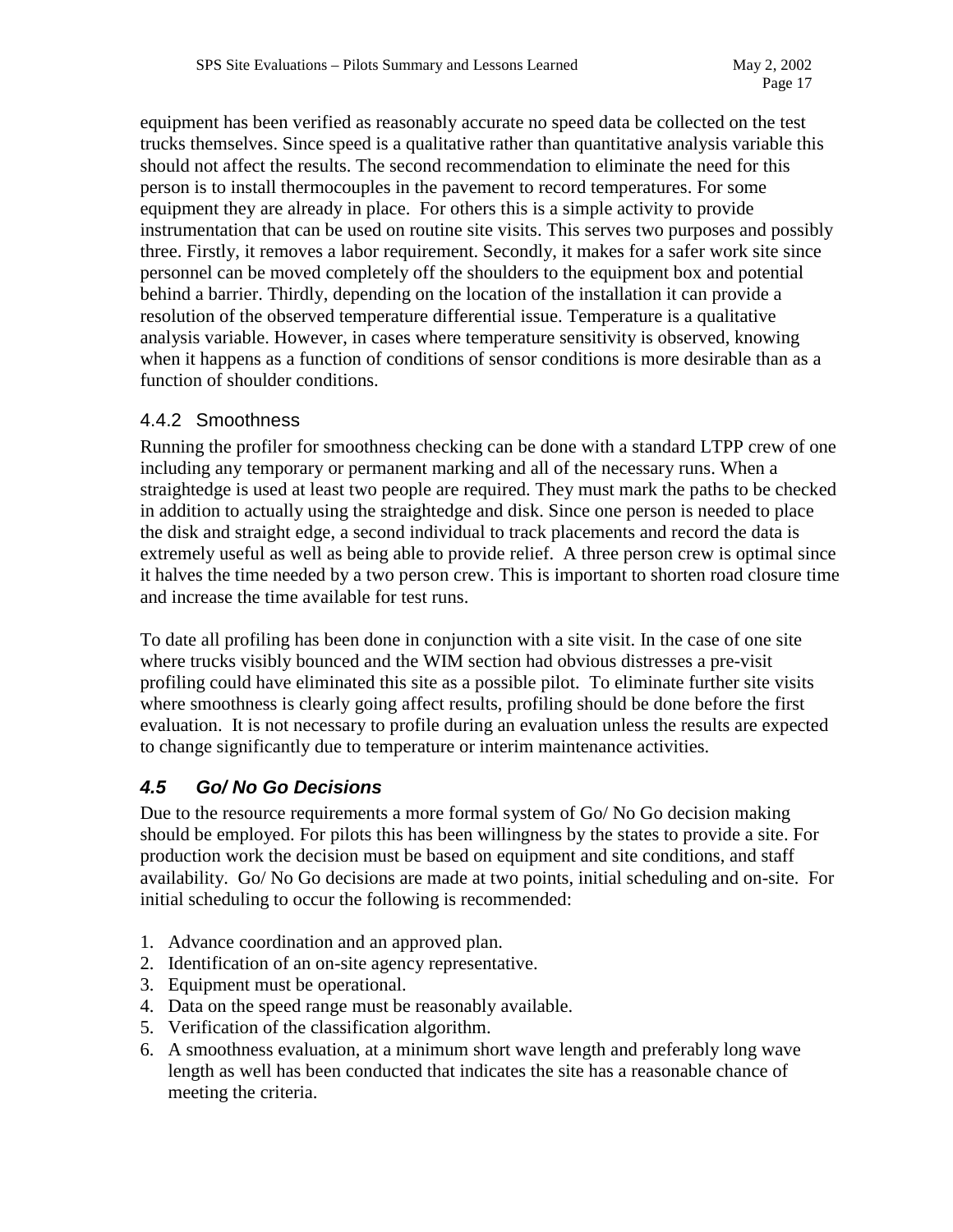equipment has been verified as reasonably accurate no speed data be collected on the test trucks themselves. Since speed is a qualitative rather than quantitative analysis variable this should not affect the results. The second recommendation to eliminate the need for this person is to install thermocouples in the pavement to record temperatures. For some equipment they are already in place. For others this is a simple activity to provide instrumentation that can be used on routine site visits. This serves two purposes and possibly three. Firstly, it removes a labor requirement. Secondly, it makes for a safer work site since personnel can be moved completely off the shoulders to the equipment box and potential behind a barrier. Thirdly, depending on the location of the installation it can provide a resolution of the observed temperature differential issue. Temperature is a qualitative analysis variable. However, in cases where temperature sensitivity is observed, knowing when it happens as a function of conditions of sensor conditions is more desirable than as a function of shoulder conditions.

### 4.4.2 Smoothness

Running the profiler for smoothness checking can be done with a standard LTPP crew of one including any temporary or permanent marking and all of the necessary runs. When a straightedge is used at least two people are required. They must mark the paths to be checked in addition to actually using the straightedge and disk. Since one person is needed to place the disk and straight edge, a second individual to track placements and record the data is extremely useful as well as being able to provide relief. A three person crew is optimal since it halves the time needed by a two person crew. This is important to shorten road closure time and increase the time available for test runs.

To date all profiling has been done in conjunction with a site visit. In the case of one site where trucks visibly bounced and the WIM section had obvious distresses a pre-visit profiling could have eliminated this site as a possible pilot. To eliminate further site visits where smoothness is clearly going affect results, profiling should be done before the first evaluation. It is not necessary to profile during an evaluation unless the results are expected to change significantly due to temperature or interim maintenance activities.

## *4.5 Go/ No Go Decisions*

Due to the resource requirements a more formal system of Go/ No Go decision making should be employed. For pilots this has been willingness by the states to provide a site. For production work the decision must be based on equipment and site conditions, and staff availability. Go/ No Go decisions are made at two points, initial scheduling and on-site. For initial scheduling to occur the following is recommended:

1. Advance coordination and an approved plan.
2. Identification of an on-site agency representative.
3. Equipment must be operational.
4. Data on the speed range must be reasonably available.
5. Verification of the classification algorithm.
6. A smoothness evaluation, at a minimum short wave length and preferably long wave length as well has been conducted that indicates the site has a reasonable chance of meeting the criteria.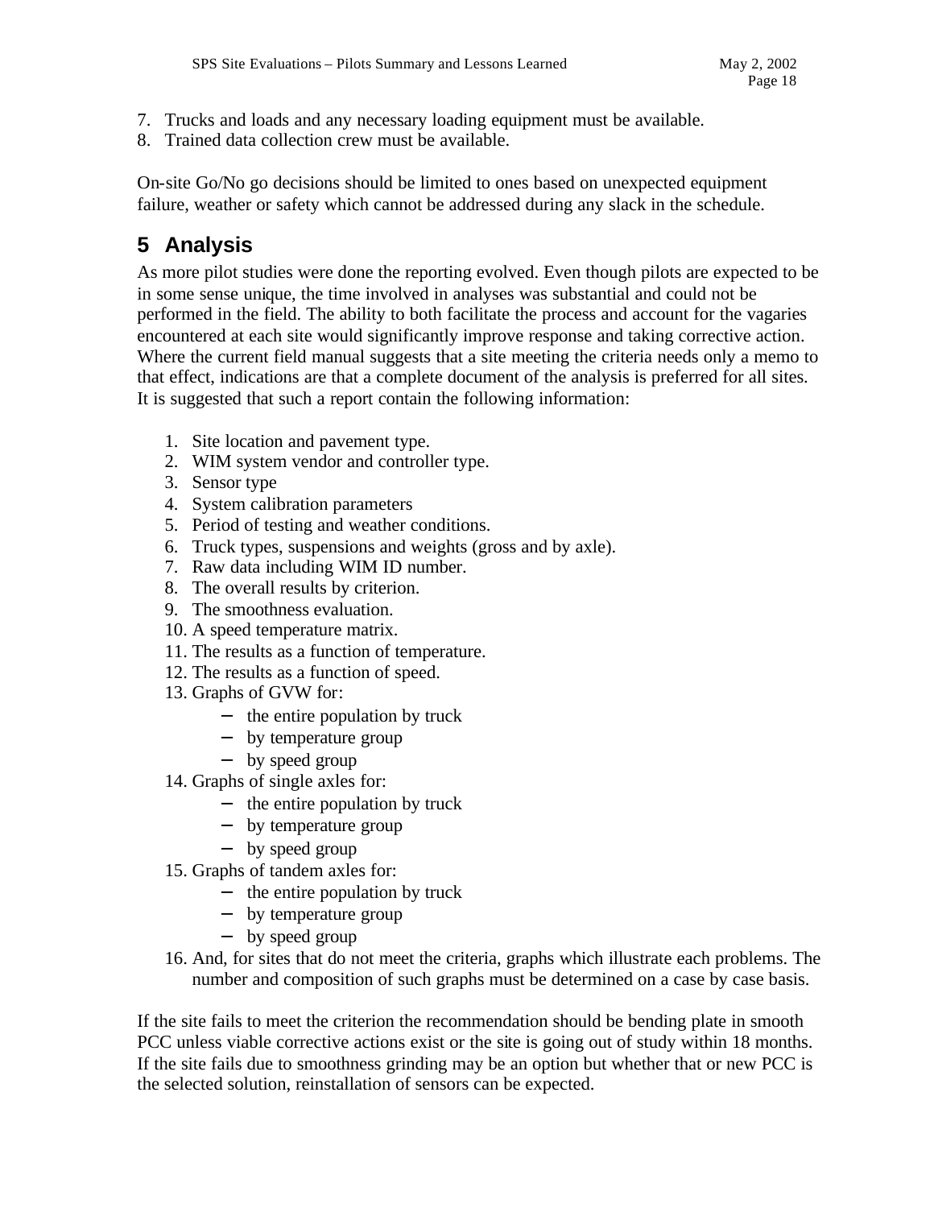7. Trucks and loads and any necessary loading equipment must be available.
8. Trained data collection crew must be available.

On-site Go/No go decisions should be limited to ones based on unexpected equipment failure, weather or safety which cannot be addressed during any slack in the schedule.

# 5 Analysis

As more pilot studies were done the reporting evolved. Even though pilots are expected to be in some sense unique, the time involved in analyses was substantial and could not be performed in the field. The ability to both facilitate the process and account for the vagaries encountered at each site would significantly improve response and taking corrective action. Where the current field manual suggests that a site meeting the criteria needs only a memo to that effect, indications are that a complete document of the analysis is preferred for all sites. It is suggested that such a report contain the following information:

1. Site location and pavement type.
2. WIM system vendor and controller type.
3. Sensor type
4. System calibration parameters
5. Period of testing and weather conditions.
6. Truck types, suspensions and weights (gross and by axle).
7. Raw data including WIM ID number.
8. The overall results by criterion.
9. The smoothness evaluation.
10. A speed temperature matrix.
11. The results as a function of temperature.
12. The results as a function of speed.
13. Graphs of GVW for:
    - the entire population by truck
    - by temperature group
    - by speed group
14. Graphs of single axles for:
    - the entire population by truck
    - by temperature group
    - by speed group
15. Graphs of tandem axles for:
    - the entire population by truck
    - by temperature group
    - by speed group
16. And, for sites that do not meet the criteria, graphs which illustrate each problems. The number and composition of such graphs must be determined on a case by case basis.

If the site fails to meet the criterion the recommendation should be bending plate in smooth PCC unless viable corrective actions exist or the site is going out of study within 18 months. If the site fails due to smoothness grinding may be an option but whether that or new PCC is the selected solution, reinstallation of sensors can be expected.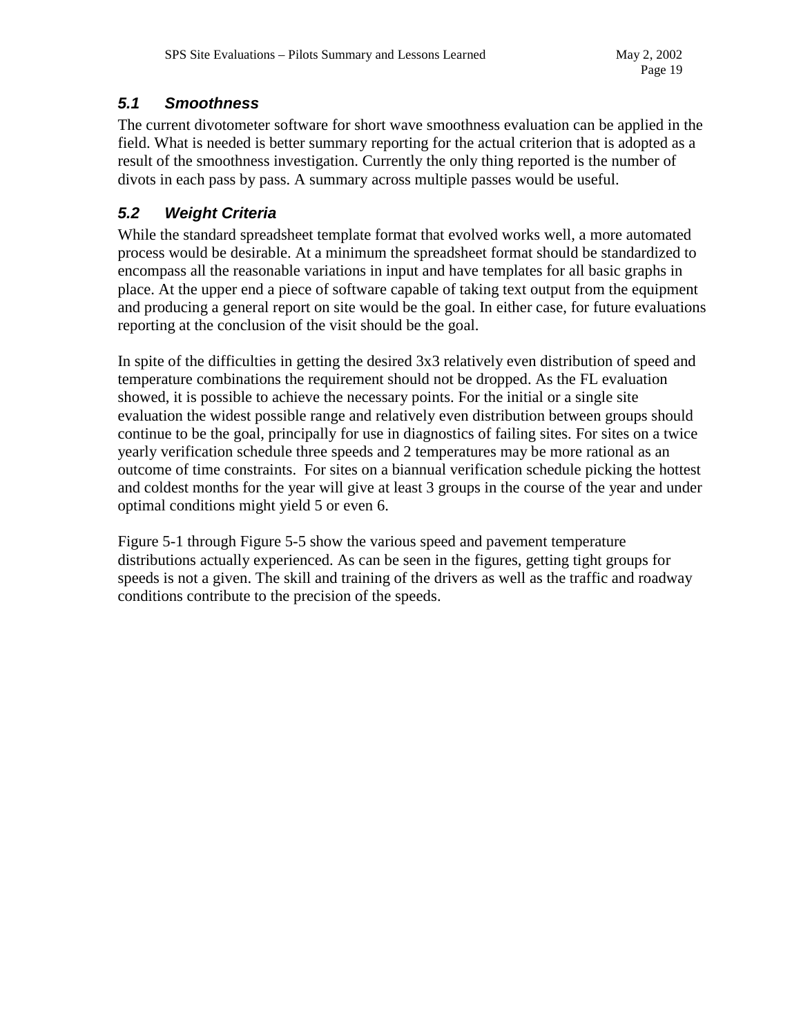### 5.1 Smoothness

The current divotometer software for short wave smoothness evaluation can be applied in the field. What is needed is better summary reporting for the actual criterion that is adopted as a result of the smoothness investigation. Currently the only thing reported is the number of divots in each pass by pass. A summary across multiple passes would be useful.

### 5.2 Weight Criteria

While the standard spreadsheet template format that evolved works well, a more automated process would be desirable. At a minimum the spreadsheet format should be standardized to encompass all the reasonable variations in input and have templates for all basic graphs in place. At the upper end a piece of software capable of taking text output from the equipment and producing a general report on site would be the goal. In either case, for future evaluations reporting at the conclusion of the visit should be the goal.

In spite of the difficulties in getting the desired 3x3 relatively even distribution of speed and temperature combinations the requirement should not be dropped. As the FL evaluation showed, it is possible to achieve the necessary points. For the initial or a single site evaluation the widest possible range and relatively even distribution between groups should continue to be the goal, principally for use in diagnostics of failing sites. For sites on a twice yearly verification schedule three speeds and 2 temperatures may be more rational as an outcome of time constraints.  For sites on a biannual verification schedule picking the hottest and coldest months for the year will give at least 3 groups in the course of the year and under optimal conditions might yield 5 or even 6.

Figure 5-1 through Figure 5-5 show the various speed and pavement temperature distributions actually experienced. As can be seen in the figures, getting tight groups for speeds is not a given. The skill and training of the drivers as well as the traffic and roadway conditions contribute to the precision of the speeds.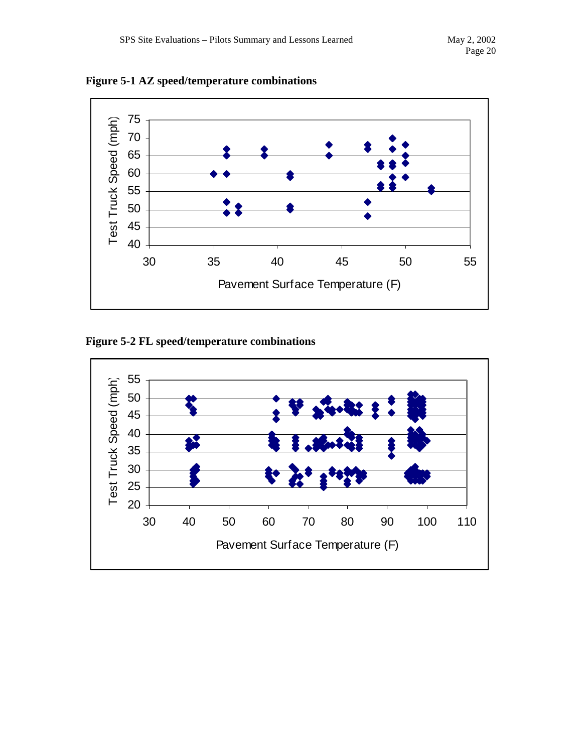**Figure 5-1 AZ speed/temperature combinations**

**Figure 5-2 FL speed/temperature combinations**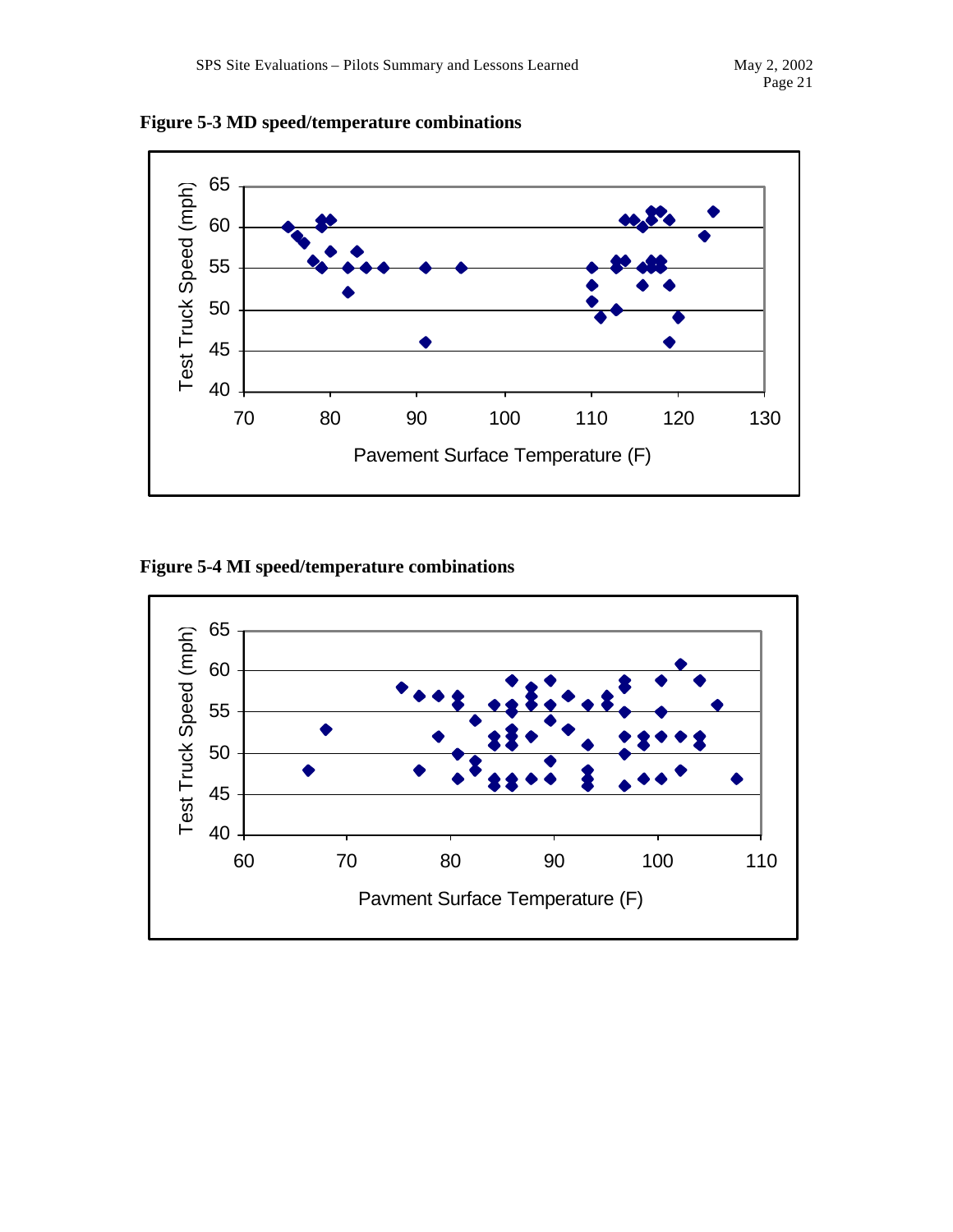**Figure 5-3 MD speed/temperature combinations**

**Figure 5-4 MI speed/temperature combinations**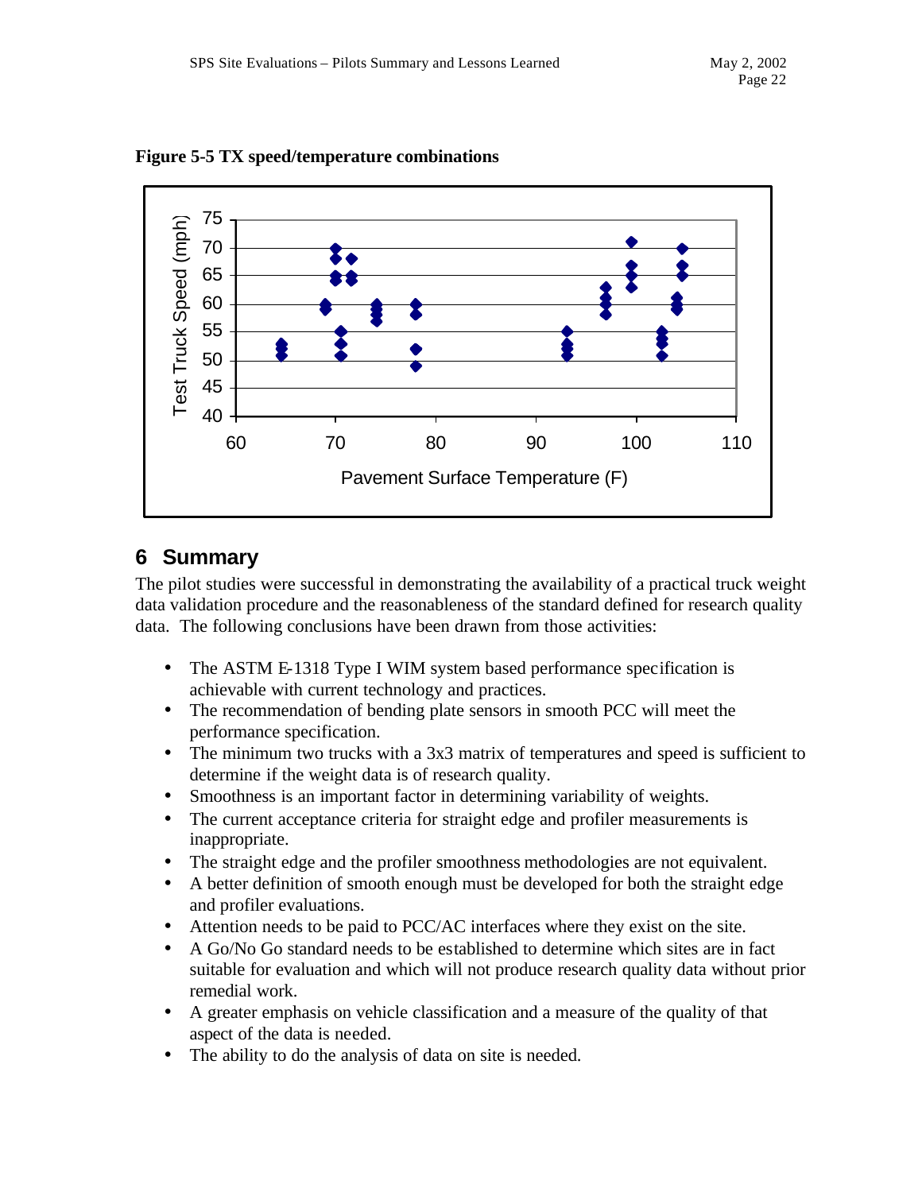**Figure 5-5 TX speed/temperature combinations**

# 6 Summary

The pilot studies were successful in demonstrating the availability of a practical truck weight data validation procedure and the reasonableness of the standard defined for research quality data. The following conclusions have been drawn from those activities:

- The ASTM E-1318 Type I WIM system based performance specification is achievable with current technology and practices.
- The recommendation of bending plate sensors in smooth PCC will meet the performance specification.
- The minimum two trucks with a 3x3 matrix of temperatures and speed is sufficient to determine if the weight data is of research quality.
- Smoothness is an important factor in determining variability of weights.
- The current acceptance criteria for straight edge and profiler measurements is inappropriate.
- The straight edge and the profiler smoothness methodologies are not equivalent.
- A better definition of smooth enough must be developed for both the straight edge and profiler evaluations.
- Attention needs to be paid to PCC/AC interfaces where they exist on the site.
- A Go/No Go standard needs to be established to determine which sites are in fact suitable for evaluation and which will not produce research quality data without prior remedial work.
- A greater emphasis on vehicle classification and a measure of the quality of that aspect of the data is needed.
- The ability to do the analysis of data on site is needed.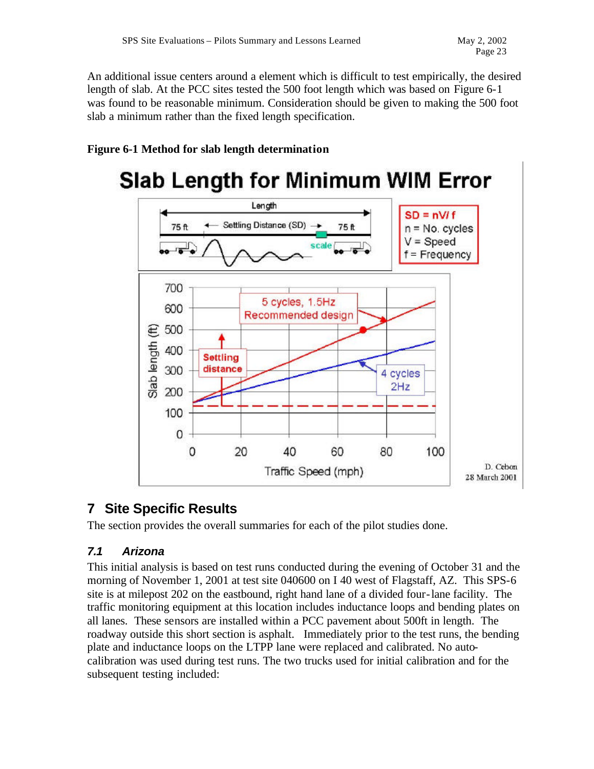An additional issue centers around a element which is difficult to test empirically, the desired length of slab. At the PCC sites tested the 500 foot length which was based on Figure 6-1 was found to be reasonable minimum. Consideration should be given to making the 500 foot slab a minimum rather than the fixed length specification.

**Figure 6-1 Method for slab length determination**

# 7 Site Specific Results

The section provides the overall summaries for each of the pilot studies done.

## *7.1 Arizona*

This initial analysis is based on test runs conducted during the evening of October 31 and the morning of November 1, 2001 at test site 040600 on I 40 west of Flagstaff, AZ. This SPS-6 site is at milepost 202 on the eastbound, right hand lane of a divided four-lane facility. The traffic monitoring equipment at this location includes inductance loops and bending plates on all lanes. These sensors are installed within a PCC pavement about 500ft in length. The roadway outside this short section is asphalt. Immediately prior to the test runs, the bending plate and inductance loops on the LTPP lane were replaced and calibrated. No auto-calibration was used during test runs. The two trucks used for initial calibration and for the subsequent testing included: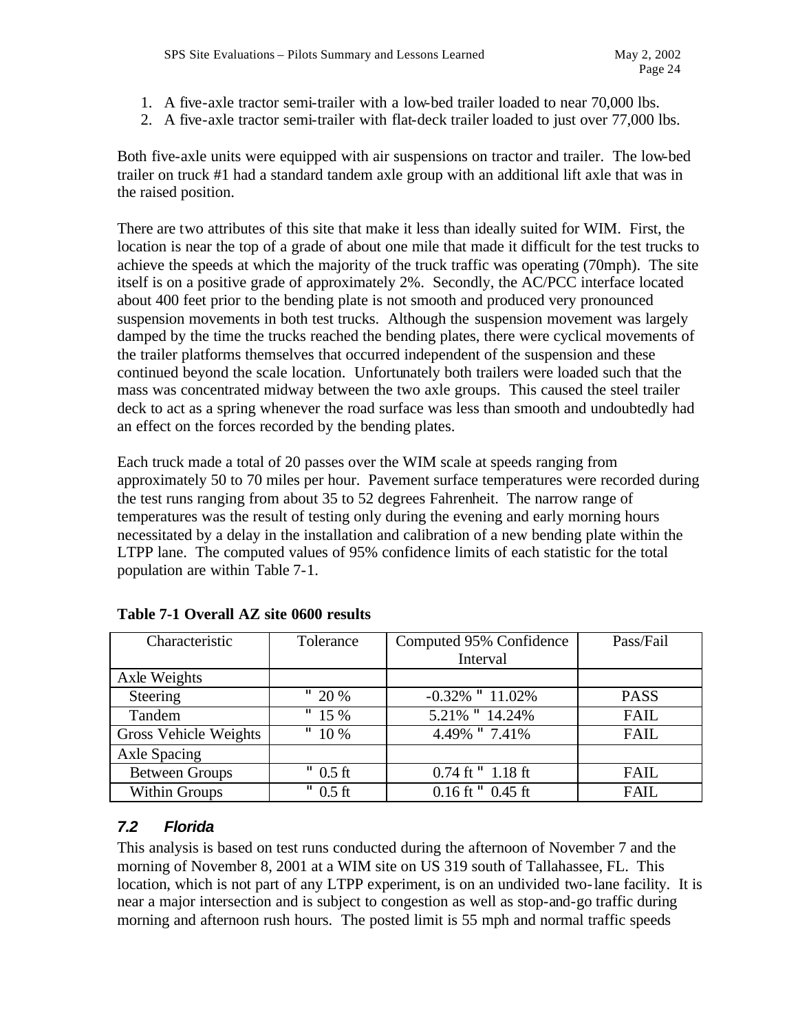1. A five-axle tractor semi-trailer with a low-bed trailer loaded to near 70,000 lbs.
2. A five-axle tractor semi-trailer with flat-deck trailer loaded to just over 77,000 lbs.

Both five-axle units were equipped with air suspensions on tractor and trailer. The low-bed trailer on truck #1 had a standard tandem axle group with an additional lift axle that was in the raised position.

There are two attributes of this site that make it less than ideally suited for WIM. First, the location is near the top of a grade of about one mile that made it difficult for the test trucks to achieve the speeds at which the majority of the truck traffic was operating (70mph). The site itself is on a positive grade of approximately 2%. Secondly, the AC/PCC interface located about 400 feet prior to the bending plate is not smooth and produced very pronounced suspension movements in both test trucks. Although the suspension movement was largely damped by the time the trucks reached the bending plates, there were cyclical movements of the trailer platforms themselves that occurred independent of the suspension and these continued beyond the scale location. Unfortunately both trailers were loaded such that the mass was concentrated midway between the two axle groups. This caused the steel trailer deck to act as a spring whenever the road surface was less than smooth and undoubtedly had an effect on the forces recorded by the bending plates.

Each truck made a total of 20 passes over the WIM scale at speeds ranging from approximately 50 to 70 miles per hour. Pavement surface temperatures were recorded during the test runs ranging from about 35 to 52 degrees Fahrenheit. The narrow range of temperatures was the result of testing only during the evening and early morning hours necessitated by a delay in the installation and calibration of a new bending plate within the LTPP lane. The computed values of 95% confidence limits of each statistic for the total population are within Table 7-1.

**Table 7-1 Overall AZ site 0600 results**

| Characteristic | Tolerance | Computed 95% Confidence Interval | Pass/Fail |
|---|---|---|---|
| Axle Weights | | | |
| Steering | " 20 % | -0.32% " 11.02% | PASS |
| Tandem | " 15 % | 5.21% " 14.24% | FAIL |
| Gross Vehicle Weights | " 10 % | 4.49% " 7.41% | FAIL |
| Axle Spacing | | | |
| Between Groups | " 0.5 ft | 0.74 ft " 1.18 ft | FAIL |
| Within Groups | " 0.5 ft | 0.16 ft " 0.45 ft | FAIL |

### *7.2 Florida*

This analysis is based on test runs conducted during the afternoon of November 7 and the morning of November 8, 2001 at a WIM site on US 319 south of Tallahassee, FL. This location, which is not part of any LTPP experiment, is on an undivided two-lane facility. It is near a major intersection and is subject to congestion as well as stop-and-go traffic during morning and afternoon rush hours. The posted limit is 55 mph and normal traffic speeds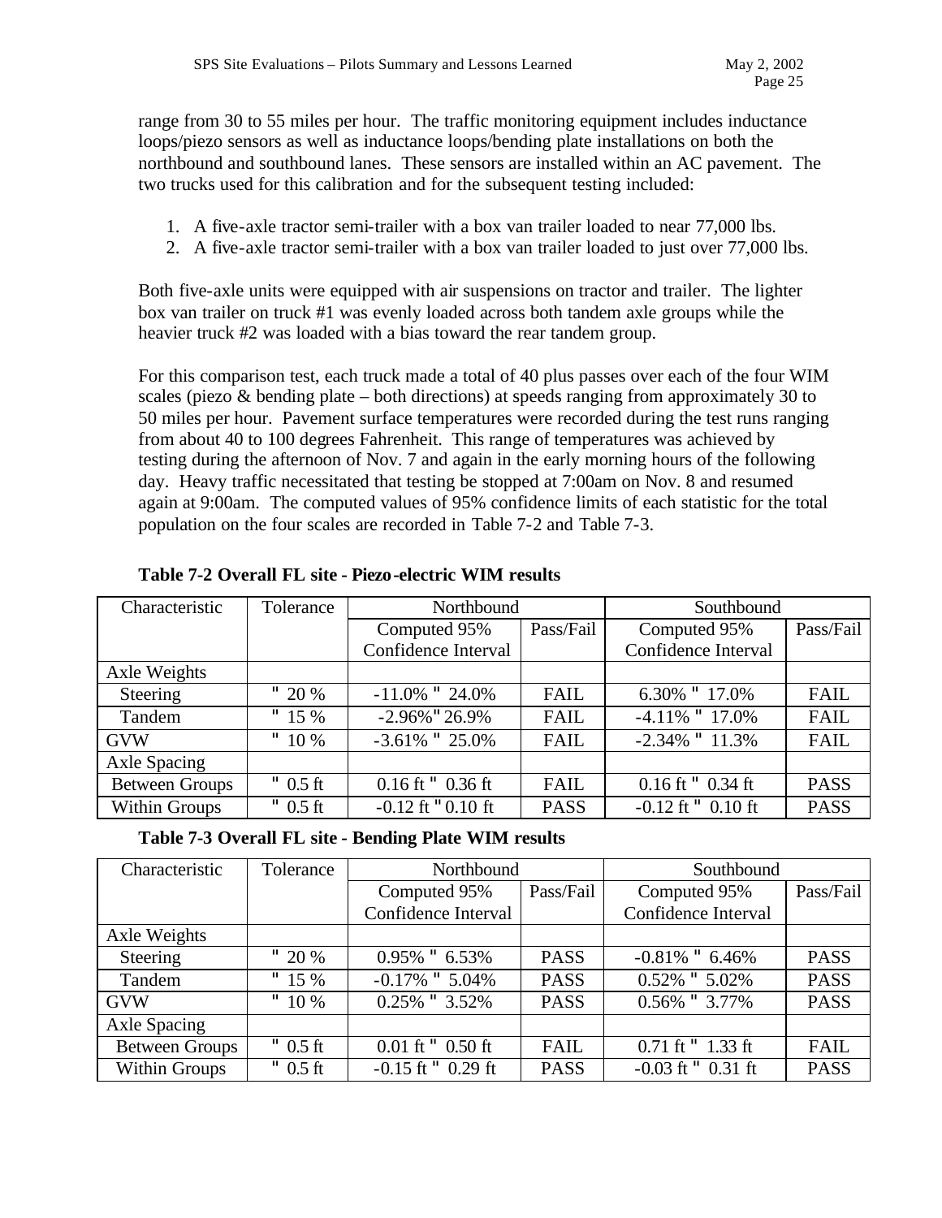range from 30 to 55 miles per hour. The traffic monitoring equipment includes inductance loops/piezo sensors as well as inductance loops/bending plate installations on both the northbound and southbound lanes. These sensors are installed within an AC pavement. The two trucks used for this calibration and for the subsequent testing included:

1. A five-axle tractor semi-trailer with a box van trailer loaded to near 77,000 lbs.
2. A five-axle tractor semi-trailer with a box van trailer loaded to just over 77,000 lbs.

Both five-axle units were equipped with air suspensions on tractor and trailer. The lighter box van trailer on truck #1 was evenly loaded across both tandem axle groups while the heavier truck #2 was loaded with a bias toward the rear tandem group.

For this comparison test, each truck made a total of 40 plus passes over each of the four WIM scales (piezo & bending plate – both directions) at speeds ranging from approximately 30 to 50 miles per hour. Pavement surface temperatures were recorded during the test runs ranging from about 40 to 100 degrees Fahrenheit. This range of temperatures was achieved by testing during the afternoon of Nov. 7 and again in the early morning hours of the following day. Heavy traffic necessitated that testing be stopped at 7:00am on Nov. 8 and resumed again at 9:00am. The computed values of 95% confidence limits of each statistic for the total population on the four scales are recorded in Table 7-2 and Table 7-3.

**Table 7-2 Overall FL site - Piezo-electric WIM results**

| Characteristic | Tolerance | Northbound | | Southbound | |
|---|---|---|---|---|---|
| | | Computed 95% Confidence Interval | Pass/Fail | Computed 95% Confidence Interval | Pass/Fail |
| Axle Weights | | | | | |
| Steering | ± 20 % | -11.0% ± 24.0% | FAIL | 6.30% ± 17.0% | FAIL |
| Tandem | ± 15 % | -2.96% ± 26.9% | FAIL | -4.11% ± 17.0% | FAIL |
| GVW | ± 10 % | -3.61% ± 25.0% | FAIL | -2.34% ± 11.3% | FAIL |
| Axle Spacing | | | | | |
| Between Groups | ± 0.5 ft | 0.16 ft ± 0.36 ft | FAIL | 0.16 ft ± 0.34 ft | PASS |
| Within Groups | ± 0.5 ft | -0.12 ft ± 0.10 ft | PASS | -0.12 ft ± 0.10 ft | PASS |

**Table 7-3 Overall FL site - Bending Plate WIM results**

| Characteristic | Tolerance | Northbound | | Southbound | |
|---|---|---|---|---|---|
| | | Computed 95% Confidence Interval | Pass/Fail | Computed 95% Confidence Interval | Pass/Fail |
| Axle Weights | | | | | |
| Steering | ± 20 % | 0.95% ± 6.53% | PASS | -0.81% ± 6.46% | PASS |
| Tandem | ± 15 % | -0.17% ± 5.04% | PASS | 0.52% ± 5.02% | PASS |
| GVW | ± 10 % | 0.25% ± 3.52% | PASS | 0.56% ± 3.77% | PASS |
| Axle Spacing | | | | | |
| Between Groups | ± 0.5 ft | 0.01 ft ± 0.50 ft | FAIL | 0.71 ft ± 1.33 ft | FAIL |
| Within Groups | ± 0.5 ft | -0.15 ft ± 0.29 ft | PASS | -0.03 ft ± 0.31 ft | PASS |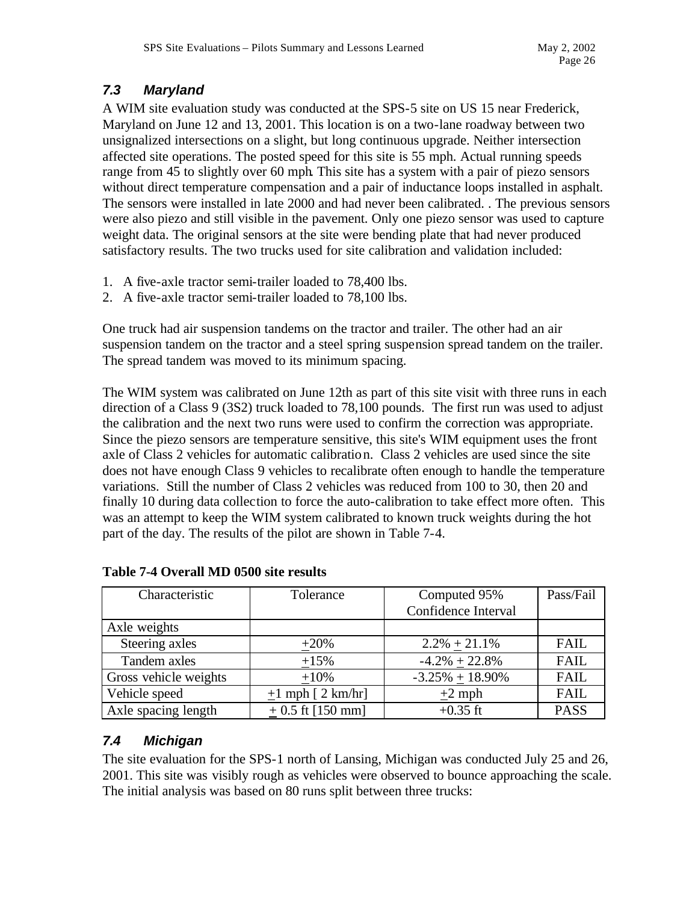## 7.3 Maryland

A WIM site evaluation study was conducted at the SPS-5 site on US 15 near Frederick, Maryland on June 12 and 13, 2001. This location is on a two-lane roadway between two unsignalized intersections on a slight, but long continuous upgrade. Neither intersection affected site operations. The posted speed for this site is 55 mph. Actual running speeds range from 45 to slightly over 60 mph. This site has a system with a pair of piezo sensors without direct temperature compensation and a pair of inductance loops installed in asphalt. The sensors were installed in late 2000 and had never been calibrated. . The previous sensors were also piezo and still visible in the pavement. Only one piezo sensor was used to capture weight data. The original sensors at the site were bending plate that had never produced satisfactory results. The two trucks used for site calibration and validation included:

1. A five-axle tractor semi-trailer loaded to 78,400 lbs.
2. A five-axle tractor semi-trailer loaded to 78,100 lbs.

One truck had air suspension tandems on the tractor and trailer. The other had an air suspension tandem on the tractor and a steel spring suspension spread tandem on the trailer. The spread tandem was moved to its minimum spacing.

The WIM system was calibrated on June 12th as part of this site visit with three runs in each direction of a Class 9 (3S2) truck loaded to 78,100 pounds. The first run was used to adjust the calibration and the next two runs were used to confirm the correction was appropriate. Since the piezo sensors are temperature sensitive, this site's WIM equipment uses the front axle of Class 2 vehicles for automatic calibration. Class 2 vehicles are used since the site does not have enough Class 9 vehicles to recalibrate often enough to handle the temperature variations. Still the number of Class 2 vehicles was reduced from 100 to 30, then 20 and finally 10 during data collection to force the auto-calibration to take effect more often. This was an attempt to keep the WIM system calibrated to known truck weights during the hot part of the day. The results of the pilot are shown in Table 7-4.

**Table 7-4 Overall MD 0500 site results**

| Characteristic | Tolerance | Computed 95% Confidence Interval | Pass/Fail |
|---|---|---|---|
| Axle weights | | | |
| Steering axles | ±20% | 2.2% ± 21.1% | FAIL |
| Tandem axles | ±15% | -4.2% ± 22.8% | FAIL |
| Gross vehicle weights | ±10% | -3.25% ± 18.90% | FAIL |
| Vehicle speed | ±1 mph [ 2 km/hr] | ±2 mph | FAIL |
| Axle spacing length | ± 0.5 ft [150 mm] | +0.35 ft | PASS |

## 7.4 Michigan

The site evaluation for the SPS-1 north of Lansing, Michigan was conducted July 25 and 26, 2001. This site was visibly rough as vehicles were observed to bounce approaching the scale. The initial analysis was based on 80 runs split between three trucks: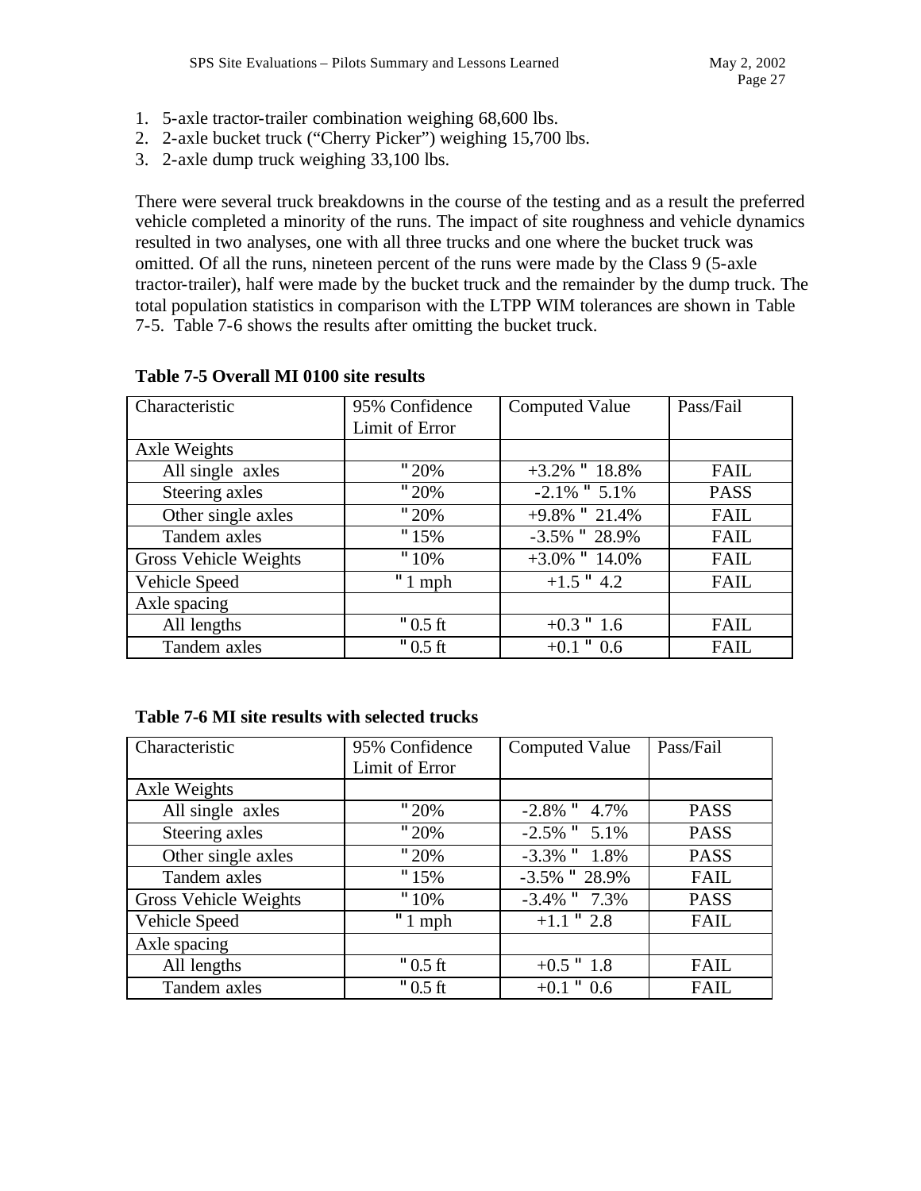1. 5-axle tractor-trailer combination weighing 68,600 lbs.
2. 2-axle bucket truck ("Cherry Picker") weighing 15,700 lbs.
3. 2-axle dump truck weighing 33,100 lbs.

There were several truck breakdowns in the course of the testing and as a result the preferred vehicle completed a minority of the runs. The impact of site roughness and vehicle dynamics resulted in two analyses, one with all three trucks and one where the bucket truck was omitted. Of all the runs, nineteen percent of the runs were made by the Class 9 (5-axle tractor-trailer), half were made by the bucket truck and the remainder by the dump truck. The total population statistics in comparison with the LTPP WIM tolerances are shown in Table 7-5. Table 7-6 shows the results after omitting the bucket truck.

**Table 7-5 Overall MI 0100 site results**

| Characteristic | 95% Confidence Limit of Error | Computed Value | Pass/Fail |
|---|---|---|---|
| Axle Weights | | | |
| All single axles | ± 20% | +3.2% ± 18.8% | FAIL |
| Steering axles | ± 20% | -2.1% ± 5.1% | PASS |
| Other single axles | ± 20% | +9.8% ± 21.4% | FAIL |
| Tandem axles | ± 15% | -3.5% ± 28.9% | FAIL |
| Gross Vehicle Weights | ± 10% | +3.0% ± 14.0% | FAIL |
| Vehicle Speed | ± 1 mph | +1.5 ± 4.2 | FAIL |
| Axle spacing | | | |
| All lengths | ± 0.5 ft | +0.3 ± 1.6 | FAIL |
| Tandem axles | ± 0.5 ft | +0.1 ± 0.6 | FAIL |

**Table 7-6 MI site results with selected trucks**

| Characteristic | 95% Confidence Limit of Error | Computed Value | Pass/Fail |
|---|---|---|---|
| Axle Weights | | | |
| All single axles | ± 20% | -2.8% ± 4.7% | PASS |
| Steering axles | ± 20% | -2.5% ± 5.1% | PASS |
| Other single axles | ± 20% | -3.3% ± 1.8% | PASS |
| Tandem axles | ± 15% | -3.5% ± 28.9% | FAIL |
| Gross Vehicle Weights | ± 10% | -3.4% ± 7.3% | PASS |
| Vehicle Speed | ± 1 mph | +1.1 ± 2.8 | FAIL |
| Axle spacing | | | |
| All lengths | ± 0.5 ft | +0.5 ± 1.8 | FAIL |
| Tandem axles | ± 0.5 ft | +0.1 ± 0.6 | FAIL |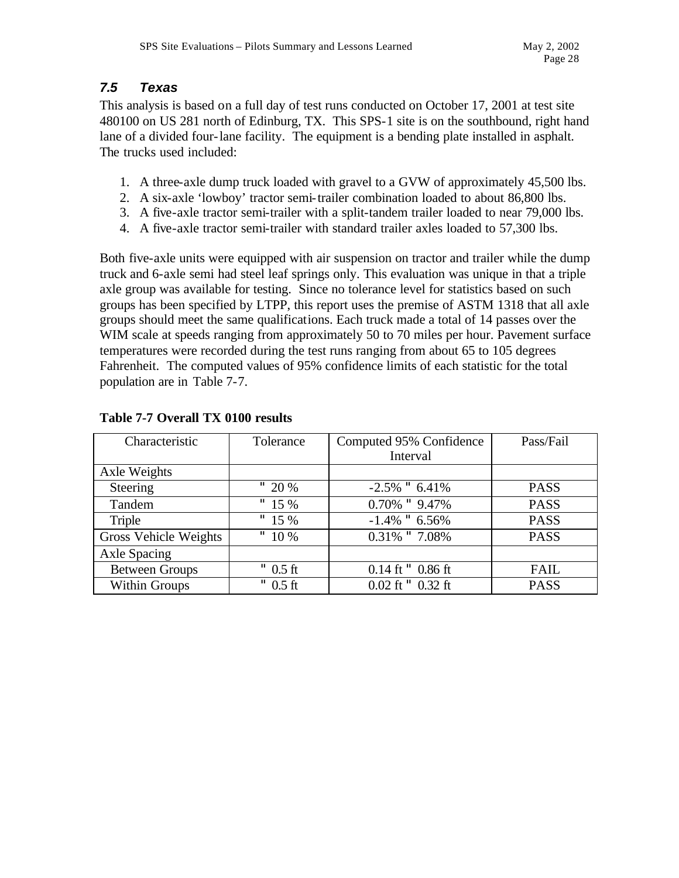### *7.5 Texas*

This analysis is based on a full day of test runs conducted on October 17, 2001 at test site 480100 on US 281 north of Edinburg, TX. This SPS-1 site is on the southbound, right hand lane of a divided four-lane facility. The equipment is a bending plate installed in asphalt. The trucks used included:

1. A three-axle dump truck loaded with gravel to a GVW of approximately 45,500 lbs.
2. A six-axle 'lowboy' tractor semi-trailer combination loaded to about 86,800 lbs.
3. A five-axle tractor semi-trailer with a split-tandem trailer loaded to near 79,000 lbs.
4. A five-axle tractor semi-trailer with standard trailer axles loaded to 57,300 lbs.

Both five-axle units were equipped with air suspension on tractor and trailer while the dump truck and 6-axle semi had steel leaf springs only. This evaluation was unique in that a triple axle group was available for testing. Since no tolerance level for statistics based on such groups has been specified by LTPP, this report uses the premise of ASTM 1318 that all axle groups should meet the same qualifications. Each truck made a total of 14 passes over the WIM scale at speeds ranging from approximately 50 to 70 miles per hour. Pavement surface temperatures were recorded during the test runs ranging from about 65 to 105 degrees Fahrenheit. The computed values of 95% confidence limits of each statistic for the total population are in Table 7-7.

**Table 7-7 Overall TX 0100 results**

| Characteristic | Tolerance | Computed 95% Confidence Interval | Pass/Fail |
|---|---|---|---|
| Axle Weights | | | |
| Steering | ± 20 % | -2.5% ± 6.41% | PASS |
| Tandem | ± 15 % | 0.70% ± 9.47% | PASS |
| Triple | ± 15 % | -1.4% ± 6.56% | PASS |
| Gross Vehicle Weights | ± 10 % | 0.31% ± 7.08% | PASS |
| Axle Spacing | | | |
| Between Groups | ± 0.5 ft | 0.14 ft ± 0.86 ft | FAIL |
| Within Groups | ± 0.5 ft | 0.02 ft ± 0.32 ft | PASS |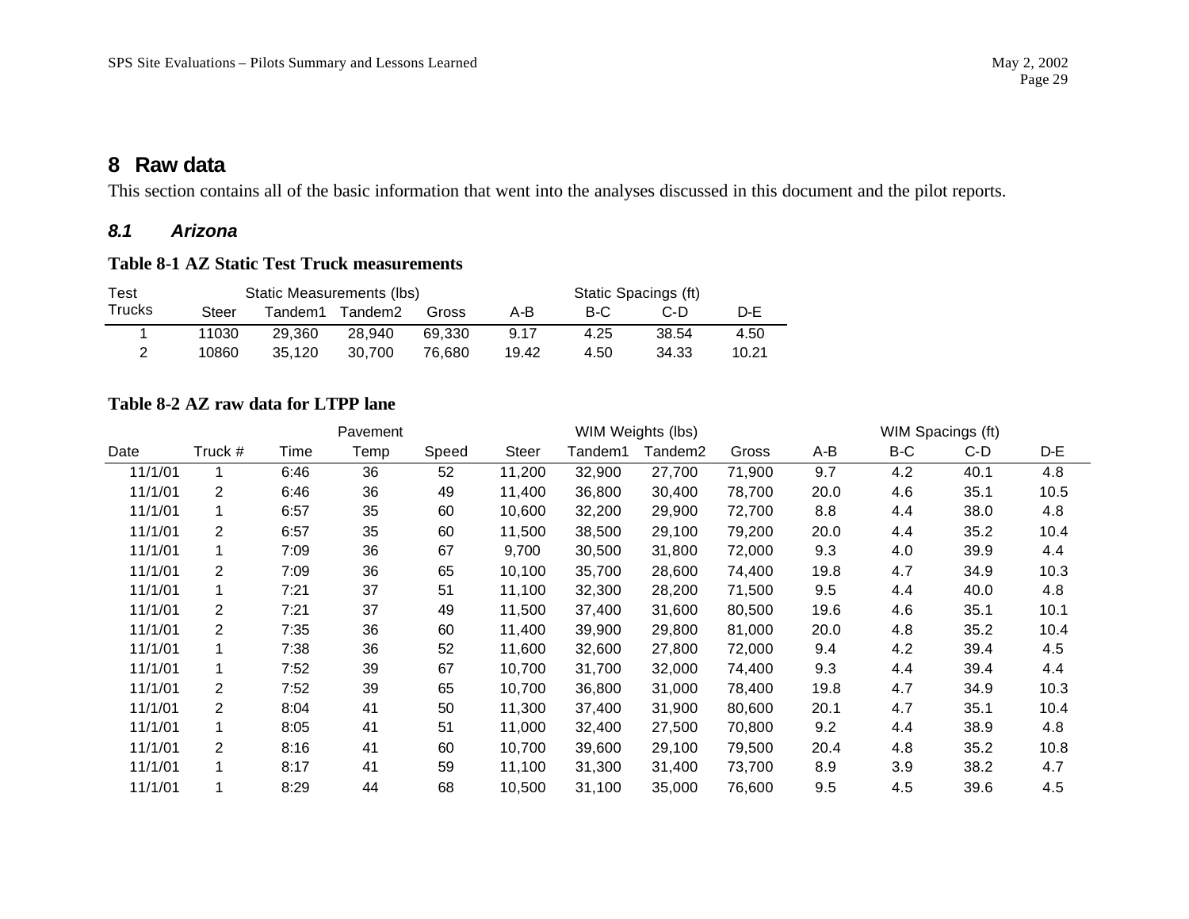# 8 Raw data

This section contains all of the basic information that went into the analyses discussed in this document and the pilot reports.

## *8.1 Arizona*

**Table 8-1 AZ Static Test Truck measurements**

| Test Trucks | Static Measurements (lbs) | | | | Static Spacings (ft) | | | |
|---|---|---|---|---|---|---|---|---|
| | Steer | Tandem1 | Tandem2 | Gross | A-B | B-C | C-D | D-E |
| 1 | 11030 | 29,360 | 28,940 | 69,330 | 9.17 | 4.25 | 38.54 | 4.50 |
| 2 | 10860 | 35,120 | 30,700 | 76,680 | 19.42 | 4.50 | 34.33 | 10.21 |

**Table 8-2 AZ raw data for LTPP lane**

| Date | Truck # | Time | Pavement Temp | Speed | WIM Weights (lbs) | | | | WIM Spacings (ft) | | | |
|---|---|---|---|---|---|---|---|---|---|---|---|---|
| | | | | | Steer | Tandem1 | Tandem2 | Gross | A-B | B-C | C-D | D-E |
| 11/1/01 | 1 | 6:46 | 36 | 52 | 11,200 | 32,900 | 27,700 | 71,900 | 9.7 | 4.2 | 40.1 | 4.8 |
| 11/1/01 | 2 | 6:46 | 36 | 49 | 11,400 | 36,800 | 30,400 | 78,700 | 20.0 | 4.6 | 35.1 | 10.5 |
| 11/1/01 | 1 | 6:57 | 35 | 60 | 10,600 | 32,200 | 29,900 | 72,700 | 8.8 | 4.4 | 38.0 | 4.8 |
| 11/1/01 | 2 | 6:57 | 35 | 60 | 11,500 | 38,500 | 29,100 | 79,200 | 20.0 | 4.4 | 35.2 | 10.4 |
| 11/1/01 | 1 | 7:09 | 36 | 67 | 9,700 | 30,500 | 31,800 | 72,000 | 9.3 | 4.0 | 39.9 | 4.4 |
| 11/1/01 | 2 | 7:09 | 36 | 65 | 10,100 | 35,700 | 28,600 | 74,400 | 19.8 | 4.7 | 34.9 | 10.3 |
| 11/1/01 | 1 | 7:21 | 37 | 51 | 11,100 | 32,300 | 28,200 | 71,500 | 9.5 | 4.4 | 40.0 | 4.8 |
| 11/1/01 | 2 | 7:21 | 37 | 49 | 11,500 | 37,400 | 31,600 | 80,500 | 19.6 | 4.6 | 35.1 | 10.1 |
| 11/1/01 | 2 | 7:35 | 36 | 60 | 11,400 | 39,900 | 29,800 | 81,000 | 20.0 | 4.8 | 35.2 | 10.4 |
| 11/1/01 | 1 | 7:38 | 36 | 52 | 11,600 | 32,600 | 27,800 | 72,000 | 9.4 | 4.2 | 39.4 | 4.5 |
| 11/1/01 | 1 | 7:52 | 39 | 67 | 10,700 | 31,700 | 32,000 | 74,400 | 9.3 | 4.4 | 39.4 | 4.4 |
| 11/1/01 | 2 | 7:52 | 39 | 65 | 10,700 | 36,800 | 31,000 | 78,400 | 19.8 | 4.7 | 34.9 | 10.3 |
| 11/1/01 | 2 | 8:04 | 41 | 50 | 11,300 | 37,400 | 31,900 | 80,600 | 20.1 | 4.7 | 35.1 | 10.4 |
| 11/1/01 | 1 | 8:05 | 41 | 51 | 11,000 | 32,400 | 27,500 | 70,800 | 9.2 | 4.4 | 38.9 | 4.8 |
| 11/1/01 | 2 | 8:16 | 41 | 60 | 10,700 | 39,600 | 29,100 | 79,500 | 20.4 | 4.8 | 35.2 | 10.8 |
| 11/1/01 | 1 | 8:17 | 41 | 59 | 11,100 | 31,300 | 31,400 | 73,700 | 8.9 | 3.9 | 38.2 | 4.7 |
| 11/1/01 | 1 | 8:29 | 44 | 68 | 10,500 | 31,100 | 35,000 | 76,600 | 9.5 | 4.5 | 39.6 | 4.5 |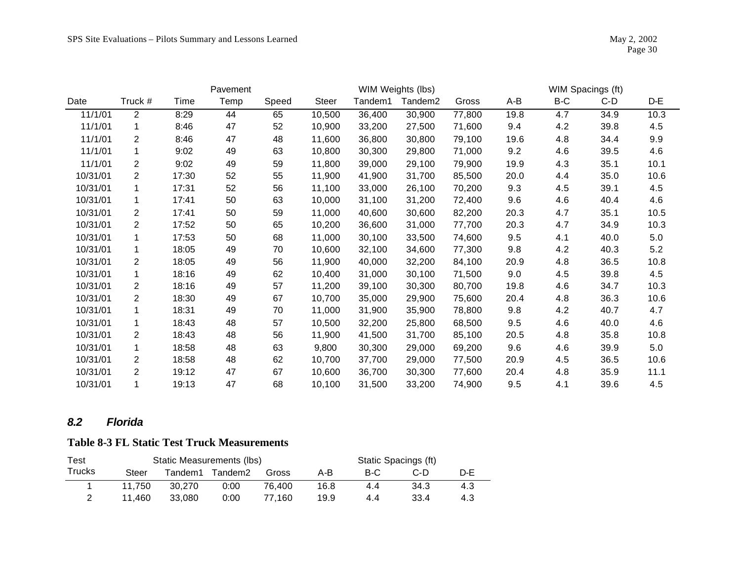| Date | Truck # | Time | Pavement Temp | Speed | WIM Weights (lbs) Steer | Tandem1 | Tandem2 | Gross | WIM Spacings (ft) A-B | B-C | C-D | D-E |
|---|---|---|---|---|---|---|---|---|---|---|---|---|
| 11/1/01 | 2 | 8:29 | 44 | 65 | 10,500 | 36,400 | 30,900 | 77,800 | 19.8 | 4.7 | 34.9 | 10.3 |
| 11/1/01 | 1 | 8:46 | 47 | 52 | 10,900 | 33,200 | 27,500 | 71,600 | 9.4 | 4.2 | 39.8 | 4.5 |
| 11/1/01 | 2 | 8:46 | 47 | 48 | 11,600 | 36,800 | 30,800 | 79,100 | 19.6 | 4.8 | 34.4 | 9.9 |
| 11/1/01 | 1 | 9:02 | 49 | 63 | 10,800 | 30,300 | 29,800 | 71,000 | 9.2 | 4.6 | 39.5 | 4.6 |
| 11/1/01 | 2 | 9:02 | 49 | 59 | 11,800 | 39,000 | 29,100 | 79,900 | 19.9 | 4.3 | 35.1 | 10.1 |
| 10/31/01 | 2 | 17:30 | 52 | 55 | 11,900 | 41,900 | 31,700 | 85,500 | 20.0 | 4.4 | 35.0 | 10.6 |
| 10/31/01 | 1 | 17:31 | 52 | 56 | 11,100 | 33,000 | 26,100 | 70,200 | 9.3 | 4.5 | 39.1 | 4.5 |
| 10/31/01 | 1 | 17:41 | 50 | 63 | 10,000 | 31,100 | 31,200 | 72,400 | 9.6 | 4.6 | 40.4 | 4.6 |
| 10/31/01 | 2 | 17:41 | 50 | 59 | 11,000 | 40,600 | 30,600 | 82,200 | 20.3 | 4.7 | 35.1 | 10.5 |
| 10/31/01 | 2 | 17:52 | 50 | 65 | 10,200 | 36,600 | 31,000 | 77,700 | 20.3 | 4.7 | 34.9 | 10.3 |
| 10/31/01 | 1 | 17:53 | 50 | 68 | 11,000 | 30,100 | 33,500 | 74,600 | 9.5 | 4.1 | 40.0 | 5.0 |
| 10/31/01 | 1 | 18:05 | 49 | 70 | 10,600 | 32,100 | 34,600 | 77,300 | 9.8 | 4.2 | 40.3 | 5.2 |
| 10/31/01 | 2 | 18:05 | 49 | 56 | 11,900 | 40,000 | 32,200 | 84,100 | 20.9 | 4.8 | 36.5 | 10.8 |
| 10/31/01 | 1 | 18:16 | 49 | 62 | 10,400 | 31,000 | 30,100 | 71,500 | 9.0 | 4.5 | 39.8 | 4.5 |
| 10/31/01 | 2 | 18:16 | 49 | 57 | 11,200 | 39,100 | 30,300 | 80,700 | 19.8 | 4.6 | 34.7 | 10.3 |
| 10/31/01 | 2 | 18:30 | 49 | 67 | 10,700 | 35,000 | 29,900 | 75,600 | 20.4 | 4.8 | 36.3 | 10.6 |
| 10/31/01 | 1 | 18:31 | 49 | 70 | 11,000 | 31,900 | 35,900 | 78,800 | 9.8 | 4.2 | 40.7 | 4.7 |
| 10/31/01 | 1 | 18:43 | 48 | 57 | 10,500 | 32,200 | 25,800 | 68,500 | 9.5 | 4.6 | 40.0 | 4.6 |
| 10/31/01 | 2 | 18:43 | 48 | 56 | 11,900 | 41,500 | 31,700 | 85,100 | 20.5 | 4.8 | 35.8 | 10.8 |
| 10/31/01 | 1 | 18:58 | 48 | 63 | 9,800 | 30,300 | 29,000 | 69,200 | 9.6 | 4.6 | 39.9 | 5.0 |
| 10/31/01 | 2 | 18:58 | 48 | 62 | 10,700 | 37,700 | 29,000 | 77,500 | 20.9 | 4.5 | 36.5 | 10.6 |
| 10/31/01 | 2 | 19:12 | 47 | 67 | 10,600 | 36,700 | 30,300 | 77,600 | 20.4 | 4.8 | 35.9 | 11.1 |
| 10/31/01 | 1 | 19:13 | 47 | 68 | 10,100 | 31,500 | 33,200 | 74,900 | 9.5 | 4.1 | 39.6 | 4.5 |

## *8.2 Florida*

**Table 8-3 FL Static Test Truck Measurements**

| Test Trucks | Static Measurements (lbs) Steer | Tandem1 | Tandem2 | Gross | Static Spacings (ft) A-B | B-C | C-D | D-E |
|---|---|---|---|---|---|---|---|---|
| 1 | 11,750 | 30,270 | 0:00 | 76,400 | 16.8 | 4.4 | 34.3 | 4.3 |
| 2 | 11,460 | 33,080 | 0:00 | 77,160 | 19.9 | 4.4 | 33.4 | 4.3 |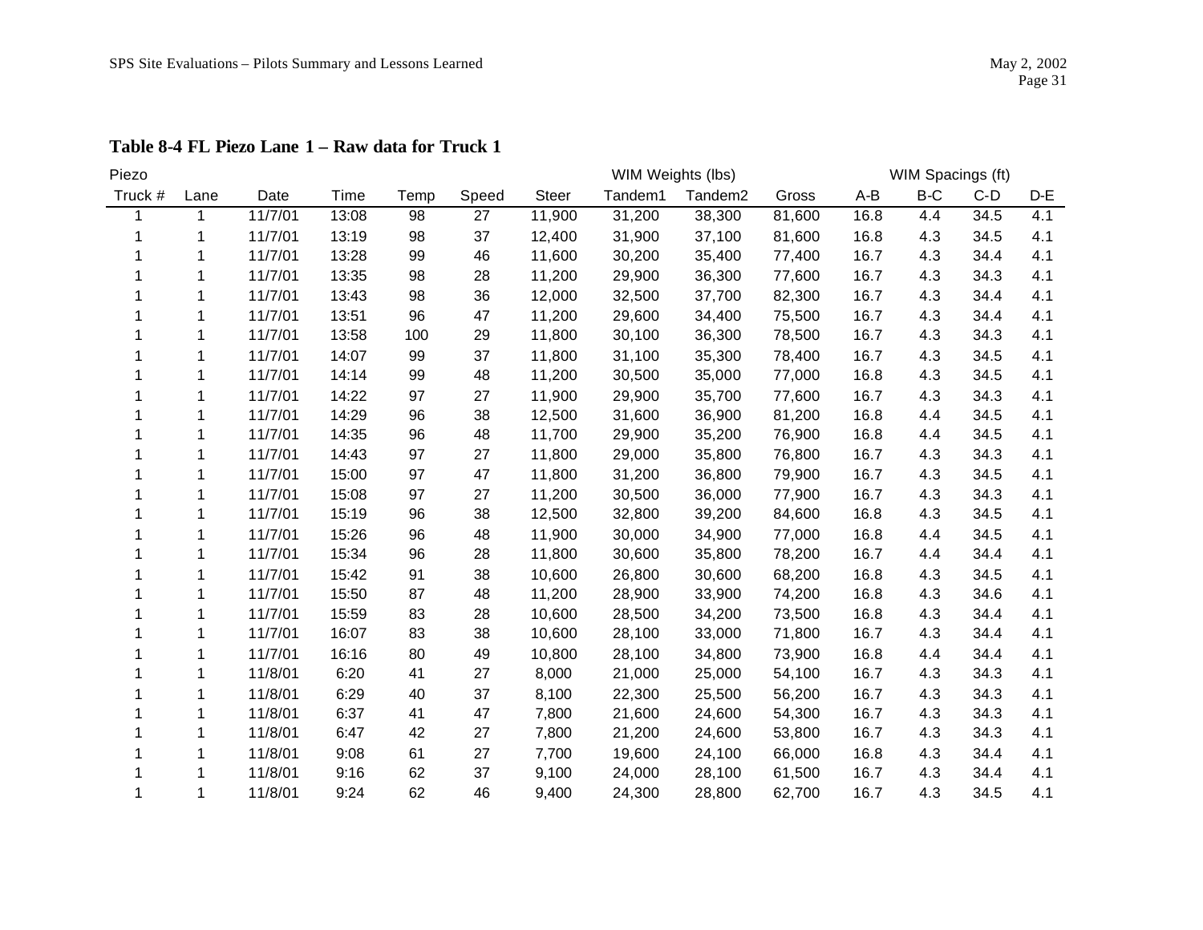**Table 8-4 FL Piezo Lane 1 – Raw data for Truck 1**

| Piezo | | | | | | WIM Weights (lbs) | | | | WIM Spacings (ft) | | | |
|---|---|---|---|---|---|---|---|---|---|---|---|---|---|
| Truck # | Lane | Date | Time | Temp | Speed | Steer | Tandem1 | Tandem2 | Gross | A-B | B-C | C-D | D-E |
| 1 | 1 | 11/7/01 | 13:08 | 98 | 27 | 11,900 | 31,200 | 38,300 | 81,600 | 16.8 | 4.4 | 34.5 | 4.1 |
| 1 | 1 | 11/7/01 | 13:19 | 98 | 37 | 12,400 | 31,900 | 37,100 | 81,600 | 16.8 | 4.3 | 34.5 | 4.1 |
| 1 | 1 | 11/7/01 | 13:28 | 99 | 46 | 11,600 | 30,200 | 35,400 | 77,400 | 16.7 | 4.3 | 34.4 | 4.1 |
| 1 | 1 | 11/7/01 | 13:35 | 98 | 28 | 11,200 | 29,900 | 36,300 | 77,600 | 16.7 | 4.3 | 34.3 | 4.1 |
| 1 | 1 | 11/7/01 | 13:43 | 98 | 36 | 12,000 | 32,500 | 37,700 | 82,300 | 16.7 | 4.3 | 34.4 | 4.1 |
| 1 | 1 | 11/7/01 | 13:51 | 96 | 47 | 11,200 | 29,600 | 34,400 | 75,500 | 16.7 | 4.3 | 34.4 | 4.1 |
| 1 | 1 | 11/7/01 | 13:58 | 100 | 29 | 11,800 | 30,100 | 36,300 | 78,500 | 16.7 | 4.3 | 34.3 | 4.1 |
| 1 | 1 | 11/7/01 | 14:07 | 99 | 37 | 11,800 | 31,100 | 35,300 | 78,400 | 16.7 | 4.3 | 34.5 | 4.1 |
| 1 | 1 | 11/7/01 | 14:14 | 99 | 48 | 11,200 | 30,500 | 35,000 | 77,000 | 16.8 | 4.3 | 34.5 | 4.1 |
| 1 | 1 | 11/7/01 | 14:22 | 97 | 27 | 11,900 | 29,900 | 35,700 | 77,600 | 16.7 | 4.3 | 34.3 | 4.1 |
| 1 | 1 | 11/7/01 | 14:29 | 96 | 38 | 12,500 | 31,600 | 36,900 | 81,200 | 16.8 | 4.4 | 34.5 | 4.1 |
| 1 | 1 | 11/7/01 | 14:35 | 96 | 48 | 11,700 | 29,900 | 35,200 | 76,900 | 16.8 | 4.4 | 34.5 | 4.1 |
| 1 | 1 | 11/7/01 | 14:43 | 97 | 27 | 11,800 | 29,000 | 35,800 | 76,800 | 16.7 | 4.3 | 34.3 | 4.1 |
| 1 | 1 | 11/7/01 | 15:00 | 97 | 47 | 11,800 | 31,200 | 36,800 | 79,900 | 16.7 | 4.3 | 34.5 | 4.1 |
| 1 | 1 | 11/7/01 | 15:08 | 97 | 27 | 11,200 | 30,500 | 36,000 | 77,900 | 16.7 | 4.3 | 34.3 | 4.1 |
| 1 | 1 | 11/7/01 | 15:19 | 96 | 38 | 12,500 | 32,800 | 39,200 | 84,600 | 16.8 | 4.3 | 34.5 | 4.1 |
| 1 | 1 | 11/7/01 | 15:26 | 96 | 48 | 11,900 | 30,000 | 34,900 | 77,000 | 16.8 | 4.4 | 34.5 | 4.1 |
| 1 | 1 | 11/7/01 | 15:34 | 96 | 28 | 11,800 | 30,600 | 35,800 | 78,200 | 16.7 | 4.4 | 34.4 | 4.1 |
| 1 | 1 | 11/7/01 | 15:42 | 91 | 38 | 10,600 | 26,800 | 30,600 | 68,200 | 16.8 | 4.3 | 34.5 | 4.1 |
| 1 | 1 | 11/7/01 | 15:50 | 87 | 48 | 11,200 | 28,900 | 33,900 | 74,200 | 16.8 | 4.3 | 34.6 | 4.1 |
| 1 | 1 | 11/7/01 | 15:59 | 83 | 28 | 10,600 | 28,500 | 34,200 | 73,500 | 16.8 | 4.3 | 34.4 | 4.1 |
| 1 | 1 | 11/7/01 | 16:07 | 83 | 38 | 10,600 | 28,100 | 33,000 | 71,800 | 16.7 | 4.3 | 34.4 | 4.1 |
| 1 | 1 | 11/7/01 | 16:16 | 80 | 49 | 10,800 | 28,100 | 34,800 | 73,900 | 16.8 | 4.4 | 34.4 | 4.1 |
| 1 | 1 | 11/8/01 | 6:20 | 41 | 27 | 8,000 | 21,000 | 25,000 | 54,100 | 16.7 | 4.3 | 34.3 | 4.1 |
| 1 | 1 | 11/8/01 | 6:29 | 40 | 37 | 8,100 | 22,300 | 25,500 | 56,200 | 16.7 | 4.3 | 34.3 | 4.1 |
| 1 | 1 | 11/8/01 | 6:37 | 41 | 47 | 7,800 | 21,600 | 24,600 | 54,300 | 16.7 | 4.3 | 34.3 | 4.1 |
| 1 | 1 | 11/8/01 | 6:47 | 42 | 27 | 7,800 | 21,200 | 24,600 | 53,800 | 16.7 | 4.3 | 34.3 | 4.1 |
| 1 | 1 | 11/8/01 | 9:08 | 61 | 27 | 7,700 | 19,600 | 24,100 | 66,000 | 16.8 | 4.3 | 34.4 | 4.1 |
| 1 | 1 | 11/8/01 | 9:16 | 62 | 37 | 9,100 | 24,000 | 28,100 | 61,500 | 16.7 | 4.3 | 34.4 | 4.1 |
| 1 | 1 | 11/8/01 | 9:24 | 62 | 46 | 9,400 | 24,300 | 28,800 | 62,700 | 16.7 | 4.3 | 34.5 | 4.1 |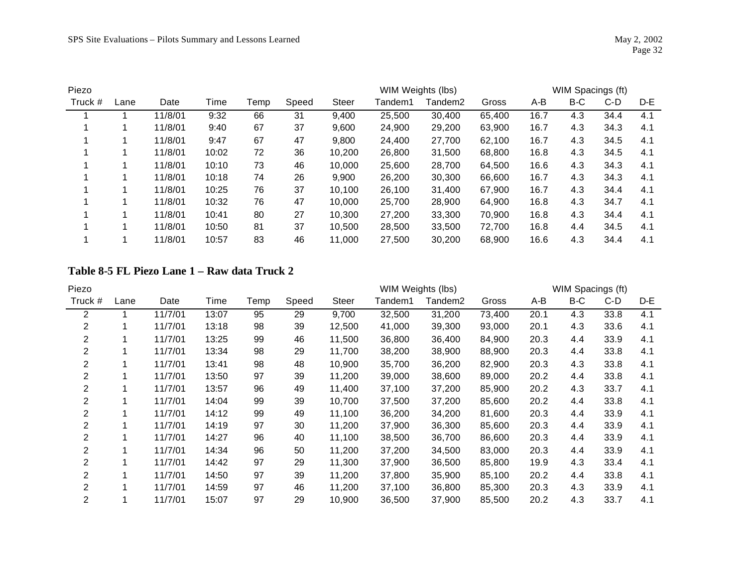| Piezo | | | | | | | WIM Weights (lbs) | | | WIM Spacings (ft) | | | |
|---|---|---|---|---|---|---|---|---|---|---|---|---|---|
| Truck # | Lane | Date | Time | Temp | Speed | Steer | Tandem1 | Tandem2 | Gross | A-B | B-C | C-D | D-E |
| 1 | 1 | 11/8/01 | 9:32 | 66 | 31 | 9,400 | 25,500 | 30,400 | 65,400 | 16.7 | 4.3 | 34.4 | 4.1 |
| 1 | 1 | 11/8/01 | 9:40 | 67 | 37 | 9,600 | 24,900 | 29,200 | 63,900 | 16.7 | 4.3 | 34.3 | 4.1 |
| 1 | 1 | 11/8/01 | 9:47 | 67 | 47 | 9,800 | 24,400 | 27,700 | 62,100 | 16.7 | 4.3 | 34.5 | 4.1 |
| 1 | 1 | 11/8/01 | 10:02 | 72 | 36 | 10,200 | 26,800 | 31,500 | 68,800 | 16.8 | 4.3 | 34.5 | 4.1 |
| 1 | 1 | 11/8/01 | 10:10 | 73 | 46 | 10,000 | 25,600 | 28,700 | 64,500 | 16.6 | 4.3 | 34.3 | 4.1 |
| 1 | 1 | 11/8/01 | 10:18 | 74 | 26 | 9,900 | 26,200 | 30,300 | 66,600 | 16.7 | 4.3 | 34.3 | 4.1 |
| 1 | 1 | 11/8/01 | 10:25 | 76 | 37 | 10,100 | 26,100 | 31,400 | 67,900 | 16.7 | 4.3 | 34.4 | 4.1 |
| 1 | 1 | 11/8/01 | 10:32 | 76 | 47 | 10,000 | 25,700 | 28,900 | 64,900 | 16.8 | 4.3 | 34.7 | 4.1 |
| 1 | 1 | 11/8/01 | 10:41 | 80 | 27 | 10,300 | 27,200 | 33,300 | 70,900 | 16.8 | 4.3 | 34.4 | 4.1 |
| 1 | 1 | 11/8/01 | 10:50 | 81 | 37 | 10,500 | 28,500 | 33,500 | 72,700 | 16.8 | 4.4 | 34.5 | 4.1 |
| 1 | 1 | 11/8/01 | 10:57 | 83 | 46 | 11,000 | 27,500 | 30,200 | 68,900 | 16.6 | 4.3 | 34.4 | 4.1 |

**Table 8-5 FL Piezo Lane 1 – Raw data Truck 2**

| Piezo | | | | | | | WIM Weights (lbs) | | | WIM Spacings (ft) | | | |
|---|---|---|---|---|---|---|---|---|---|---|---|---|---|
| Truck # | Lane | Date | Time | Temp | Speed | Steer | Tandem1 | Tandem2 | Gross | A-B | B-C | C-D | D-E |
| 2 | 1 | 11/7/01 | 13:07 | 95 | 29 | 9,700 | 32,500 | 31,200 | 73,400 | 20.1 | 4.3 | 33.8 | 4.1 |
| 2 | 1 | 11/7/01 | 13:18 | 98 | 39 | 12,500 | 41,000 | 39,300 | 93,000 | 20.1 | 4.3 | 33.6 | 4.1 |
| 2 | 1 | 11/7/01 | 13:25 | 99 | 46 | 11,500 | 36,800 | 36,400 | 84,900 | 20.3 | 4.4 | 33.9 | 4.1 |
| 2 | 1 | 11/7/01 | 13:34 | 98 | 29 | 11,700 | 38,200 | 38,900 | 88,900 | 20.3 | 4.4 | 33.8 | 4.1 |
| 2 | 1 | 11/7/01 | 13:41 | 98 | 48 | 10,900 | 35,700 | 36,200 | 82,900 | 20.3 | 4.3 | 33.8 | 4.1 |
| 2 | 1 | 11/7/01 | 13:50 | 97 | 39 | 11,200 | 39,000 | 38,600 | 89,000 | 20.2 | 4.4 | 33.8 | 4.1 |
| 2 | 1 | 11/7/01 | 13:57 | 96 | 49 | 11,400 | 37,100 | 37,200 | 85,900 | 20.2 | 4.3 | 33.7 | 4.1 |
| 2 | 1 | 11/7/01 | 14:04 | 99 | 39 | 10,700 | 37,500 | 37,200 | 85,600 | 20.2 | 4.4 | 33.8 | 4.1 |
| 2 | 1 | 11/7/01 | 14:12 | 99 | 49 | 11,100 | 36,200 | 34,200 | 81,600 | 20.3 | 4.4 | 33.9 | 4.1 |
| 2 | 1 | 11/7/01 | 14:19 | 97 | 30 | 11,200 | 37,900 | 36,300 | 85,600 | 20.3 | 4.4 | 33.9 | 4.1 |
| 2 | 1 | 11/7/01 | 14:27 | 96 | 40 | 11,100 | 38,500 | 36,700 | 86,600 | 20.3 | 4.4 | 33.9 | 4.1 |
| 2 | 1 | 11/7/01 | 14:34 | 96 | 50 | 11,200 | 37,200 | 34,500 | 83,000 | 20.3 | 4.4 | 33.9 | 4.1 |
| 2 | 1 | 11/7/01 | 14:42 | 97 | 29 | 11,300 | 37,900 | 36,500 | 85,800 | 19.9 | 4.3 | 33.4 | 4.1 |
| 2 | 1 | 11/7/01 | 14:50 | 97 | 39 | 11,200 | 37,800 | 35,900 | 85,100 | 20.2 | 4.4 | 33.8 | 4.1 |
| 2 | 1 | 11/7/01 | 14:59 | 97 | 46 | 11,200 | 37,100 | 36,800 | 85,300 | 20.3 | 4.3 | 33.9 | 4.1 |
| 2 | 1 | 11/7/01 | 15:07 | 97 | 29 | 10,900 | 36,500 | 37,900 | 85,500 | 20.2 | 4.3 | 33.7 | 4.1 |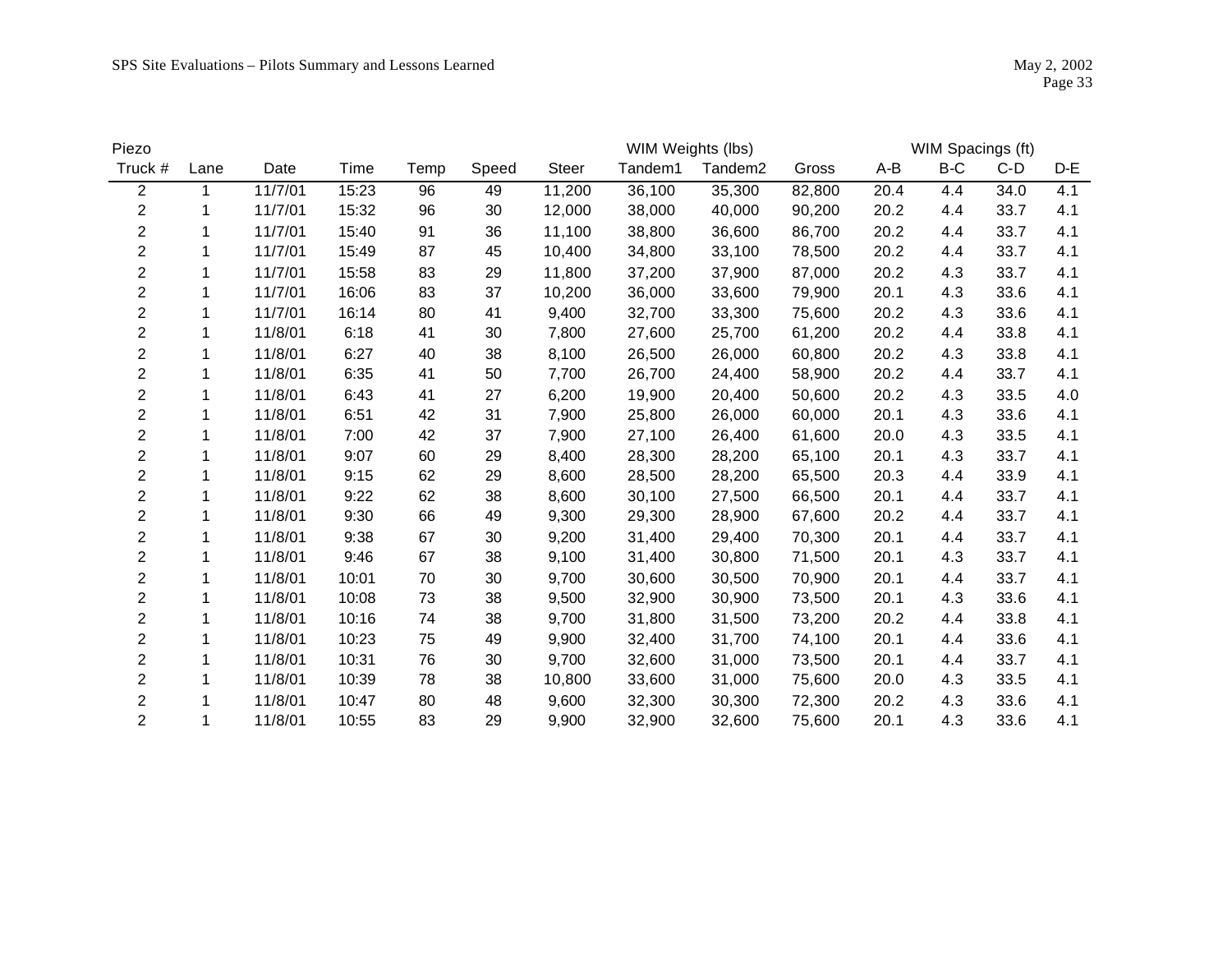| Piezo | | | | | | | WIM Weights (lbs) | | | WIM Spacings (ft) | | | |
|---|---|---|---|---|---|---|---|---|---|---|---|---|---|
| Truck # | Lane | Date | Time | Temp | Speed | Steer | Tandem1 | Tandem2 | Gross | A-B | B-C | C-D | D-E |
| 2 | 1 | 11/7/01 | 15:23 | 96 | 49 | 11,200 | 36,100 | 35,300 | 82,800 | 20.4 | 4.4 | 34.0 | 4.1 |
| 2 | 1 | 11/7/01 | 15:32 | 96 | 30 | 12,000 | 38,000 | 40,000 | 90,200 | 20.2 | 4.4 | 33.7 | 4.1 |
| 2 | 1 | 11/7/01 | 15:40 | 91 | 36 | 11,100 | 38,800 | 36,600 | 86,700 | 20.2 | 4.4 | 33.7 | 4.1 |
| 2 | 1 | 11/7/01 | 15:49 | 87 | 45 | 10,400 | 34,800 | 33,100 | 78,500 | 20.2 | 4.4 | 33.7 | 4.1 |
| 2 | 1 | 11/7/01 | 15:58 | 83 | 29 | 11,800 | 37,200 | 37,900 | 87,000 | 20.2 | 4.3 | 33.7 | 4.1 |
| 2 | 1 | 11/7/01 | 16:06 | 83 | 37 | 10,200 | 36,000 | 33,600 | 79,900 | 20.1 | 4.3 | 33.6 | 4.1 |
| 2 | 1 | 11/7/01 | 16:14 | 80 | 41 | 9,400 | 32,700 | 33,300 | 75,600 | 20.2 | 4.3 | 33.6 | 4.1 |
| 2 | 1 | 11/8/01 | 6:18 | 41 | 30 | 7,800 | 27,600 | 25,700 | 61,200 | 20.2 | 4.4 | 33.8 | 4.1 |
| 2 | 1 | 11/8/01 | 6:27 | 40 | 38 | 8,100 | 26,500 | 26,000 | 60,800 | 20.2 | 4.3 | 33.8 | 4.1 |
| 2 | 1 | 11/8/01 | 6:35 | 41 | 50 | 7,700 | 26,700 | 24,400 | 58,900 | 20.2 | 4.4 | 33.7 | 4.1 |
| 2 | 1 | 11/8/01 | 6:43 | 41 | 27 | 6,200 | 19,900 | 20,400 | 50,600 | 20.2 | 4.3 | 33.5 | 4.0 |
| 2 | 1 | 11/8/01 | 6:51 | 42 | 31 | 7,900 | 25,800 | 26,000 | 60,000 | 20.1 | 4.3 | 33.6 | 4.1 |
| 2 | 1 | 11/8/01 | 7:00 | 42 | 37 | 7,900 | 27,100 | 26,400 | 61,600 | 20.0 | 4.3 | 33.5 | 4.1 |
| 2 | 1 | 11/8/01 | 9:07 | 60 | 29 | 8,400 | 28,300 | 28,200 | 65,100 | 20.1 | 4.3 | 33.7 | 4.1 |
| 2 | 1 | 11/8/01 | 9:15 | 62 | 29 | 8,600 | 28,500 | 28,200 | 65,500 | 20.3 | 4.4 | 33.9 | 4.1 |
| 2 | 1 | 11/8/01 | 9:22 | 62 | 38 | 8,600 | 30,100 | 27,500 | 66,500 | 20.1 | 4.4 | 33.7 | 4.1 |
| 2 | 1 | 11/8/01 | 9:30 | 66 | 49 | 9,300 | 29,300 | 28,900 | 67,600 | 20.2 | 4.4 | 33.7 | 4.1 |
| 2 | 1 | 11/8/01 | 9:38 | 67 | 30 | 9,200 | 31,400 | 29,400 | 70,300 | 20.1 | 4.4 | 33.7 | 4.1 |
| 2 | 1 | 11/8/01 | 9:46 | 67 | 38 | 9,100 | 31,400 | 30,800 | 71,500 | 20.1 | 4.3 | 33.7 | 4.1 |
| 2 | 1 | 11/8/01 | 10:01 | 70 | 30 | 9,700 | 30,600 | 30,500 | 70,900 | 20.1 | 4.4 | 33.7 | 4.1 |
| 2 | 1 | 11/8/01 | 10:08 | 73 | 38 | 9,500 | 32,900 | 30,900 | 73,500 | 20.1 | 4.3 | 33.6 | 4.1 |
| 2 | 1 | 11/8/01 | 10:16 | 74 | 38 | 9,700 | 31,800 | 31,500 | 73,200 | 20.2 | 4.4 | 33.8 | 4.1 |
| 2 | 1 | 11/8/01 | 10:23 | 75 | 49 | 9,900 | 32,400 | 31,700 | 74,100 | 20.1 | 4.4 | 33.6 | 4.1 |
| 2 | 1 | 11/8/01 | 10:31 | 76 | 30 | 9,700 | 32,600 | 31,000 | 73,500 | 20.1 | 4.4 | 33.7 | 4.1 |
| 2 | 1 | 11/8/01 | 10:39 | 78 | 38 | 10,800 | 33,600 | 31,000 | 75,600 | 20.0 | 4.3 | 33.5 | 4.1 |
| 2 | 1 | 11/8/01 | 10:47 | 80 | 48 | 9,600 | 32,300 | 30,300 | 72,300 | 20.2 | 4.3 | 33.6 | 4.1 |
| 2 | 1 | 11/8/01 | 10:55 | 83 | 29 | 9,900 | 32,900 | 32,600 | 75,600 | 20.1 | 4.3 | 33.6 | 4.1 |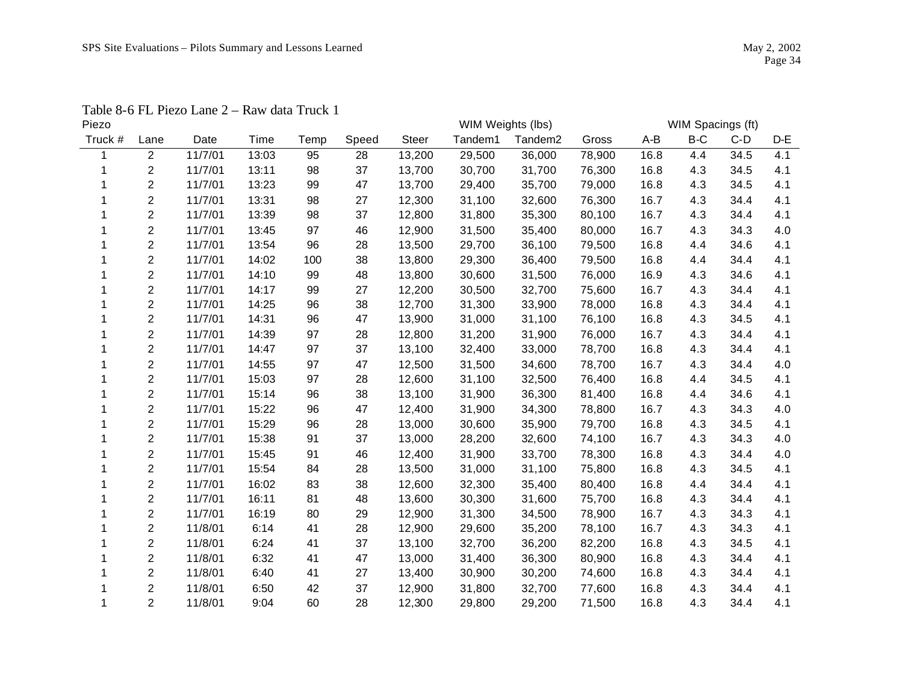Table 8-6 FL Piezo Lane 2 – Raw data Truck 1

| Piezo | | | | | | | WIM Weights (lbs) | | | | WIM Spacings (ft) | | |
|---|---|---|---|---|---|---|---|---|---|---|---|---|---|
| Truck # | Lane | Date | Time | Temp | Speed | Steer | Tandem1 | Tandem2 | Gross | A-B | B-C | C-D | D-E |
| 1 | 2 | 11/7/01 | 13:03 | 95 | 28 | 13,200 | 29,500 | 36,000 | 78,900 | 16.8 | 4.4 | 34.5 | 4.1 |
| 1 | 2 | 11/7/01 | 13:11 | 98 | 37 | 13,700 | 30,700 | 31,700 | 76,300 | 16.8 | 4.3 | 34.5 | 4.1 |
| 1 | 2 | 11/7/01 | 13:23 | 99 | 47 | 13,700 | 29,400 | 35,700 | 79,000 | 16.8 | 4.3 | 34.5 | 4.1 |
| 1 | 2 | 11/7/01 | 13:31 | 98 | 27 | 12,300 | 31,100 | 32,600 | 76,300 | 16.7 | 4.3 | 34.4 | 4.1 |
| 1 | 2 | 11/7/01 | 13:39 | 98 | 37 | 12,800 | 31,800 | 35,300 | 80,100 | 16.7 | 4.3 | 34.4 | 4.1 |
| 1 | 2 | 11/7/01 | 13:45 | 97 | 46 | 12,900 | 31,500 | 35,400 | 80,000 | 16.7 | 4.3 | 34.3 | 4.0 |
| 1 | 2 | 11/7/01 | 13:54 | 96 | 28 | 13,500 | 29,700 | 36,100 | 79,500 | 16.8 | 4.4 | 34.6 | 4.1 |
| 1 | 2 | 11/7/01 | 14:02 | 100 | 38 | 13,800 | 29,300 | 36,400 | 79,500 | 16.8 | 4.4 | 34.4 | 4.1 |
| 1 | 2 | 11/7/01 | 14:10 | 99 | 48 | 13,800 | 30,600 | 31,500 | 76,000 | 16.9 | 4.3 | 34.6 | 4.1 |
| 1 | 2 | 11/7/01 | 14:17 | 99 | 27 | 12,200 | 30,500 | 32,700 | 75,600 | 16.7 | 4.3 | 34.4 | 4.1 |
| 1 | 2 | 11/7/01 | 14:25 | 96 | 38 | 12,700 | 31,300 | 33,900 | 78,000 | 16.8 | 4.3 | 34.4 | 4.1 |
| 1 | 2 | 11/7/01 | 14:31 | 96 | 47 | 13,900 | 31,000 | 31,100 | 76,100 | 16.8 | 4.3 | 34.5 | 4.1 |
| 1 | 2 | 11/7/01 | 14:39 | 97 | 28 | 12,800 | 31,200 | 31,900 | 76,000 | 16.7 | 4.3 | 34.4 | 4.1 |
| 1 | 2 | 11/7/01 | 14:47 | 97 | 37 | 13,100 | 32,400 | 33,000 | 78,700 | 16.8 | 4.3 | 34.4 | 4.1 |
| 1 | 2 | 11/7/01 | 14:55 | 97 | 47 | 12,500 | 31,500 | 34,600 | 78,700 | 16.7 | 4.3 | 34.4 | 4.0 |
| 1 | 2 | 11/7/01 | 15:03 | 97 | 28 | 12,600 | 31,100 | 32,500 | 76,400 | 16.8 | 4.4 | 34.5 | 4.1 |
| 1 | 2 | 11/7/01 | 15:14 | 96 | 38 | 13,100 | 31,900 | 36,300 | 81,400 | 16.8 | 4.4 | 34.6 | 4.1 |
| 1 | 2 | 11/7/01 | 15:22 | 96 | 47 | 12,400 | 31,900 | 34,300 | 78,800 | 16.7 | 4.3 | 34.3 | 4.0 |
| 1 | 2 | 11/7/01 | 15:29 | 96 | 28 | 13,000 | 30,600 | 35,900 | 79,700 | 16.8 | 4.3 | 34.5 | 4.1 |
| 1 | 2 | 11/7/01 | 15:38 | 91 | 37 | 13,000 | 28,200 | 32,600 | 74,100 | 16.7 | 4.3 | 34.3 | 4.0 |
| 1 | 2 | 11/7/01 | 15:45 | 91 | 46 | 12,400 | 31,900 | 33,700 | 78,300 | 16.8 | 4.3 | 34.4 | 4.0 |
| 1 | 2 | 11/7/01 | 15:54 | 84 | 28 | 13,500 | 31,000 | 31,100 | 75,800 | 16.8 | 4.3 | 34.5 | 4.1 |
| 1 | 2 | 11/7/01 | 16:02 | 83 | 38 | 12,600 | 32,300 | 35,400 | 80,400 | 16.8 | 4.4 | 34.4 | 4.1 |
| 1 | 2 | 11/7/01 | 16:11 | 81 | 48 | 13,600 | 30,300 | 31,600 | 75,700 | 16.8 | 4.3 | 34.4 | 4.1 |
| 1 | 2 | 11/7/01 | 16:19 | 80 | 29 | 12,900 | 31,300 | 34,500 | 78,900 | 16.7 | 4.3 | 34.3 | 4.1 |
| 1 | 2 | 11/8/01 | 6:14 | 41 | 28 | 12,900 | 29,600 | 35,200 | 78,100 | 16.7 | 4.3 | 34.3 | 4.1 |
| 1 | 2 | 11/8/01 | 6:24 | 41 | 37 | 13,100 | 32,700 | 36,200 | 82,200 | 16.8 | 4.3 | 34.5 | 4.1 |
| 1 | 2 | 11/8/01 | 6:32 | 41 | 47 | 13,000 | 31,400 | 36,300 | 80,900 | 16.8 | 4.3 | 34.4 | 4.1 |
| 1 | 2 | 11/8/01 | 6:40 | 41 | 27 | 13,400 | 30,900 | 30,200 | 74,600 | 16.8 | 4.3 | 34.4 | 4.1 |
| 1 | 2 | 11/8/01 | 6:50 | 42 | 37 | 12,900 | 31,800 | 32,700 | 77,600 | 16.8 | 4.3 | 34.4 | 4.1 |
| 1 | 2 | 11/8/01 | 9:04 | 60 | 28 | 12,300 | 29,800 | 29,200 | 71,500 | 16.8 | 4.3 | 34.4 | 4.1 |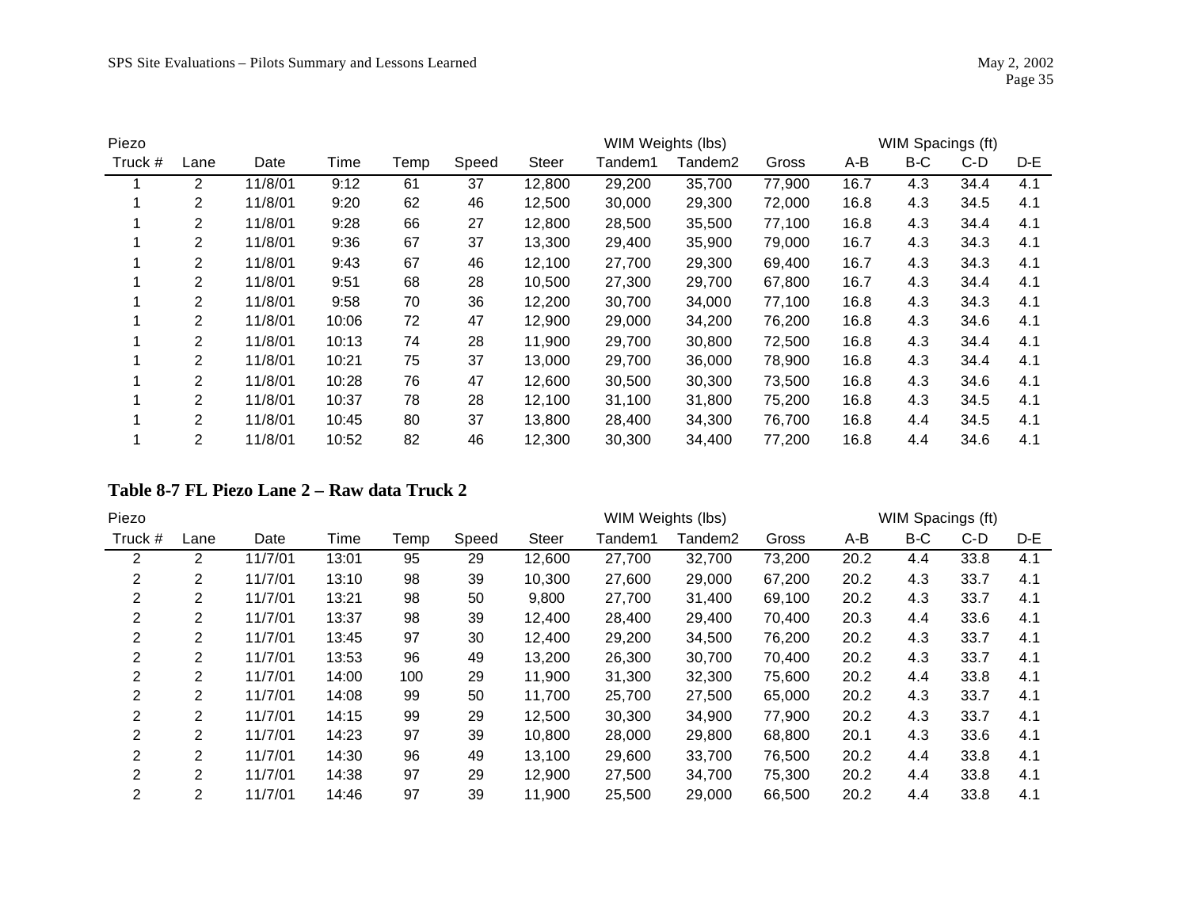| Piezo | | | | | | | WIM Weights (lbs) | | | WIM Spacings (ft) | | | |
|---|---|---|---|---|---|---|---|---|---|---|---|---|---|
| Truck # | Lane | Date | Time | Temp | Speed | Steer | Tandem1 | Tandem2 | Gross | A-B | B-C | C-D | D-E |
| 1 | 2 | 11/8/01 | 9:12 | 61 | 37 | 12,800 | 29,200 | 35,700 | 77,900 | 16.7 | 4.3 | 34.4 | 4.1 |
| 1 | 2 | 11/8/01 | 9:20 | 62 | 46 | 12,500 | 30,000 | 29,300 | 72,000 | 16.8 | 4.3 | 34.5 | 4.1 |
| 1 | 2 | 11/8/01 | 9:28 | 66 | 27 | 12,800 | 28,500 | 35,500 | 77,100 | 16.8 | 4.3 | 34.4 | 4.1 |
| 1 | 2 | 11/8/01 | 9:36 | 67 | 37 | 13,300 | 29,400 | 35,900 | 79,000 | 16.7 | 4.3 | 34.3 | 4.1 |
| 1 | 2 | 11/8/01 | 9:43 | 67 | 46 | 12,100 | 27,700 | 29,300 | 69,400 | 16.7 | 4.3 | 34.3 | 4.1 |
| 1 | 2 | 11/8/01 | 9:51 | 68 | 28 | 10,500 | 27,300 | 29,700 | 67,800 | 16.7 | 4.3 | 34.4 | 4.1 |
| 1 | 2 | 11/8/01 | 9:58 | 70 | 36 | 12,200 | 30,700 | 34,000 | 77,100 | 16.8 | 4.3 | 34.3 | 4.1 |
| 1 | 2 | 11/8/01 | 10:06 | 72 | 47 | 12,900 | 29,000 | 34,200 | 76,200 | 16.8 | 4.3 | 34.6 | 4.1 |
| 1 | 2 | 11/8/01 | 10:13 | 74 | 28 | 11,900 | 29,700 | 30,800 | 72,500 | 16.8 | 4.3 | 34.4 | 4.1 |
| 1 | 2 | 11/8/01 | 10:21 | 75 | 37 | 13,000 | 29,700 | 36,000 | 78,900 | 16.8 | 4.3 | 34.4 | 4.1 |
| 1 | 2 | 11/8/01 | 10:28 | 76 | 47 | 12,600 | 30,500 | 30,300 | 73,500 | 16.8 | 4.3 | 34.6 | 4.1 |
| 1 | 2 | 11/8/01 | 10:37 | 78 | 28 | 12,100 | 31,100 | 31,800 | 75,200 | 16.8 | 4.3 | 34.5 | 4.1 |
| 1 | 2 | 11/8/01 | 10:45 | 80 | 37 | 13,800 | 28,400 | 34,300 | 76,700 | 16.8 | 4.4 | 34.5 | 4.1 |
| 1 | 2 | 11/8/01 | 10:52 | 82 | 46 | 12,300 | 30,300 | 34,400 | 77,200 | 16.8 | 4.4 | 34.6 | 4.1 |

**Table 8-7 FL Piezo Lane 2 – Raw data Truck 2**

| Piezo | | | | | | | WIM Weights (lbs) | | | WIM Spacings (ft) | | | |
|---|---|---|---|---|---|---|---|---|---|---|---|---|---|
| Truck # | Lane | Date | Time | Temp | Speed | Steer | Tandem1 | Tandem2 | Gross | A-B | B-C | C-D | D-E |
| 2 | 2 | 11/7/01 | 13:01 | 95 | 29 | 12,600 | 27,700 | 32,700 | 73,200 | 20.2 | 4.4 | 33.8 | 4.1 |
| 2 | 2 | 11/7/01 | 13:10 | 98 | 39 | 10,300 | 27,600 | 29,000 | 67,200 | 20.2 | 4.3 | 33.7 | 4.1 |
| 2 | 2 | 11/7/01 | 13:21 | 98 | 50 | 9,800 | 27,700 | 31,400 | 69,100 | 20.2 | 4.3 | 33.7 | 4.1 |
| 2 | 2 | 11/7/01 | 13:37 | 98 | 39 | 12,400 | 28,400 | 29,400 | 70,400 | 20.3 | 4.4 | 33.6 | 4.1 |
| 2 | 2 | 11/7/01 | 13:45 | 97 | 30 | 12,400 | 29,200 | 34,500 | 76,200 | 20.2 | 4.3 | 33.7 | 4.1 |
| 2 | 2 | 11/7/01 | 13:53 | 96 | 49 | 13,200 | 26,300 | 30,700 | 70,400 | 20.2 | 4.3 | 33.7 | 4.1 |
| 2 | 2 | 11/7/01 | 14:00 | 100 | 29 | 11,900 | 31,300 | 32,300 | 75,600 | 20.2 | 4.4 | 33.8 | 4.1 |
| 2 | 2 | 11/7/01 | 14:08 | 99 | 50 | 11,700 | 25,700 | 27,500 | 65,000 | 20.2 | 4.3 | 33.7 | 4.1 |
| 2 | 2 | 11/7/01 | 14:15 | 99 | 29 | 12,500 | 30,300 | 34,900 | 77,900 | 20.2 | 4.3 | 33.7 | 4.1 |
| 2 | 2 | 11/7/01 | 14:23 | 97 | 39 | 10,800 | 28,000 | 29,800 | 68,800 | 20.1 | 4.3 | 33.6 | 4.1 |
| 2 | 2 | 11/7/01 | 14:30 | 96 | 49 | 13,100 | 29,600 | 33,700 | 76,500 | 20.2 | 4.4 | 33.8 | 4.1 |
| 2 | 2 | 11/7/01 | 14:38 | 97 | 29 | 12,900 | 27,500 | 34,700 | 75,300 | 20.2 | 4.4 | 33.8 | 4.1 |
| 2 | 2 | 11/7/01 | 14:46 | 97 | 39 | 11,900 | 25,500 | 29,000 | 66,500 | 20.2 | 4.4 | 33.8 | 4.1 |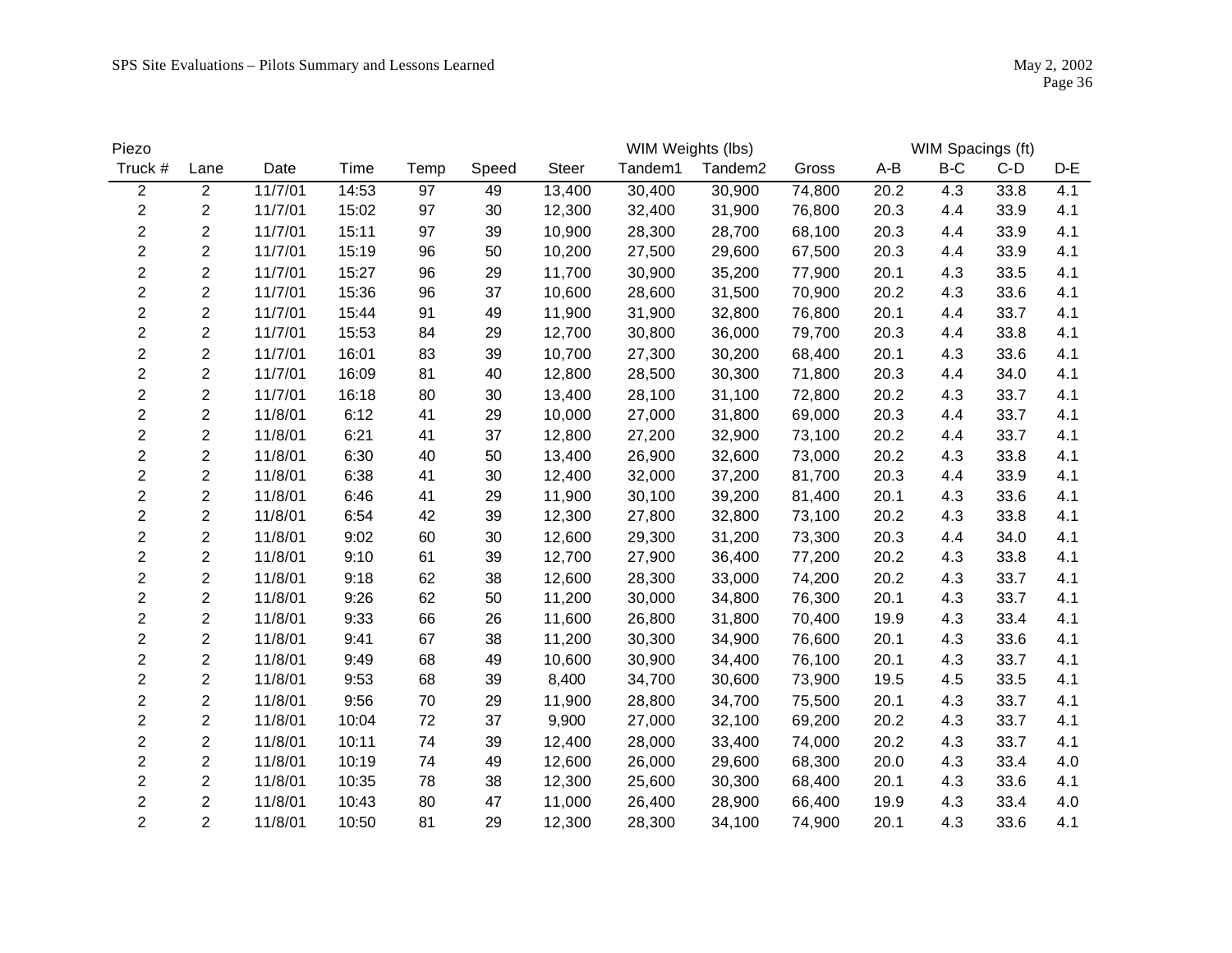| Piezo | | | | | | | WIM Weights (lbs) | | | | WIM Spacings (ft) | | |
|---|---|---|---|---|---|---|---|---|---|---|---|---|---|
| Truck # | Lane | Date | Time | Temp | Speed | Steer | Tandem1 | Tandem2 | Gross | A-B | B-C | C-D | D-E |
| 2 | 2 | 11/7/01 | 14:53 | 97 | 49 | 13,400 | 30,400 | 30,900 | 74,800 | 20.2 | 4.3 | 33.8 | 4.1 |
| 2 | 2 | 11/7/01 | 15:02 | 97 | 30 | 12,300 | 32,400 | 31,900 | 76,800 | 20.3 | 4.4 | 33.9 | 4.1 |
| 2 | 2 | 11/7/01 | 15:11 | 97 | 39 | 10,900 | 28,300 | 28,700 | 68,100 | 20.3 | 4.4 | 33.9 | 4.1 |
| 2 | 2 | 11/7/01 | 15:19 | 96 | 50 | 10,200 | 27,500 | 29,600 | 67,500 | 20.3 | 4.4 | 33.9 | 4.1 |
| 2 | 2 | 11/7/01 | 15:27 | 96 | 29 | 11,700 | 30,900 | 35,200 | 77,900 | 20.1 | 4.3 | 33.5 | 4.1 |
| 2 | 2 | 11/7/01 | 15:36 | 96 | 37 | 10,600 | 28,600 | 31,500 | 70,900 | 20.2 | 4.3 | 33.6 | 4.1 |
| 2 | 2 | 11/7/01 | 15:44 | 91 | 49 | 11,900 | 31,900 | 32,800 | 76,800 | 20.1 | 4.4 | 33.7 | 4.1 |
| 2 | 2 | 11/7/01 | 15:53 | 84 | 29 | 12,700 | 30,800 | 36,000 | 79,700 | 20.3 | 4.4 | 33.8 | 4.1 |
| 2 | 2 | 11/7/01 | 16:01 | 83 | 39 | 10,700 | 27,300 | 30,200 | 68,400 | 20.1 | 4.3 | 33.6 | 4.1 |
| 2 | 2 | 11/7/01 | 16:09 | 81 | 40 | 12,800 | 28,500 | 30,300 | 71,800 | 20.3 | 4.4 | 34.0 | 4.1 |
| 2 | 2 | 11/7/01 | 16:18 | 80 | 30 | 13,400 | 28,100 | 31,100 | 72,800 | 20.2 | 4.3 | 33.7 | 4.1 |
| 2 | 2 | 11/8/01 | 6:12 | 41 | 29 | 10,000 | 27,000 | 31,800 | 69,000 | 20.3 | 4.4 | 33.7 | 4.1 |
| 2 | 2 | 11/8/01 | 6:21 | 41 | 37 | 12,800 | 27,200 | 32,900 | 73,100 | 20.2 | 4.4 | 33.7 | 4.1 |
| 2 | 2 | 11/8/01 | 6:30 | 40 | 50 | 13,400 | 26,900 | 32,600 | 73,000 | 20.2 | 4.3 | 33.8 | 4.1 |
| 2 | 2 | 11/8/01 | 6:38 | 41 | 30 | 12,400 | 32,000 | 37,200 | 81,700 | 20.3 | 4.4 | 33.9 | 4.1 |
| 2 | 2 | 11/8/01 | 6:46 | 41 | 29 | 11,900 | 30,100 | 39,200 | 81,400 | 20.1 | 4.3 | 33.6 | 4.1 |
| 2 | 2 | 11/8/01 | 6:54 | 42 | 39 | 12,300 | 27,800 | 32,800 | 73,100 | 20.2 | 4.3 | 33.8 | 4.1 |
| 2 | 2 | 11/8/01 | 9:02 | 60 | 30 | 12,600 | 29,300 | 31,200 | 73,300 | 20.3 | 4.4 | 34.0 | 4.1 |
| 2 | 2 | 11/8/01 | 9:10 | 61 | 39 | 12,700 | 27,900 | 36,400 | 77,200 | 20.2 | 4.3 | 33.8 | 4.1 |
| 2 | 2 | 11/8/01 | 9:18 | 62 | 38 | 12,600 | 28,300 | 33,000 | 74,200 | 20.2 | 4.3 | 33.7 | 4.1 |
| 2 | 2 | 11/8/01 | 9:26 | 62 | 50 | 11,200 | 30,000 | 34,800 | 76,300 | 20.1 | 4.3 | 33.7 | 4.1 |
| 2 | 2 | 11/8/01 | 9:33 | 66 | 26 | 11,600 | 26,800 | 31,800 | 70,400 | 19.9 | 4.3 | 33.4 | 4.1 |
| 2 | 2 | 11/8/01 | 9:41 | 67 | 38 | 11,200 | 30,300 | 34,900 | 76,600 | 20.1 | 4.3 | 33.6 | 4.1 |
| 2 | 2 | 11/8/01 | 9:49 | 68 | 49 | 10,600 | 30,900 | 34,400 | 76,100 | 20.1 | 4.3 | 33.7 | 4.1 |
| 2 | 2 | 11/8/01 | 9:53 | 68 | 39 | 8,400 | 34,700 | 30,600 | 73,900 | 19.5 | 4.5 | 33.5 | 4.1 |
| 2 | 2 | 11/8/01 | 9:56 | 70 | 29 | 11,900 | 28,800 | 34,700 | 75,500 | 20.1 | 4.3 | 33.7 | 4.1 |
| 2 | 2 | 11/8/01 | 10:04 | 72 | 37 | 9,900 | 27,000 | 32,100 | 69,200 | 20.2 | 4.3 | 33.7 | 4.1 |
| 2 | 2 | 11/8/01 | 10:11 | 74 | 39 | 12,400 | 28,000 | 33,400 | 74,000 | 20.2 | 4.3 | 33.7 | 4.1 |
| 2 | 2 | 11/8/01 | 10:19 | 74 | 49 | 12,600 | 26,000 | 29,600 | 68,300 | 20.0 | 4.3 | 33.4 | 4.0 |
| 2 | 2 | 11/8/01 | 10:35 | 78 | 38 | 12,300 | 25,600 | 30,300 | 68,400 | 20.1 | 4.3 | 33.6 | 4.1 |
| 2 | 2 | 11/8/01 | 10:43 | 80 | 47 | 11,000 | 26,400 | 28,900 | 66,400 | 19.9 | 4.3 | 33.4 | 4.0 |
| 2 | 2 | 11/8/01 | 10:50 | 81 | 29 | 12,300 | 28,300 | 34,100 | 74,900 | 20.1 | 4.3 | 33.6 | 4.1 |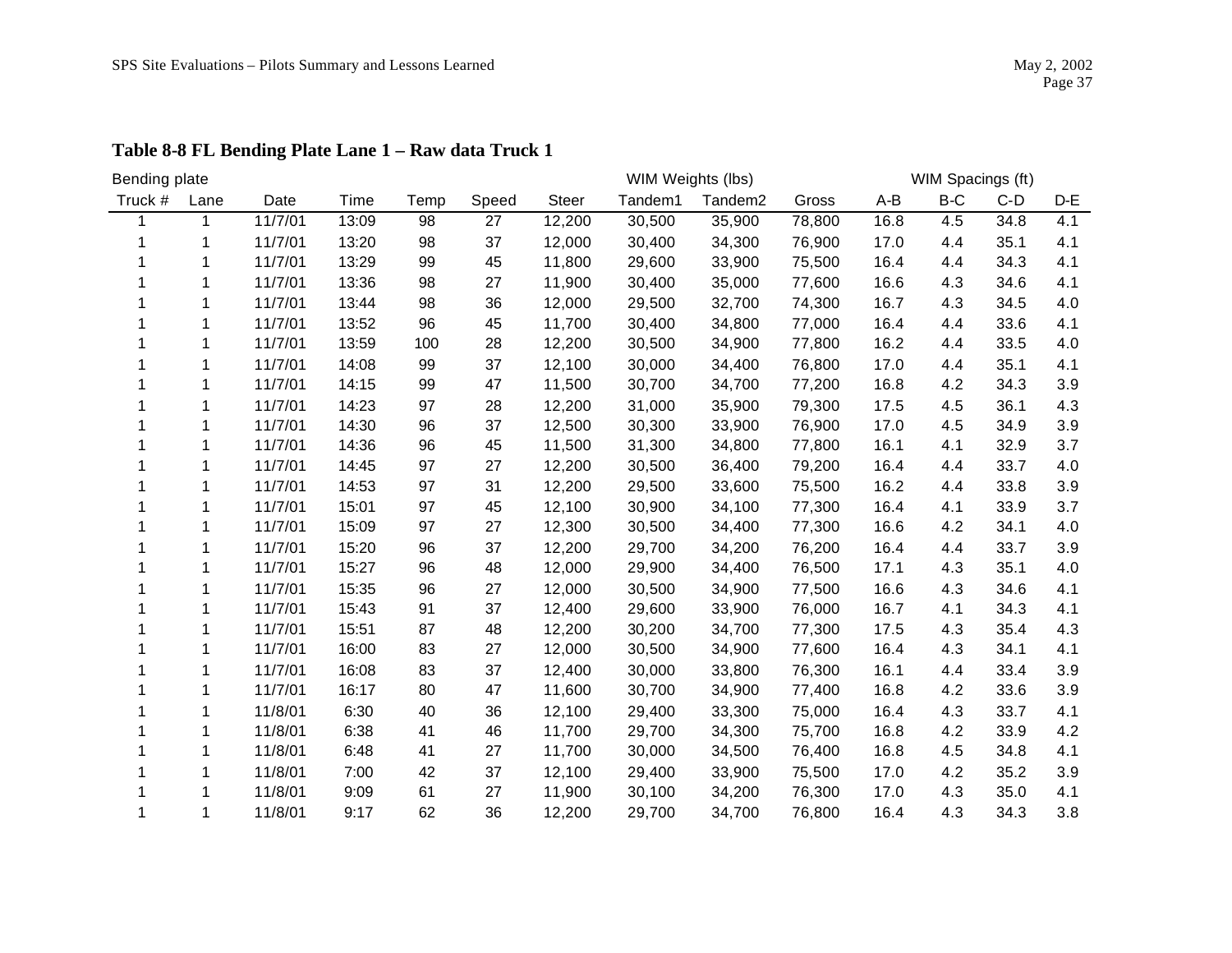**Table 8-8 FL Bending Plate Lane 1 – Raw data Truck 1**

| Bending plate | | | | | | WIM Weights (lbs) | | | | WIM Spacings (ft) | | | |
|---|---|---|---|---|---|---|---|---|---|---|---|---|---|
| Truck # | Lane | Date | Time | Temp | Speed | Steer | Tandem1 | Tandem2 | Gross | A-B | B-C | C-D | D-E |
| 1 | 1 | 11/7/01 | 13:09 | 98 | 27 | 12,200 | 30,500 | 35,900 | 78,800 | 16.8 | 4.5 | 34.8 | 4.1 |
| 1 | 1 | 11/7/01 | 13:20 | 98 | 37 | 12,000 | 30,400 | 34,300 | 76,900 | 17.0 | 4.4 | 35.1 | 4.1 |
| 1 | 1 | 11/7/01 | 13:29 | 99 | 45 | 11,800 | 29,600 | 33,900 | 75,500 | 16.4 | 4.4 | 34.3 | 4.1 |
| 1 | 1 | 11/7/01 | 13:36 | 98 | 27 | 11,900 | 30,400 | 35,000 | 77,600 | 16.6 | 4.3 | 34.6 | 4.1 |
| 1 | 1 | 11/7/01 | 13:44 | 98 | 36 | 12,000 | 29,500 | 32,700 | 74,300 | 16.7 | 4.3 | 34.5 | 4.0 |
| 1 | 1 | 11/7/01 | 13:52 | 96 | 45 | 11,700 | 30,400 | 34,800 | 77,000 | 16.4 | 4.4 | 33.6 | 4.1 |
| 1 | 1 | 11/7/01 | 13:59 | 100 | 28 | 12,200 | 30,500 | 34,900 | 77,800 | 16.2 | 4.4 | 33.5 | 4.0 |
| 1 | 1 | 11/7/01 | 14:08 | 99 | 37 | 12,100 | 30,000 | 34,400 | 76,800 | 17.0 | 4.4 | 35.1 | 4.1 |
| 1 | 1 | 11/7/01 | 14:15 | 99 | 47 | 11,500 | 30,700 | 34,700 | 77,200 | 16.8 | 4.2 | 34.3 | 3.9 |
| 1 | 1 | 11/7/01 | 14:23 | 97 | 28 | 12,200 | 31,000 | 35,900 | 79,300 | 17.5 | 4.5 | 36.1 | 4.3 |
| 1 | 1 | 11/7/01 | 14:30 | 96 | 37 | 12,500 | 30,300 | 33,900 | 76,900 | 17.0 | 4.5 | 34.9 | 3.9 |
| 1 | 1 | 11/7/01 | 14:36 | 96 | 45 | 11,500 | 31,300 | 34,800 | 77,800 | 16.1 | 4.1 | 32.9 | 3.7 |
| 1 | 1 | 11/7/01 | 14:45 | 97 | 27 | 12,200 | 30,500 | 36,400 | 79,200 | 16.4 | 4.4 | 33.7 | 4.0 |
| 1 | 1 | 11/7/01 | 14:53 | 97 | 31 | 12,200 | 29,500 | 33,600 | 75,500 | 16.2 | 4.4 | 33.8 | 3.9 |
| 1 | 1 | 11/7/01 | 15:01 | 97 | 45 | 12,100 | 30,900 | 34,100 | 77,300 | 16.4 | 4.1 | 33.9 | 3.7 |
| 1 | 1 | 11/7/01 | 15:09 | 97 | 27 | 12,300 | 30,500 | 34,400 | 77,300 | 16.6 | 4.2 | 34.1 | 4.0 |
| 1 | 1 | 11/7/01 | 15:20 | 96 | 37 | 12,200 | 29,700 | 34,200 | 76,200 | 16.4 | 4.4 | 33.7 | 3.9 |
| 1 | 1 | 11/7/01 | 15:27 | 96 | 48 | 12,000 | 29,900 | 34,400 | 76,500 | 17.1 | 4.3 | 35.1 | 4.0 |
| 1 | 1 | 11/7/01 | 15:35 | 96 | 27 | 12,000 | 30,500 | 34,900 | 77,500 | 16.6 | 4.3 | 34.6 | 4.1 |
| 1 | 1 | 11/7/01 | 15:43 | 91 | 37 | 12,400 | 29,600 | 33,900 | 76,000 | 16.7 | 4.1 | 34.3 | 4.1 |
| 1 | 1 | 11/7/01 | 15:51 | 87 | 48 | 12,200 | 30,200 | 34,700 | 77,300 | 17.5 | 4.3 | 35.4 | 4.3 |
| 1 | 1 | 11/7/01 | 16:00 | 83 | 27 | 12,000 | 30,500 | 34,900 | 77,600 | 16.4 | 4.3 | 34.1 | 4.1 |
| 1 | 1 | 11/7/01 | 16:08 | 83 | 37 | 12,400 | 30,000 | 33,800 | 76,300 | 16.1 | 4.4 | 33.4 | 3.9 |
| 1 | 1 | 11/7/01 | 16:17 | 80 | 47 | 11,600 | 30,700 | 34,900 | 77,400 | 16.8 | 4.2 | 33.6 | 3.9 |
| 1 | 1 | 11/8/01 | 6:30 | 40 | 36 | 12,100 | 29,400 | 33,300 | 75,000 | 16.4 | 4.3 | 33.7 | 4.1 |
| 1 | 1 | 11/8/01 | 6:38 | 41 | 46 | 11,700 | 29,700 | 34,300 | 75,700 | 16.8 | 4.2 | 33.9 | 4.2 |
| 1 | 1 | 11/8/01 | 6:48 | 41 | 27 | 11,700 | 30,000 | 34,500 | 76,400 | 16.8 | 4.5 | 34.8 | 4.1 |
| 1 | 1 | 11/8/01 | 7:00 | 42 | 37 | 12,100 | 29,400 | 33,900 | 75,500 | 17.0 | 4.2 | 35.2 | 3.9 |
| 1 | 1 | 11/8/01 | 9:09 | 61 | 27 | 11,900 | 30,100 | 34,200 | 76,300 | 17.0 | 4.3 | 35.0 | 4.1 |
| 1 | 1 | 11/8/01 | 9:17 | 62 | 36 | 12,200 | 29,700 | 34,700 | 76,800 | 16.4 | 4.3 | 34.3 | 3.8 |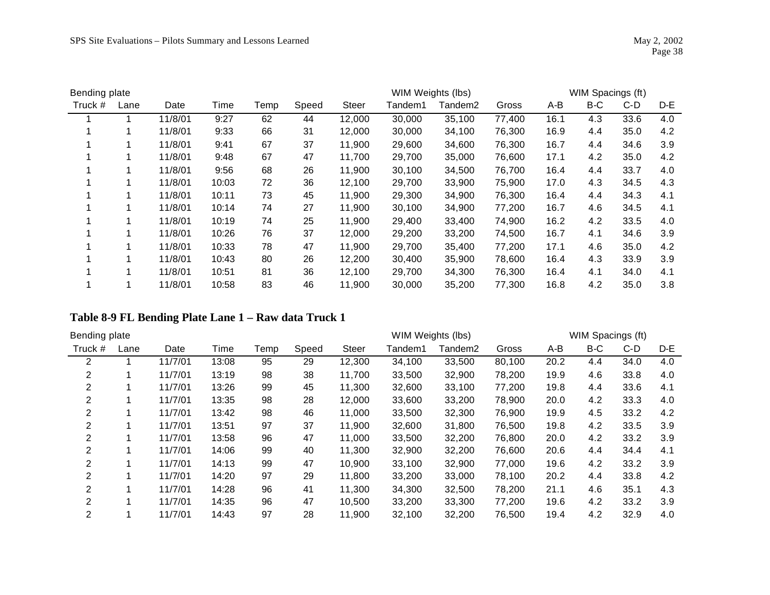| Bending plate | | | | | | | WIM Weights (lbs) | | | WIM Spacings (ft) | | | |
|---|---|---|---|---|---|---|---|---|---|---|---|---|---|
| Truck # | Lane | Date | Time | Temp | Speed | Steer | Tandem1 | Tandem2 | Gross | A-B | B-C | C-D | D-E |
| 1 | 1 | 11/8/01 | 9:27 | 62 | 44 | 12,000 | 30,000 | 35,100 | 77,400 | 16.1 | 4.3 | 33.6 | 4.0 |
| 1 | 1 | 11/8/01 | 9:33 | 66 | 31 | 12,000 | 30,000 | 34,100 | 76,300 | 16.9 | 4.4 | 35.0 | 4.2 |
| 1 | 1 | 11/8/01 | 9:41 | 67 | 37 | 11,900 | 29,600 | 34,600 | 76,300 | 16.7 | 4.4 | 34.6 | 3.9 |
| 1 | 1 | 11/8/01 | 9:48 | 67 | 47 | 11,700 | 29,700 | 35,000 | 76,600 | 17.1 | 4.2 | 35.0 | 4.2 |
| 1 | 1 | 11/8/01 | 9:56 | 68 | 26 | 11,900 | 30,100 | 34,500 | 76,700 | 16.4 | 4.4 | 33.7 | 4.0 |
| 1 | 1 | 11/8/01 | 10:03 | 72 | 36 | 12,100 | 29,700 | 33,900 | 75,900 | 17.0 | 4.3 | 34.5 | 4.3 |
| 1 | 1 | 11/8/01 | 10:11 | 73 | 45 | 11,900 | 29,300 | 34,900 | 76,300 | 16.4 | 4.4 | 34.3 | 4.1 |
| 1 | 1 | 11/8/01 | 10:14 | 74 | 27 | 11,900 | 30,100 | 34,900 | 77,200 | 16.7 | 4.6 | 34.5 | 4.1 |
| 1 | 1 | 11/8/01 | 10:19 | 74 | 25 | 11,900 | 29,400 | 33,400 | 74,900 | 16.2 | 4.2 | 33.5 | 4.0 |
| 1 | 1 | 11/8/01 | 10:26 | 76 | 37 | 12,000 | 29,200 | 33,200 | 74,500 | 16.7 | 4.1 | 34.6 | 3.9 |
| 1 | 1 | 11/8/01 | 10:33 | 78 | 47 | 11,900 | 29,700 | 35,400 | 77,200 | 17.1 | 4.6 | 35.0 | 4.2 |
| 1 | 1 | 11/8/01 | 10:43 | 80 | 26 | 12,200 | 30,400 | 35,900 | 78,600 | 16.4 | 4.3 | 33.9 | 3.9 |
| 1 | 1 | 11/8/01 | 10:51 | 81 | 36 | 12,100 | 29,700 | 34,300 | 76,300 | 16.4 | 4.1 | 34.0 | 4.1 |
| 1 | 1 | 11/8/01 | 10:58 | 83 | 46 | 11,900 | 30,000 | 35,200 | 77,300 | 16.8 | 4.2 | 35.0 | 3.8 |

**Table 8-9 FL Bending Plate Lane 1 – Raw data Truck 1**

| Bending plate | | | | | | | WIM Weights (lbs) | | | WIM Spacings (ft) | | | |
|---|---|---|---|---|---|---|---|---|---|---|---|---|---|
| Truck # | Lane | Date | Time | Temp | Speed | Steer | Tandem1 | Tandem2 | Gross | A-B | B-C | C-D | D-E |
| 2 | 1 | 11/7/01 | 13:08 | 95 | 29 | 12,300 | 34,100 | 33,500 | 80,100 | 20.2 | 4.4 | 34.0 | 4.0 |
| 2 | 1 | 11/7/01 | 13:19 | 98 | 38 | 11,700 | 33,500 | 32,900 | 78,200 | 19.9 | 4.6 | 33.8 | 4.0 |
| 2 | 1 | 11/7/01 | 13:26 | 99 | 45 | 11,300 | 32,600 | 33,100 | 77,200 | 19.8 | 4.4 | 33.6 | 4.1 |
| 2 | 1 | 11/7/01 | 13:35 | 98 | 28 | 12,000 | 33,600 | 33,200 | 78,900 | 20.0 | 4.2 | 33.3 | 4.0 |
| 2 | 1 | 11/7/01 | 13:42 | 98 | 46 | 11,000 | 33,500 | 32,300 | 76,900 | 19.9 | 4.5 | 33.2 | 4.2 |
| 2 | 1 | 11/7/01 | 13:51 | 97 | 37 | 11,900 | 32,600 | 31,800 | 76,500 | 19.8 | 4.2 | 33.5 | 3.9 |
| 2 | 1 | 11/7/01 | 13:58 | 96 | 47 | 11,000 | 33,500 | 32,200 | 76,800 | 20.0 | 4.2 | 33.2 | 3.9 |
| 2 | 1 | 11/7/01 | 14:06 | 99 | 40 | 11,300 | 32,900 | 32,200 | 76,600 | 20.6 | 4.4 | 34.4 | 4.1 |
| 2 | 1 | 11/7/01 | 14:13 | 99 | 47 | 10,900 | 33,100 | 32,900 | 77,000 | 19.6 | 4.2 | 33.2 | 3.9 |
| 2 | 1 | 11/7/01 | 14:20 | 97 | 29 | 11,800 | 33,200 | 33,000 | 78,100 | 20.2 | 4.4 | 33.8 | 4.2 |
| 2 | 1 | 11/7/01 | 14:28 | 96 | 41 | 11,300 | 34,300 | 32,500 | 78,200 | 21.1 | 4.6 | 35.1 | 4.3 |
| 2 | 1 | 11/7/01 | 14:35 | 96 | 47 | 10,500 | 33,200 | 33,300 | 77,200 | 19.6 | 4.2 | 33.2 | 3.9 |
| 2 | 1 | 11/7/01 | 14:43 | 97 | 28 | 11,900 | 32,100 | 32,200 | 76,500 | 19.4 | 4.2 | 32.9 | 4.0 |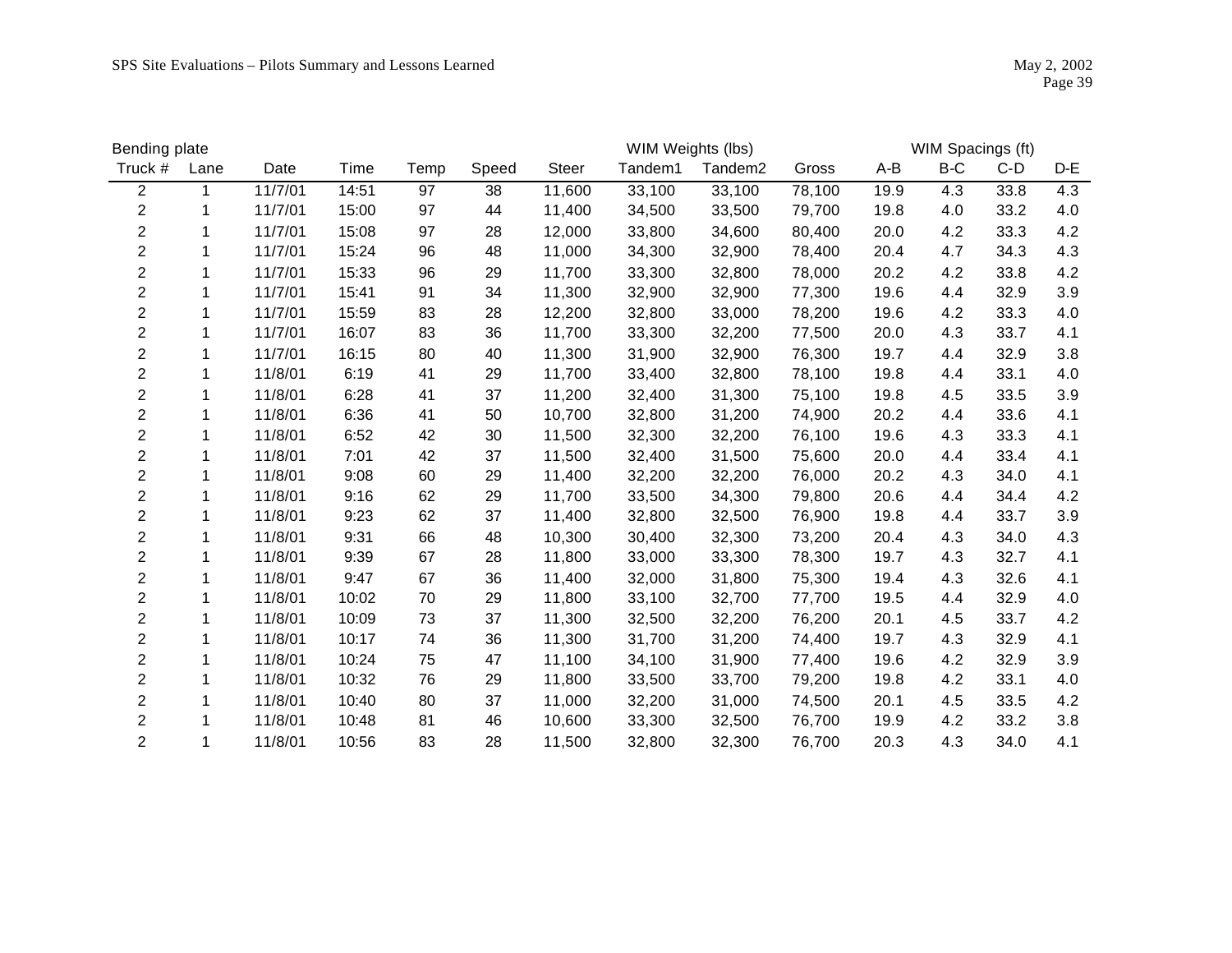| Bending plate | | | | | | | WIM Weights (lbs) | | | | WIM Spacings (ft) | | |
|---|---|---|---|---|---|---|---|---|---|---|---|---|---|
| Truck # | Lane | Date | Time | Temp | Speed | Steer | Tandem1 | Tandem2 | Gross | A-B | B-C | C-D | D-E |
| 2 | 1 | 11/7/01 | 14:51 | 97 | 38 | 11,600 | 33,100 | 33,100 | 78,100 | 19.9 | 4.3 | 33.8 | 4.3 |
| 2 | 1 | 11/7/01 | 15:00 | 97 | 44 | 11,400 | 34,500 | 33,500 | 79,700 | 19.8 | 4.0 | 33.2 | 4.0 |
| 2 | 1 | 11/7/01 | 15:08 | 97 | 28 | 12,000 | 33,800 | 34,600 | 80,400 | 20.0 | 4.2 | 33.3 | 4.2 |
| 2 | 1 | 11/7/01 | 15:24 | 96 | 48 | 11,000 | 34,300 | 32,900 | 78,400 | 20.4 | 4.7 | 34.3 | 4.3 |
| 2 | 1 | 11/7/01 | 15:33 | 96 | 29 | 11,700 | 33,300 | 32,800 | 78,000 | 20.2 | 4.2 | 33.8 | 4.2 |
| 2 | 1 | 11/7/01 | 15:41 | 91 | 34 | 11,300 | 32,900 | 32,900 | 77,300 | 19.6 | 4.4 | 32.9 | 3.9 |
| 2 | 1 | 11/7/01 | 15:59 | 83 | 28 | 12,200 | 32,800 | 33,000 | 78,200 | 19.6 | 4.2 | 33.3 | 4.0 |
| 2 | 1 | 11/7/01 | 16:07 | 83 | 36 | 11,700 | 33,300 | 32,200 | 77,500 | 20.0 | 4.3 | 33.7 | 4.1 |
| 2 | 1 | 11/7/01 | 16:15 | 80 | 40 | 11,300 | 31,900 | 32,900 | 76,300 | 19.7 | 4.4 | 32.9 | 3.8 |
| 2 | 1 | 11/8/01 | 6:19 | 41 | 29 | 11,700 | 33,400 | 32,800 | 78,100 | 19.8 | 4.4 | 33.1 | 4.0 |
| 2 | 1 | 11/8/01 | 6:28 | 41 | 37 | 11,200 | 32,400 | 31,300 | 75,100 | 19.8 | 4.5 | 33.5 | 3.9 |
| 2 | 1 | 11/8/01 | 6:36 | 41 | 50 | 10,700 | 32,800 | 31,200 | 74,900 | 20.2 | 4.4 | 33.6 | 4.1 |
| 2 | 1 | 11/8/01 | 6:52 | 42 | 30 | 11,500 | 32,300 | 32,200 | 76,100 | 19.6 | 4.3 | 33.3 | 4.1 |
| 2 | 1 | 11/8/01 | 7:01 | 42 | 37 | 11,500 | 32,400 | 31,500 | 75,600 | 20.0 | 4.4 | 33.4 | 4.1 |
| 2 | 1 | 11/8/01 | 9:08 | 60 | 29 | 11,400 | 32,200 | 32,200 | 76,000 | 20.2 | 4.3 | 34.0 | 4.1 |
| 2 | 1 | 11/8/01 | 9:16 | 62 | 29 | 11,700 | 33,500 | 34,300 | 79,800 | 20.6 | 4.4 | 34.4 | 4.2 |
| 2 | 1 | 11/8/01 | 9:23 | 62 | 37 | 11,400 | 32,800 | 32,500 | 76,900 | 19.8 | 4.4 | 33.7 | 3.9 |
| 2 | 1 | 11/8/01 | 9:31 | 66 | 48 | 10,300 | 30,400 | 32,300 | 73,200 | 20.4 | 4.3 | 34.0 | 4.3 |
| 2 | 1 | 11/8/01 | 9:39 | 67 | 28 | 11,800 | 33,000 | 33,300 | 78,300 | 19.7 | 4.3 | 32.7 | 4.1 |
| 2 | 1 | 11/8/01 | 9:47 | 67 | 36 | 11,400 | 32,000 | 31,800 | 75,300 | 19.4 | 4.3 | 32.6 | 4.1 |
| 2 | 1 | 11/8/01 | 10:02 | 70 | 29 | 11,800 | 33,100 | 32,700 | 77,700 | 19.5 | 4.4 | 32.9 | 4.0 |
| 2 | 1 | 11/8/01 | 10:09 | 73 | 37 | 11,300 | 32,500 | 32,200 | 76,200 | 20.1 | 4.5 | 33.7 | 4.2 |
| 2 | 1 | 11/8/01 | 10:17 | 74 | 36 | 11,300 | 31,700 | 31,200 | 74,400 | 19.7 | 4.3 | 32.9 | 4.1 |
| 2 | 1 | 11/8/01 | 10:24 | 75 | 47 | 11,100 | 34,100 | 31,900 | 77,400 | 19.6 | 4.2 | 32.9 | 3.9 |
| 2 | 1 | 11/8/01 | 10:32 | 76 | 29 | 11,800 | 33,500 | 33,700 | 79,200 | 19.8 | 4.2 | 33.1 | 4.0 |
| 2 | 1 | 11/8/01 | 10:40 | 80 | 37 | 11,000 | 32,200 | 31,000 | 74,500 | 20.1 | 4.5 | 33.5 | 4.2 |
| 2 | 1 | 11/8/01 | 10:48 | 81 | 46 | 10,600 | 33,300 | 32,500 | 76,700 | 19.9 | 4.2 | 33.2 | 3.8 |
| 2 | 1 | 11/8/01 | 10:56 | 83 | 28 | 11,500 | 32,800 | 32,300 | 76,700 | 20.3 | 4.3 | 34.0 | 4.1 |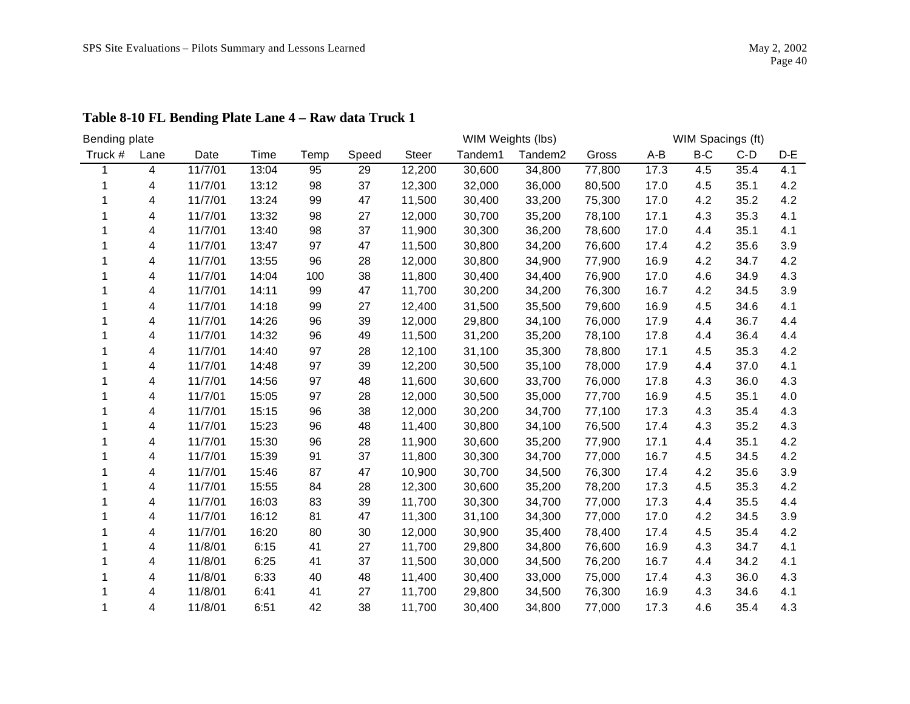**Table 8-10 FL Bending Plate Lane 4 – Raw data Truck 1**

| Bending plate | | | | | | | WIM Weights (lbs) | | | WIM Spacings (ft) | | | |
|---|---|---|---|---|---|---|---|---|---|---|---|---|---|
| Truck # | Lane | Date | Time | Temp | Speed | Steer | Tandem1 | Tandem2 | Gross | A-B | B-C | C-D | D-E |
| 1 | 4 | 11/7/01 | 13:04 | 95 | 29 | 12,200 | 30,600 | 34,800 | 77,800 | 17.3 | 4.5 | 35.4 | 4.1 |
| 1 | 4 | 11/7/01 | 13:12 | 98 | 37 | 12,300 | 32,000 | 36,000 | 80,500 | 17.0 | 4.5 | 35.1 | 4.2 |
| 1 | 4 | 11/7/01 | 13:24 | 99 | 47 | 11,500 | 30,400 | 33,200 | 75,300 | 17.0 | 4.2 | 35.2 | 4.2 |
| 1 | 4 | 11/7/01 | 13:32 | 98 | 27 | 12,000 | 30,700 | 35,200 | 78,100 | 17.1 | 4.3 | 35.3 | 4.1 |
| 1 | 4 | 11/7/01 | 13:40 | 98 | 37 | 11,900 | 30,300 | 36,200 | 78,600 | 17.0 | 4.4 | 35.1 | 4.1 |
| 1 | 4 | 11/7/01 | 13:47 | 97 | 47 | 11,500 | 30,800 | 34,200 | 76,600 | 17.4 | 4.2 | 35.6 | 3.9 |
| 1 | 4 | 11/7/01 | 13:55 | 96 | 28 | 12,000 | 30,800 | 34,900 | 77,900 | 16.9 | 4.2 | 34.7 | 4.2 |
| 1 | 4 | 11/7/01 | 14:04 | 100 | 38 | 11,800 | 30,400 | 34,400 | 76,900 | 17.0 | 4.6 | 34.9 | 4.3 |
| 1 | 4 | 11/7/01 | 14:11 | 99 | 47 | 11,700 | 30,200 | 34,200 | 76,300 | 16.7 | 4.2 | 34.5 | 3.9 |
| 1 | 4 | 11/7/01 | 14:18 | 99 | 27 | 12,400 | 31,500 | 35,500 | 79,600 | 16.9 | 4.5 | 34.6 | 4.1 |
| 1 | 4 | 11/7/01 | 14:26 | 96 | 39 | 12,000 | 29,800 | 34,100 | 76,000 | 17.9 | 4.4 | 36.7 | 4.4 |
| 1 | 4 | 11/7/01 | 14:32 | 96 | 49 | 11,500 | 31,200 | 35,200 | 78,100 | 17.8 | 4.4 | 36.4 | 4.4 |
| 1 | 4 | 11/7/01 | 14:40 | 97 | 28 | 12,100 | 31,100 | 35,300 | 78,800 | 17.1 | 4.5 | 35.3 | 4.2 |
| 1 | 4 | 11/7/01 | 14:48 | 97 | 39 | 12,200 | 30,500 | 35,100 | 78,000 | 17.9 | 4.4 | 37.0 | 4.1 |
| 1 | 4 | 11/7/01 | 14:56 | 97 | 48 | 11,600 | 30,600 | 33,700 | 76,000 | 17.8 | 4.3 | 36.0 | 4.3 |
| 1 | 4 | 11/7/01 | 15:05 | 97 | 28 | 12,000 | 30,500 | 35,000 | 77,700 | 16.9 | 4.5 | 35.1 | 4.0 |
| 1 | 4 | 11/7/01 | 15:15 | 96 | 38 | 12,000 | 30,200 | 34,700 | 77,100 | 17.3 | 4.3 | 35.4 | 4.3 |
| 1 | 4 | 11/7/01 | 15:23 | 96 | 48 | 11,400 | 30,800 | 34,100 | 76,500 | 17.4 | 4.3 | 35.2 | 4.3 |
| 1 | 4 | 11/7/01 | 15:30 | 96 | 28 | 11,900 | 30,600 | 35,200 | 77,900 | 17.1 | 4.4 | 35.1 | 4.2 |
| 1 | 4 | 11/7/01 | 15:39 | 91 | 37 | 11,800 | 30,300 | 34,700 | 77,000 | 16.7 | 4.5 | 34.5 | 4.2 |
| 1 | 4 | 11/7/01 | 15:46 | 87 | 47 | 10,900 | 30,700 | 34,500 | 76,300 | 17.4 | 4.2 | 35.6 | 3.9 |
| 1 | 4 | 11/7/01 | 15:55 | 84 | 28 | 12,300 | 30,600 | 35,200 | 78,200 | 17.3 | 4.5 | 35.3 | 4.2 |
| 1 | 4 | 11/7/01 | 16:03 | 83 | 39 | 11,700 | 30,300 | 34,700 | 77,000 | 17.3 | 4.4 | 35.5 | 4.4 |
| 1 | 4 | 11/7/01 | 16:12 | 81 | 47 | 11,300 | 31,100 | 34,300 | 77,000 | 17.0 | 4.2 | 34.5 | 3.9 |
| 1 | 4 | 11/7/01 | 16:20 | 80 | 30 | 12,000 | 30,900 | 35,400 | 78,400 | 17.4 | 4.5 | 35.4 | 4.2 |
| 1 | 4 | 11/8/01 | 6:15 | 41 | 27 | 11,700 | 29,800 | 34,800 | 76,600 | 16.9 | 4.3 | 34.7 | 4.1 |
| 1 | 4 | 11/8/01 | 6:25 | 41 | 37 | 11,500 | 30,000 | 34,500 | 76,200 | 16.7 | 4.4 | 34.2 | 4.1 |
| 1 | 4 | 11/8/01 | 6:33 | 40 | 48 | 11,400 | 30,400 | 33,000 | 75,000 | 17.4 | 4.3 | 36.0 | 4.3 |
| 1 | 4 | 11/8/01 | 6:41 | 41 | 27 | 11,700 | 29,800 | 34,500 | 76,300 | 16.9 | 4.3 | 34.6 | 4.1 |
| 1 | 4 | 11/8/01 | 6:51 | 42 | 38 | 11,700 | 30,400 | 34,800 | 77,000 | 17.3 | 4.6 | 35.4 | 4.3 |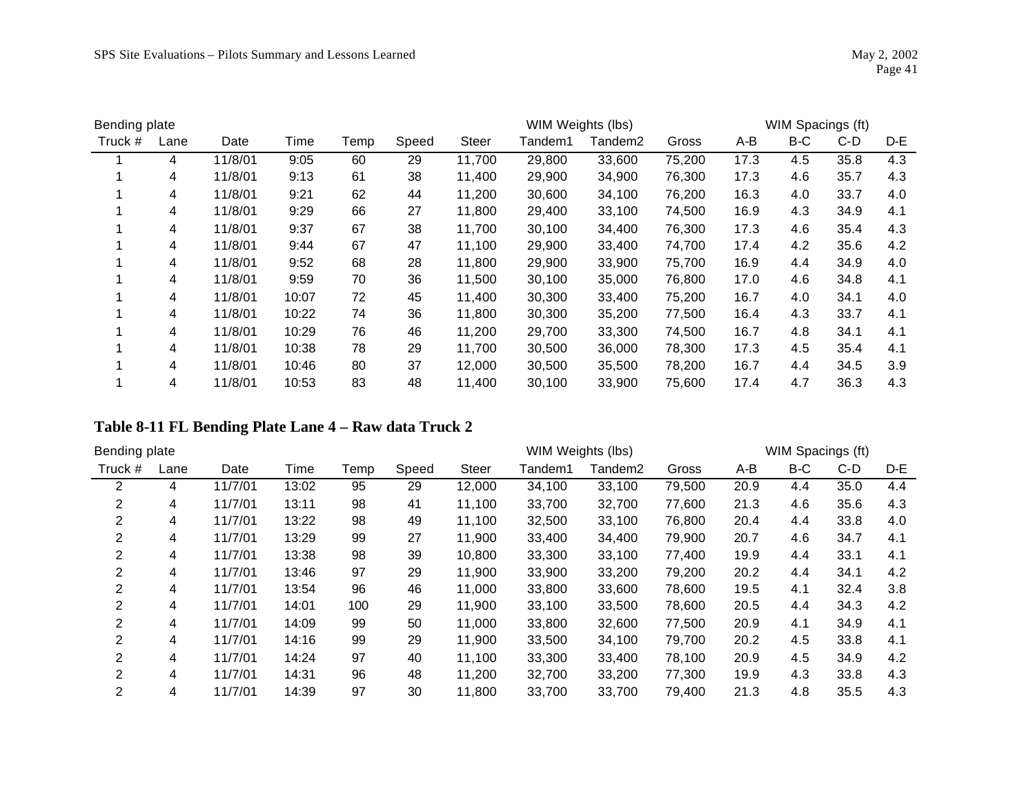| Bending plate | | | | | | | WIM Weights (lbs) | | | | WIM Spacings (ft) | | |
|---|---|---|---|---|---|---|---|---|---|---|---|---|---|
| Truck # | Lane | Date | Time | Temp | Speed | Steer | Tandem1 | Tandem2 | Gross | A-B | B-C | C-D | D-E |
| 1 | 4 | 11/8/01 | 9:05 | 60 | 29 | 11,700 | 29,800 | 33,600 | 75,200 | 17.3 | 4.5 | 35.8 | 4.3 |
| 1 | 4 | 11/8/01 | 9:13 | 61 | 38 | 11,400 | 29,900 | 34,900 | 76,300 | 17.3 | 4.6 | 35.7 | 4.3 |
| 1 | 4 | 11/8/01 | 9:21 | 62 | 44 | 11,200 | 30,600 | 34,100 | 76,200 | 16.3 | 4.0 | 33.7 | 4.0 |
| 1 | 4 | 11/8/01 | 9:29 | 66 | 27 | 11,800 | 29,400 | 33,100 | 74,500 | 16.9 | 4.3 | 34.9 | 4.1 |
| 1 | 4 | 11/8/01 | 9:37 | 67 | 38 | 11,700 | 30,100 | 34,400 | 76,300 | 17.3 | 4.6 | 35.4 | 4.3 |
| 1 | 4 | 11/8/01 | 9:44 | 67 | 47 | 11,100 | 29,900 | 33,400 | 74,700 | 17.4 | 4.2 | 35.6 | 4.2 |
| 1 | 4 | 11/8/01 | 9:52 | 68 | 28 | 11,800 | 29,900 | 33,900 | 75,700 | 16.9 | 4.4 | 34.9 | 4.0 |
| 1 | 4 | 11/8/01 | 9:59 | 70 | 36 | 11,500 | 30,100 | 35,000 | 76,800 | 17.0 | 4.6 | 34.8 | 4.1 |
| 1 | 4 | 11/8/01 | 10:07 | 72 | 45 | 11,400 | 30,300 | 33,400 | 75,200 | 16.7 | 4.0 | 34.1 | 4.0 |
| 1 | 4 | 11/8/01 | 10:22 | 74 | 36 | 11,800 | 30,300 | 35,200 | 77,500 | 16.4 | 4.3 | 33.7 | 4.1 |
| 1 | 4 | 11/8/01 | 10:29 | 76 | 46 | 11,200 | 29,700 | 33,300 | 74,500 | 16.7 | 4.8 | 34.1 | 4.1 |
| 1 | 4 | 11/8/01 | 10:38 | 78 | 29 | 11,700 | 30,500 | 36,000 | 78,300 | 17.3 | 4.5 | 35.4 | 4.1 |
| 1 | 4 | 11/8/01 | 10:46 | 80 | 37 | 12,000 | 30,500 | 35,500 | 78,200 | 16.7 | 4.4 | 34.5 | 3.9 |
| 1 | 4 | 11/8/01 | 10:53 | 83 | 48 | 11,400 | 30,100 | 33,900 | 75,600 | 17.4 | 4.7 | 36.3 | 4.3 |

**Table 8-11 FL Bending Plate Lane 4 – Raw data Truck 2**

| Bending plate | | | | | | | WIM Weights (lbs) | | | | WIM Spacings (ft) | | |
|---|---|---|---|---|---|---|---|---|---|---|---|---|---|
| Truck # | Lane | Date | Time | Temp | Speed | Steer | Tandem1 | Tandem2 | Gross | A-B | B-C | C-D | D-E |
| 2 | 4 | 11/7/01 | 13:02 | 95 | 29 | 12,000 | 34,100 | 33,100 | 79,500 | 20.9 | 4.4 | 35.0 | 4.4 |
| 2 | 4 | 11/7/01 | 13:11 | 98 | 41 | 11,100 | 33,700 | 32,700 | 77,600 | 21.3 | 4.6 | 35.6 | 4.3 |
| 2 | 4 | 11/7/01 | 13:22 | 98 | 49 | 11,100 | 32,500 | 33,100 | 76,800 | 20.4 | 4.4 | 33.8 | 4.0 |
| 2 | 4 | 11/7/01 | 13:29 | 99 | 27 | 11,900 | 33,400 | 34,400 | 79,900 | 20.7 | 4.6 | 34.7 | 4.1 |
| 2 | 4 | 11/7/01 | 13:38 | 98 | 39 | 10,800 | 33,300 | 33,100 | 77,400 | 19.9 | 4.4 | 33.1 | 4.1 |
| 2 | 4 | 11/7/01 | 13:46 | 97 | 29 | 11,900 | 33,900 | 33,200 | 79,200 | 20.2 | 4.4 | 34.1 | 4.2 |
| 2 | 4 | 11/7/01 | 13:54 | 96 | 46 | 11,000 | 33,800 | 33,600 | 78,600 | 19.5 | 4.1 | 32.4 | 3.8 |
| 2 | 4 | 11/7/01 | 14:01 | 100 | 29 | 11,900 | 33,100 | 33,500 | 78,600 | 20.5 | 4.4 | 34.3 | 4.2 |
| 2 | 4 | 11/7/01 | 14:09 | 99 | 50 | 11,000 | 33,800 | 32,600 | 77,500 | 20.9 | 4.1 | 34.9 | 4.1 |
| 2 | 4 | 11/7/01 | 14:16 | 99 | 29 | 11,900 | 33,500 | 34,100 | 79,700 | 20.2 | 4.5 | 33.8 | 4.1 |
| 2 | 4 | 11/7/01 | 14:24 | 97 | 40 | 11,100 | 33,300 | 33,400 | 78,100 | 20.9 | 4.5 | 34.9 | 4.2 |
| 2 | 4 | 11/7/01 | 14:31 | 96 | 48 | 11,200 | 32,700 | 33,200 | 77,300 | 19.9 | 4.3 | 33.8 | 4.3 |
| 2 | 4 | 11/7/01 | 14:39 | 97 | 30 | 11,800 | 33,700 | 33,700 | 79,400 | 21.3 | 4.8 | 35.5 | 4.3 |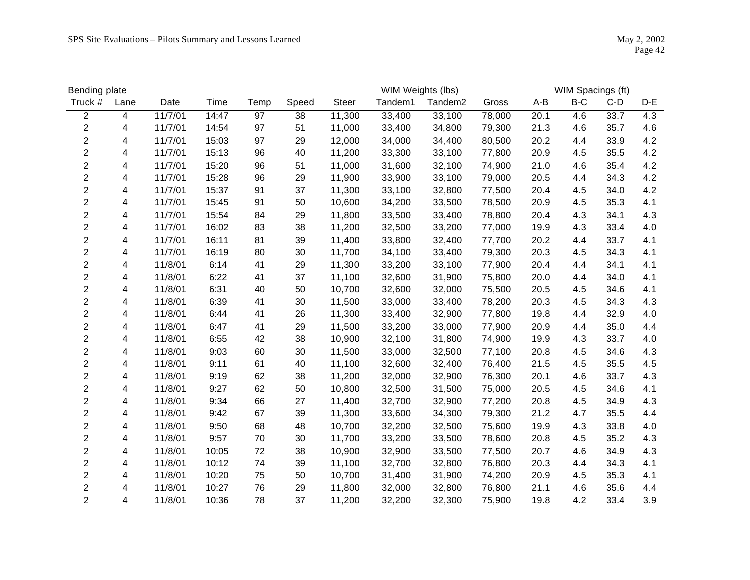| Bending plate | | | | | | | WIM Weights (lbs) | | | WIM Spacings (ft) | | | |
|---|---|---|---|---|---|---|---|---|---|---|---|---|---|
| Truck # | Lane | Date | Time | Temp | Speed | Steer | Tandem1 | Tandem2 | Gross | A-B | B-C | C-D | D-E |
| 2 | 4 | 11/7/01 | 14:47 | 97 | 38 | 11,300 | 33,400 | 33,100 | 78,000 | 20.1 | 4.6 | 33.7 | 4.3 |
| 2 | 4 | 11/7/01 | 14:54 | 97 | 51 | 11,000 | 33,400 | 34,800 | 79,300 | 21.3 | 4.6 | 35.7 | 4.6 |
| 2 | 4 | 11/7/01 | 15:03 | 97 | 29 | 12,000 | 34,000 | 34,400 | 80,500 | 20.2 | 4.4 | 33.9 | 4.2 |
| 2 | 4 | 11/7/01 | 15:13 | 96 | 40 | 11,200 | 33,300 | 33,100 | 77,800 | 20.9 | 4.5 | 35.5 | 4.2 |
| 2 | 4 | 11/7/01 | 15:20 | 96 | 51 | 11,000 | 31,600 | 32,100 | 74,900 | 21.0 | 4.6 | 35.4 | 4.2 |
| 2 | 4 | 11/7/01 | 15:28 | 96 | 29 | 11,900 | 33,900 | 33,100 | 79,000 | 20.5 | 4.4 | 34.3 | 4.2 |
| 2 | 4 | 11/7/01 | 15:37 | 91 | 37 | 11,300 | 33,100 | 32,800 | 77,500 | 20.4 | 4.5 | 34.0 | 4.2 |
| 2 | 4 | 11/7/01 | 15:45 | 91 | 50 | 10,600 | 34,200 | 33,500 | 78,500 | 20.9 | 4.5 | 35.3 | 4.1 |
| 2 | 4 | 11/7/01 | 15:54 | 84 | 29 | 11,800 | 33,500 | 33,400 | 78,800 | 20.4 | 4.3 | 34.1 | 4.3 |
| 2 | 4 | 11/7/01 | 16:02 | 83 | 38 | 11,200 | 32,500 | 33,200 | 77,000 | 19.9 | 4.3 | 33.4 | 4.0 |
| 2 | 4 | 11/7/01 | 16:11 | 81 | 39 | 11,400 | 33,800 | 32,400 | 77,700 | 20.2 | 4.4 | 33.7 | 4.1 |
| 2 | 4 | 11/7/01 | 16:19 | 80 | 30 | 11,700 | 34,100 | 33,400 | 79,300 | 20.3 | 4.5 | 34.3 | 4.1 |
| 2 | 4 | 11/8/01 | 6:14 | 41 | 29 | 11,300 | 33,200 | 33,100 | 77,900 | 20.4 | 4.4 | 34.1 | 4.1 |
| 2 | 4 | 11/8/01 | 6:22 | 41 | 37 | 11,100 | 32,600 | 31,900 | 75,800 | 20.0 | 4.4 | 34.0 | 4.1 |
| 2 | 4 | 11/8/01 | 6:31 | 40 | 50 | 10,700 | 32,600 | 32,000 | 75,500 | 20.5 | 4.5 | 34.6 | 4.1 |
| 2 | 4 | 11/8/01 | 6:39 | 41 | 30 | 11,500 | 33,000 | 33,400 | 78,200 | 20.3 | 4.5 | 34.3 | 4.3 |
| 2 | 4 | 11/8/01 | 6:44 | 41 | 26 | 11,300 | 33,400 | 32,900 | 77,800 | 19.8 | 4.4 | 32.9 | 4.0 |
| 2 | 4 | 11/8/01 | 6:47 | 41 | 29 | 11,500 | 33,200 | 33,000 | 77,900 | 20.9 | 4.4 | 35.0 | 4.4 |
| 2 | 4 | 11/8/01 | 6:55 | 42 | 38 | 10,900 | 32,100 | 31,800 | 74,900 | 19.9 | 4.3 | 33.7 | 4.0 |
| 2 | 4 | 11/8/01 | 9:03 | 60 | 30 | 11,500 | 33,000 | 32,500 | 77,100 | 20.8 | 4.5 | 34.6 | 4.3 |
| 2 | 4 | 11/8/01 | 9:11 | 61 | 40 | 11,100 | 32,600 | 32,400 | 76,400 | 21.5 | 4.5 | 35.5 | 4.5 |
| 2 | 4 | 11/8/01 | 9:19 | 62 | 38 | 11,200 | 32,000 | 32,900 | 76,300 | 20.1 | 4.6 | 33.7 | 4.3 |
| 2 | 4 | 11/8/01 | 9:27 | 62 | 50 | 10,800 | 32,500 | 31,500 | 75,000 | 20.5 | 4.5 | 34.6 | 4.1 |
| 2 | 4 | 11/8/01 | 9:34 | 66 | 27 | 11,400 | 32,700 | 32,900 | 77,200 | 20.8 | 4.5 | 34.9 | 4.3 |
| 2 | 4 | 11/8/01 | 9:42 | 67 | 39 | 11,300 | 33,600 | 34,300 | 79,300 | 21.2 | 4.7 | 35.5 | 4.4 |
| 2 | 4 | 11/8/01 | 9:50 | 68 | 48 | 10,700 | 32,200 | 32,500 | 75,600 | 19.9 | 4.3 | 33.8 | 4.0 |
| 2 | 4 | 11/8/01 | 9:57 | 70 | 30 | 11,700 | 33,200 | 33,500 | 78,600 | 20.8 | 4.5 | 35.2 | 4.3 |
| 2 | 4 | 11/8/01 | 10:05 | 72 | 38 | 10,900 | 32,900 | 33,500 | 77,500 | 20.7 | 4.6 | 34.9 | 4.3 |
| 2 | 4 | 11/8/01 | 10:12 | 74 | 39 | 11,100 | 32,700 | 32,800 | 76,800 | 20.3 | 4.4 | 34.3 | 4.1 |
| 2 | 4 | 11/8/01 | 10:20 | 75 | 50 | 10,700 | 31,400 | 31,900 | 74,200 | 20.9 | 4.5 | 35.3 | 4.1 |
| 2 | 4 | 11/8/01 | 10:27 | 76 | 29 | 11,800 | 32,000 | 32,800 | 76,800 | 21.1 | 4.6 | 35.6 | 4.4 |
| 2 | 4 | 11/8/01 | 10:36 | 78 | 37 | 11,200 | 32,200 | 32,300 | 75,900 | 19.8 | 4.2 | 33.4 | 3.9 |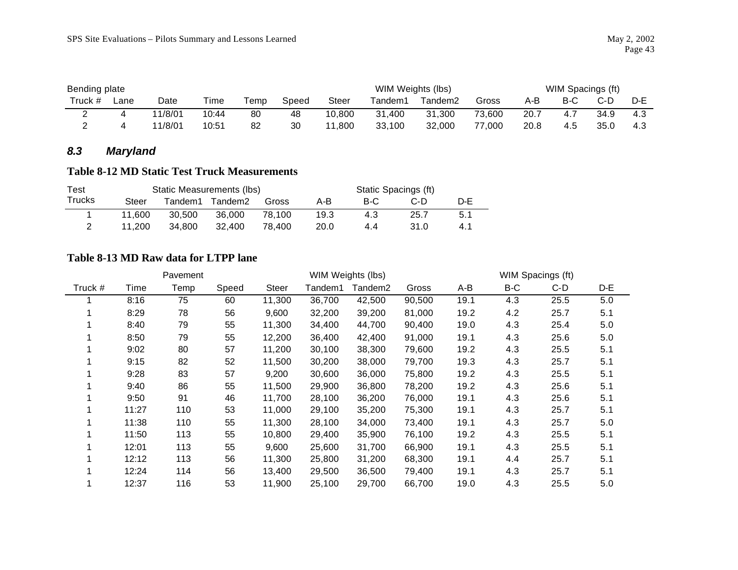| Bending plate | | | | | | WIM Weights (lbs) | | | | WIM Spacings (ft) | | | |
|---|---|---|---|---|---|---|---|---|---|---|---|---|---|
| Truck # | Lane | Date | Time | Temp | Speed | Steer | Tandem1 | Tandem2 | Gross | A-B | B-C | C-D | D-E |
| 2 | 4 | 11/8/01 | 10:44 | 80 | 48 | 10,800 | 31,400 | 31,300 | 73,600 | 20.7 | 4.7 | 34.9 | 4.3 |
| 2 | 4 | 11/8/01 | 10:51 | 82 | 30 | 11,800 | 33,100 | 32,000 | 77,000 | 20.8 | 4.5 | 35.0 | 4.3 |

## *8.3 Maryland*

### Table 8-12 MD Static Test Truck Measurements

| Test | Static Measurements (lbs) | | | | Static Spacings (ft) | | | |
|---|---|---|---|---|---|---|---|---|
| Trucks | Steer | Tandem1 | Tandem2 | Gross | A-B | B-C | C-D | D-E |
| 1 | 11,600 | 30,500 | 36,000 | 78,100 | 19.3 | 4.3 | 25.7 | 5.1 |
| 2 | 11,200 | 34,800 | 32,400 | 78,400 | 20.0 | 4.4 | 31.0 | 4.1 |

### Table 8-13 MD Raw data for LTPP lane

| | | Pavement | | | WIM Weights (lbs) | | | WIM Spacings (ft) | | | |
|---|---|---|---|---|---|---|---|---|---|---|---|
| Truck # | Time | Temp | Speed | Steer | Tandem1 | Tandem2 | Gross | A-B | B-C | C-D | D-E |
| 1 | 8:16 | 75 | 60 | 11,300 | 36,700 | 42,500 | 90,500 | 19.1 | 4.3 | 25.5 | 5.0 |
| 1 | 8:29 | 78 | 56 | 9,600 | 32,200 | 39,200 | 81,000 | 19.2 | 4.2 | 25.7 | 5.1 |
| 1 | 8:40 | 79 | 55 | 11,300 | 34,400 | 44,700 | 90,400 | 19.0 | 4.3 | 25.4 | 5.0 |
| 1 | 8:50 | 79 | 55 | 12,200 | 36,400 | 42,400 | 91,000 | 19.1 | 4.3 | 25.6 | 5.0 |
| 1 | 9:02 | 80 | 57 | 11,200 | 30,100 | 38,300 | 79,600 | 19.2 | 4.3 | 25.5 | 5.1 |
| 1 | 9:15 | 82 | 52 | 11,500 | 30,200 | 38,000 | 79,700 | 19.3 | 4.3 | 25.7 | 5.1 |
| 1 | 9:28 | 83 | 57 | 9,200 | 30,600 | 36,000 | 75,800 | 19.2 | 4.3 | 25.5 | 5.1 |
| 1 | 9:40 | 86 | 55 | 11,500 | 29,900 | 36,800 | 78,200 | 19.2 | 4.3 | 25.6 | 5.1 |
| 1 | 9:50 | 91 | 46 | 11,700 | 28,100 | 36,200 | 76,000 | 19.1 | 4.3 | 25.6 | 5.1 |
| 1 | 11:27 | 110 | 53 | 11,000 | 29,100 | 35,200 | 75,300 | 19.1 | 4.3 | 25.7 | 5.1 |
| 1 | 11:38 | 110 | 55 | 11,300 | 28,100 | 34,000 | 73,400 | 19.1 | 4.3 | 25.7 | 5.0 |
| 1 | 11:50 | 113 | 55 | 10,800 | 29,400 | 35,900 | 76,100 | 19.2 | 4.3 | 25.5 | 5.1 |
| 1 | 12:01 | 113 | 55 | 9,600 | 25,600 | 31,700 | 66,900 | 19.1 | 4.3 | 25.5 | 5.1 |
| 1 | 12:12 | 113 | 56 | 11,300 | 25,800 | 31,200 | 68,300 | 19.1 | 4.4 | 25.7 | 5.1 |
| 1 | 12:24 | 114 | 56 | 13,400 | 29,500 | 36,500 | 79,400 | 19.1 | 4.3 | 25.7 | 5.1 |
| 1 | 12:37 | 116 | 53 | 11,900 | 25,100 | 29,700 | 66,700 | 19.0 | 4.3 | 25.5 | 5.0 |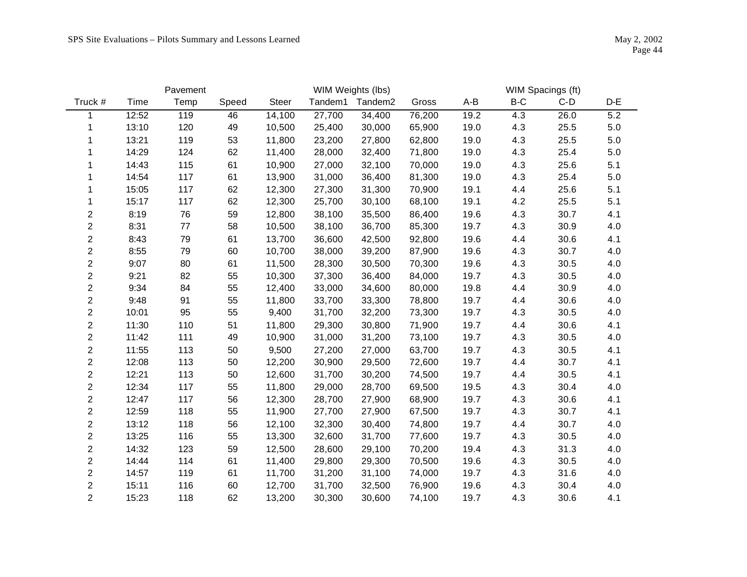| Truck # | Time | Pavement Temp | Speed | WIM Weights (lbs) Steer | Tandem1 | Tandem2 | Gross | WIM Spacings (ft) A-B | B-C | C-D | D-E |
|---|---|---|---|---|---|---|---|---|---|---|---|
| 1 | 12:52 | 119 | 46 | 14,100 | 27,700 | 34,400 | 76,200 | 19.2 | 4.3 | 26.0 | 5.2 |
| 1 | 13:10 | 120 | 49 | 10,500 | 25,400 | 30,000 | 65,900 | 19.0 | 4.3 | 25.5 | 5.0 |
| 1 | 13:21 | 119 | 53 | 11,800 | 23,200 | 27,800 | 62,800 | 19.0 | 4.3 | 25.5 | 5.0 |
| 1 | 14:29 | 124 | 62 | 11,400 | 28,000 | 32,400 | 71,800 | 19.0 | 4.3 | 25.4 | 5.0 |
| 1 | 14:43 | 115 | 61 | 10,900 | 27,000 | 32,100 | 70,000 | 19.0 | 4.3 | 25.6 | 5.1 |
| 1 | 14:54 | 117 | 61 | 13,900 | 31,000 | 36,400 | 81,300 | 19.0 | 4.3 | 25.4 | 5.0 |
| 1 | 15:05 | 117 | 62 | 12,300 | 27,300 | 31,300 | 70,900 | 19.1 | 4.4 | 25.6 | 5.1 |
| 1 | 15:17 | 117 | 62 | 12,300 | 25,700 | 30,100 | 68,100 | 19.1 | 4.2 | 25.5 | 5.1 |
| 2 | 8:19 | 76 | 59 | 12,800 | 38,100 | 35,500 | 86,400 | 19.6 | 4.3 | 30.7 | 4.1 |
| 2 | 8:31 | 77 | 58 | 10,500 | 38,100 | 36,700 | 85,300 | 19.7 | 4.3 | 30.9 | 4.0 |
| 2 | 8:43 | 79 | 61 | 13,700 | 36,600 | 42,500 | 92,800 | 19.6 | 4.4 | 30.6 | 4.1 |
| 2 | 8:55 | 79 | 60 | 10,700 | 38,000 | 39,200 | 87,900 | 19.6 | 4.3 | 30.7 | 4.0 |
| 2 | 9:07 | 80 | 61 | 11,500 | 28,300 | 30,500 | 70,300 | 19.6 | 4.3 | 30.5 | 4.0 |
| 2 | 9:21 | 82 | 55 | 10,300 | 37,300 | 36,400 | 84,000 | 19.7 | 4.3 | 30.5 | 4.0 |
| 2 | 9:34 | 84 | 55 | 12,400 | 33,000 | 34,600 | 80,000 | 19.8 | 4.4 | 30.9 | 4.0 |
| 2 | 9:48 | 91 | 55 | 11,800 | 33,700 | 33,300 | 78,800 | 19.7 | 4.4 | 30.6 | 4.0 |
| 2 | 10:01 | 95 | 55 | 9,400 | 31,700 | 32,200 | 73,300 | 19.7 | 4.3 | 30.5 | 4.0 |
| 2 | 11:30 | 110 | 51 | 11,800 | 29,300 | 30,800 | 71,900 | 19.7 | 4.4 | 30.6 | 4.1 |
| 2 | 11:42 | 111 | 49 | 10,900 | 31,000 | 31,200 | 73,100 | 19.7 | 4.3 | 30.5 | 4.0 |
| 2 | 11:55 | 113 | 50 | 9,500 | 27,200 | 27,000 | 63,700 | 19.7 | 4.3 | 30.5 | 4.1 |
| 2 | 12:08 | 113 | 50 | 12,200 | 30,900 | 29,500 | 72,600 | 19.7 | 4.4 | 30.7 | 4.1 |
| 2 | 12:21 | 113 | 50 | 12,600 | 31,700 | 30,200 | 74,500 | 19.7 | 4.4 | 30.5 | 4.1 |
| 2 | 12:34 | 117 | 55 | 11,800 | 29,000 | 28,700 | 69,500 | 19.5 | 4.3 | 30.4 | 4.0 |
| 2 | 12:47 | 117 | 56 | 12,300 | 28,700 | 27,900 | 68,900 | 19.7 | 4.3 | 30.6 | 4.1 |
| 2 | 12:59 | 118 | 55 | 11,900 | 27,700 | 27,900 | 67,500 | 19.7 | 4.3 | 30.7 | 4.1 |
| 2 | 13:12 | 118 | 56 | 12,100 | 32,300 | 30,400 | 74,800 | 19.7 | 4.4 | 30.7 | 4.0 |
| 2 | 13:25 | 116 | 55 | 13,300 | 32,600 | 31,700 | 77,600 | 19.7 | 4.3 | 30.5 | 4.0 |
| 2 | 14:32 | 123 | 59 | 12,500 | 28,600 | 29,100 | 70,200 | 19.4 | 4.3 | 31.3 | 4.0 |
| 2 | 14:44 | 114 | 61 | 11,400 | 29,800 | 29,300 | 70,500 | 19.6 | 4.3 | 30.5 | 4.0 |
| 2 | 14:57 | 119 | 61 | 11,700 | 31,200 | 31,100 | 74,000 | 19.7 | 4.3 | 31.6 | 4.0 |
| 2 | 15:11 | 116 | 60 | 12,700 | 31,700 | 32,500 | 76,900 | 19.6 | 4.3 | 30.4 | 4.0 |
| 2 | 15:23 | 118 | 62 | 13,200 | 30,300 | 30,600 | 74,100 | 19.7 | 4.3 | 30.6 | 4.1 |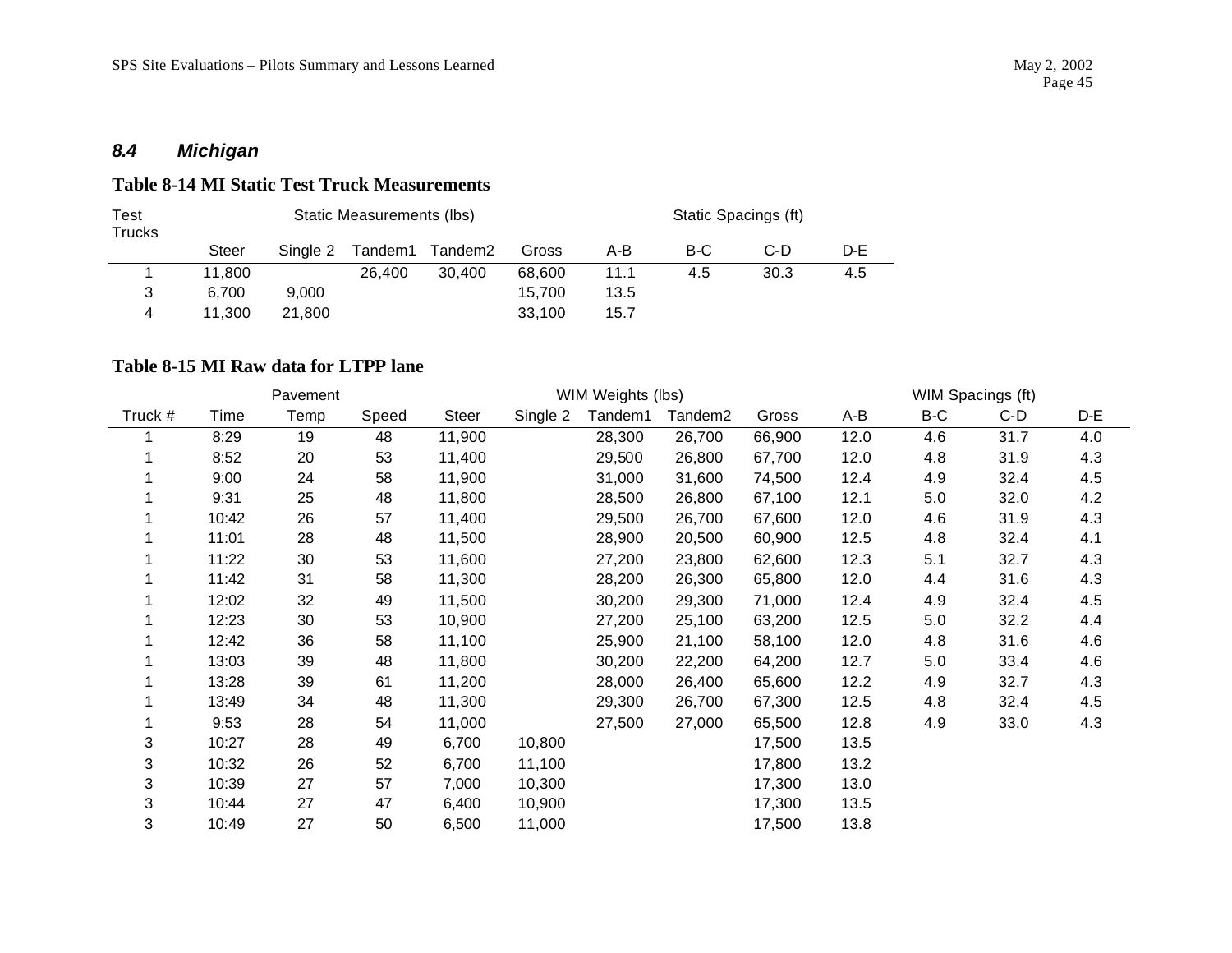### *8.4 Michigan*

**Table 8-14 MI Static Test Truck Measurements**

| Test Trucks | Static Measurements (lbs) | | | | | Static Spacings (ft) | | | |
|---|---|---|---|---|---|---|---|---|---|
| | Steer | Single 2 | Tandem1 | Tandem2 | Gross | A-B | B-C | C-D | D-E |
| 1 | 11,800 | | 26,400 | 30,400 | 68,600 | 11.1 | 4.5 | 30.3 | 4.5 |
| 3 | 6,700 | 9,000 | | | 15,700 | 13.5 | | | |
| 4 | 11,300 | 21,800 | | | 33,100 | 15.7 | | | |

**Table 8-15 MI Raw data for LTPP lane**

| | | Pavement | | WIM Weights (lbs) | | | | | WIM Spacings (ft) | | | |
|---|---|---|---|---|---|---|---|---|---|---|---|---|
| Truck # | Time | Temp | Speed | Steer | Single 2 | Tandem1 | Tandem2 | Gross | A-B | B-C | C-D | D-E |
| 1 | 8:29 | 19 | 48 | 11,900 | | 28,300 | 26,700 | 66,900 | 12.0 | 4.6 | 31.7 | 4.0 |
| 1 | 8:52 | 20 | 53 | 11,400 | | 29,500 | 26,800 | 67,700 | 12.0 | 4.8 | 31.9 | 4.3 |
| 1 | 9:00 | 24 | 58 | 11,900 | | 31,000 | 31,600 | 74,500 | 12.4 | 4.9 | 32.4 | 4.5 |
| 1 | 9:31 | 25 | 48 | 11,800 | | 28,500 | 26,800 | 67,100 | 12.1 | 5.0 | 32.0 | 4.2 |
| 1 | 10:42 | 26 | 57 | 11,400 | | 29,500 | 26,700 | 67,600 | 12.0 | 4.6 | 31.9 | 4.3 |
| 1 | 11:01 | 28 | 48 | 11,500 | | 28,900 | 20,500 | 60,900 | 12.5 | 4.8 | 32.4 | 4.1 |
| 1 | 11:22 | 30 | 53 | 11,600 | | 27,200 | 23,800 | 62,600 | 12.3 | 5.1 | 32.7 | 4.3 |
| 1 | 11:42 | 31 | 58 | 11,300 | | 28,200 | 26,300 | 65,800 | 12.0 | 4.4 | 31.6 | 4.3 |
| 1 | 12:02 | 32 | 49 | 11,500 | | 30,200 | 29,300 | 71,000 | 12.4 | 4.9 | 32.4 | 4.5 |
| 1 | 12:23 | 30 | 53 | 10,900 | | 27,200 | 25,100 | 63,200 | 12.5 | 5.0 | 32.2 | 4.4 |
| 1 | 12:42 | 36 | 58 | 11,100 | | 25,900 | 21,100 | 58,100 | 12.0 | 4.8 | 31.6 | 4.6 |
| 1 | 13:03 | 39 | 48 | 11,800 | | 30,200 | 22,200 | 64,200 | 12.7 | 5.0 | 33.4 | 4.6 |
| 1 | 13:28 | 39 | 61 | 11,200 | | 28,000 | 26,400 | 65,600 | 12.2 | 4.9 | 32.7 | 4.3 |
| 1 | 13:49 | 34 | 48 | 11,300 | | 29,300 | 26,700 | 67,300 | 12.5 | 4.8 | 32.4 | 4.5 |
| 1 | 9:53 | 28 | 54 | 11,000 | | 27,500 | 27,000 | 65,500 | 12.8 | 4.9 | 33.0 | 4.3 |
| 3 | 10:27 | 28 | 49 | 6,700 | 10,800 | | | 17,500 | 13.5 | | | |
| 3 | 10:32 | 26 | 52 | 6,700 | 11,100 | | | 17,800 | 13.2 | | | |
| 3 | 10:39 | 27 | 57 | 7,000 | 10,300 | | | 17,300 | 13.0 | | | |
| 3 | 10:44 | 27 | 47 | 6,400 | 10,900 | | | 17,300 | 13.5 | | | |
| 3 | 10:49 | 27 | 50 | 6,500 | 11,000 | | | 17,500 | 13.8 | | | |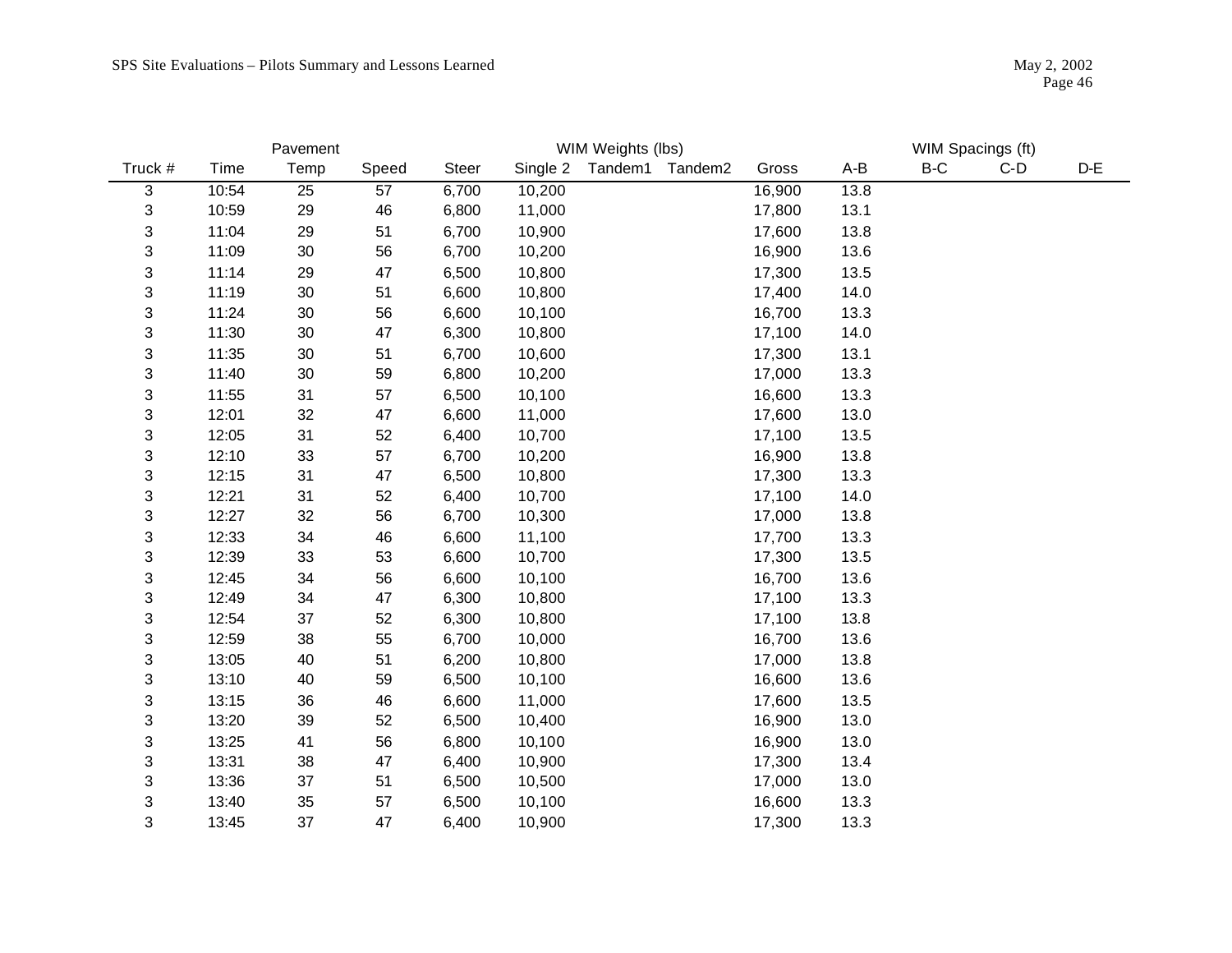| Truck # | Time | Pavement Temp | Speed | WIM Weights (lbs) Steer | Single 2 | Tandem1 | Tandem2 | Gross | WIM Spacings (ft) A-B | B-C | C-D | D-E |
|---|---|---|---|---|---|---|---|---|---|---|---|---|
| 3 | 10:54 | 25 | 57 | 6,700 | 10,200 | | | 16,900 | 13.8 | | | |
| 3 | 10:59 | 29 | 46 | 6,800 | 11,000 | | | 17,800 | 13.1 | | | |
| 3 | 11:04 | 29 | 51 | 6,700 | 10,900 | | | 17,600 | 13.8 | | | |
| 3 | 11:09 | 30 | 56 | 6,700 | 10,200 | | | 16,900 | 13.6 | | | |
| 3 | 11:14 | 29 | 47 | 6,500 | 10,800 | | | 17,300 | 13.5 | | | |
| 3 | 11:19 | 30 | 51 | 6,600 | 10,800 | | | 17,400 | 14.0 | | | |
| 3 | 11:24 | 30 | 56 | 6,600 | 10,100 | | | 16,700 | 13.3 | | | |
| 3 | 11:30 | 30 | 47 | 6,300 | 10,800 | | | 17,100 | 14.0 | | | |
| 3 | 11:35 | 30 | 51 | 6,700 | 10,600 | | | 17,300 | 13.1 | | | |
| 3 | 11:40 | 30 | 59 | 6,800 | 10,200 | | | 17,000 | 13.3 | | | |
| 3 | 11:55 | 31 | 57 | 6,500 | 10,100 | | | 16,600 | 13.3 | | | |
| 3 | 12:01 | 32 | 47 | 6,600 | 11,000 | | | 17,600 | 13.0 | | | |
| 3 | 12:05 | 31 | 52 | 6,400 | 10,700 | | | 17,100 | 13.5 | | | |
| 3 | 12:10 | 33 | 57 | 6,700 | 10,200 | | | 16,900 | 13.8 | | | |
| 3 | 12:15 | 31 | 47 | 6,500 | 10,800 | | | 17,300 | 13.3 | | | |
| 3 | 12:21 | 31 | 52 | 6,400 | 10,700 | | | 17,100 | 14.0 | | | |
| 3 | 12:27 | 32 | 56 | 6,700 | 10,300 | | | 17,000 | 13.8 | | | |
| 3 | 12:33 | 34 | 46 | 6,600 | 11,100 | | | 17,700 | 13.3 | | | |
| 3 | 12:39 | 33 | 53 | 6,600 | 10,700 | | | 17,300 | 13.5 | | | |
| 3 | 12:45 | 34 | 56 | 6,600 | 10,100 | | | 16,700 | 13.6 | | | |
| 3 | 12:49 | 34 | 47 | 6,300 | 10,800 | | | 17,100 | 13.3 | | | |
| 3 | 12:54 | 37 | 52 | 6,300 | 10,800 | | | 17,100 | 13.8 | | | |
| 3 | 12:59 | 38 | 55 | 6,700 | 10,000 | | | 16,700 | 13.6 | | | |
| 3 | 13:05 | 40 | 51 | 6,200 | 10,800 | | | 17,000 | 13.8 | | | |
| 3 | 13:10 | 40 | 59 | 6,500 | 10,100 | | | 16,600 | 13.6 | | | |
| 3 | 13:15 | 36 | 46 | 6,600 | 11,000 | | | 17,600 | 13.5 | | | |
| 3 | 13:20 | 39 | 52 | 6,500 | 10,400 | | | 16,900 | 13.0 | | | |
| 3 | 13:25 | 41 | 56 | 6,800 | 10,100 | | | 16,900 | 13.0 | | | |
| 3 | 13:31 | 38 | 47 | 6,400 | 10,900 | | | 17,300 | 13.4 | | | |
| 3 | 13:36 | 37 | 51 | 6,500 | 10,500 | | | 17,000 | 13.0 | | | |
| 3 | 13:40 | 35 | 57 | 6,500 | 10,100 | | | 16,600 | 13.3 | | | |
| 3 | 13:45 | 37 | 47 | 6,400 | 10,900 | | | 17,300 | 13.3 | | | |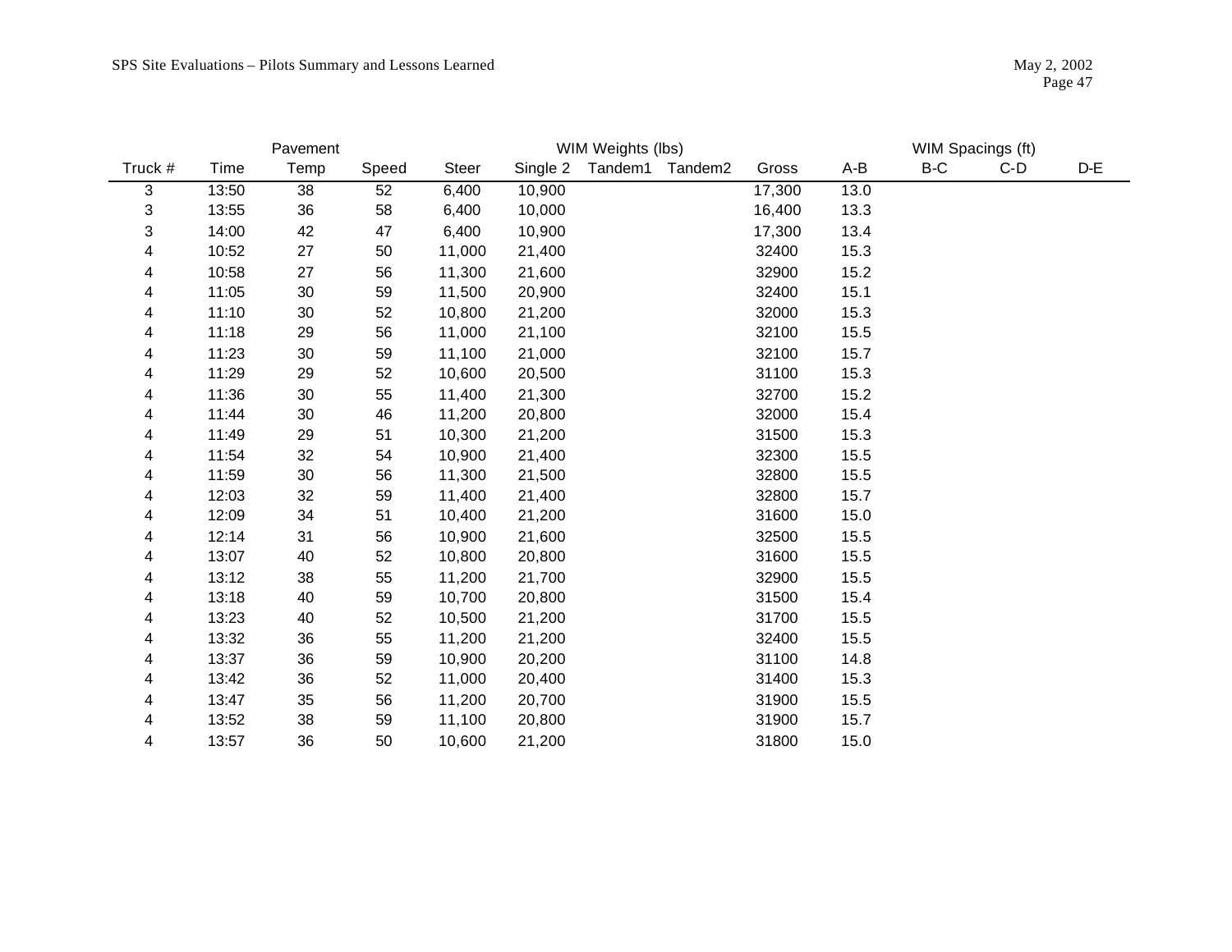| | | Pavement | | | | WIM Weights (lbs) | | | | WIM Spacings (ft) | | |
|---|---|---|---|---|---|---|---|---|---|---|---|---|
| Truck # | Time | Temp | Speed | Steer | Single 2 | Tandem1 | Tandem2 | Gross | A-B | B-C | C-D | D-E |
| 3 | 13:50 | 38 | 52 | 6,400 | 10,900 | | | 17,300 | 13.0 | | | |
| 3 | 13:55 | 36 | 58 | 6,400 | 10,000 | | | 16,400 | 13.3 | | | |
| 3 | 14:00 | 42 | 47 | 6,400 | 10,900 | | | 17,300 | 13.4 | | | |
| 4 | 10:52 | 27 | 50 | 11,000 | 21,400 | | | 32400 | 15.3 | | | |
| 4 | 10:58 | 27 | 56 | 11,300 | 21,600 | | | 32900 | 15.2 | | | |
| 4 | 11:05 | 30 | 59 | 11,500 | 20,900 | | | 32400 | 15.1 | | | |
| 4 | 11:10 | 30 | 52 | 10,800 | 21,200 | | | 32000 | 15.3 | | | |
| 4 | 11:18 | 29 | 56 | 11,000 | 21,100 | | | 32100 | 15.5 | | | |
| 4 | 11:23 | 30 | 59 | 11,100 | 21,000 | | | 32100 | 15.7 | | | |
| 4 | 11:29 | 29 | 52 | 10,600 | 20,500 | | | 31100 | 15.3 | | | |
| 4 | 11:36 | 30 | 55 | 11,400 | 21,300 | | | 32700 | 15.2 | | | |
| 4 | 11:44 | 30 | 46 | 11,200 | 20,800 | | | 32000 | 15.4 | | | |
| 4 | 11:49 | 29 | 51 | 10,300 | 21,200 | | | 31500 | 15.3 | | | |
| 4 | 11:54 | 32 | 54 | 10,900 | 21,400 | | | 32300 | 15.5 | | | |
| 4 | 11:59 | 30 | 56 | 11,300 | 21,500 | | | 32800 | 15.5 | | | |
| 4 | 12:03 | 32 | 59 | 11,400 | 21,400 | | | 32800 | 15.7 | | | |
| 4 | 12:09 | 34 | 51 | 10,400 | 21,200 | | | 31600 | 15.0 | | | |
| 4 | 12:14 | 31 | 56 | 10,900 | 21,600 | | | 32500 | 15.5 | | | |
| 4 | 13:07 | 40 | 52 | 10,800 | 20,800 | | | 31600 | 15.5 | | | |
| 4 | 13:12 | 38 | 55 | 11,200 | 21,700 | | | 32900 | 15.5 | | | |
| 4 | 13:18 | 40 | 59 | 10,700 | 20,800 | | | 31500 | 15.4 | | | |
| 4 | 13:23 | 40 | 52 | 10,500 | 21,200 | | | 31700 | 15.5 | | | |
| 4 | 13:32 | 36 | 55 | 11,200 | 21,200 | | | 32400 | 15.5 | | | |
| 4 | 13:37 | 36 | 59 | 10,900 | 20,200 | | | 31100 | 14.8 | | | |
| 4 | 13:42 | 36 | 52 | 11,000 | 20,400 | | | 31400 | 15.3 | | | |
| 4 | 13:47 | 35 | 56 | 11,200 | 20,700 | | | 31900 | 15.5 | | | |
| 4 | 13:52 | 38 | 59 | 11,100 | 20,800 | | | 31900 | 15.7 | | | |
| 4 | 13:57 | 36 | 50 | 10,600 | 21,200 | | | 31800 | 15.0 | | | |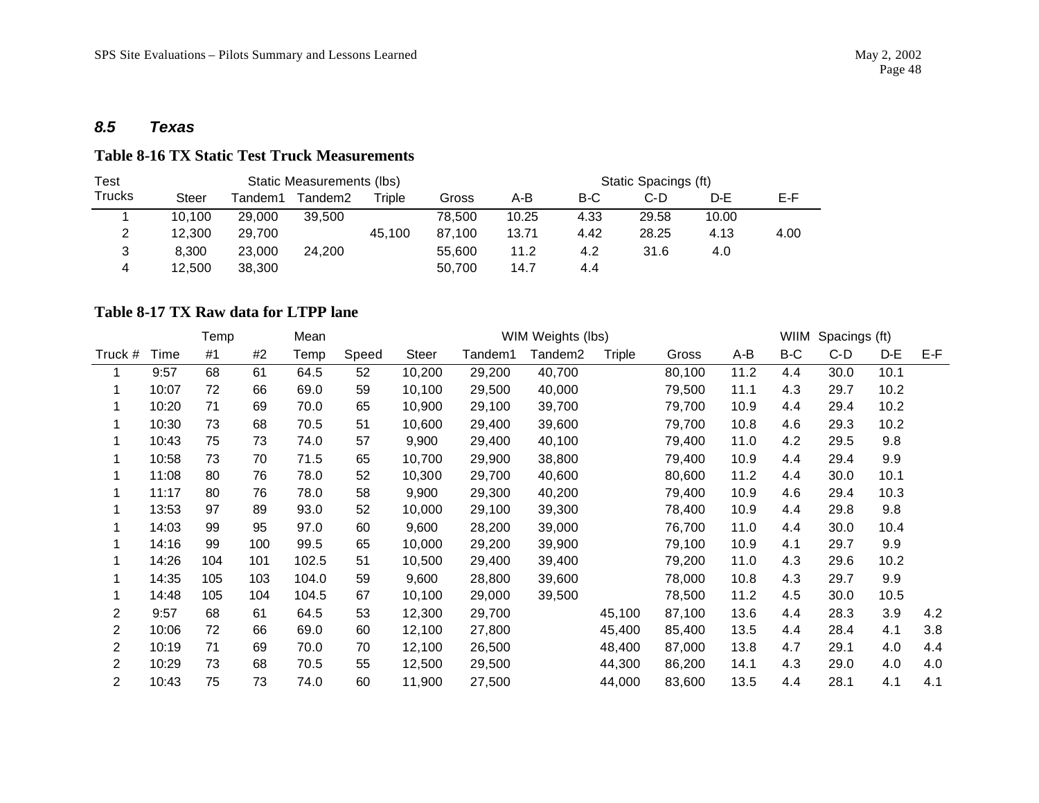## 8.5 Texas

### Table 8-16 TX Static Test Truck Measurements

| Test Trucks | Static Measurements (lbs) | | | | | Static Spacings (ft) | | | | |
|---|---|---|---|---|---|---|---|---|---|---|
| | Steer | Tandem1 | Tandem2 | Triple | Gross | A-B | B-C | C-D | D-E | E-F |
| 1 | 10,100 | 29,000 | 39,500 | | 78,500 | 10.25 | 4.33 | 29.58 | 10.00 | |
| 2 | 12,300 | 29,700 | | 45,100 | 87,100 | 13.71 | 4.42 | 28.25 | 4.13 | 4.00 |
| 3 | 8,300 | 23,000 | 24,200 | | 55,600 | 11.2 | 4.2 | 31.6 | 4.0 | |
| 4 | 12,500 | 38,300 | | | 50,700 | 14.7 | 4.4 | | | |

### Table 8-17 TX Raw data for LTPP lane

| Truck # | Time | Temp #1 | #2 | Mean Temp | Speed | Steer | Tandem1 | Tandem2 | Triple | Gross | A-B | B-C | C-D | D-E | E-F |
|---|---|---|---|---|---|---|---|---|---|---|---|---|---|---|---|
| | | | | | | WIM Weights (lbs) | | | | | WIIM Spacings (ft) | | | | |
| 1 | 9:57 | 68 | 61 | 64.5 | 52 | 10,200 | 29,200 | 40,700 | | 80,100 | 11.2 | 4.4 | 30.0 | 10.1 | |
| 1 | 10:07 | 72 | 66 | 69.0 | 59 | 10,100 | 29,500 | 40,000 | | 79,500 | 11.1 | 4.3 | 29.7 | 10.2 | |
| 1 | 10:20 | 71 | 69 | 70.0 | 65 | 10,900 | 29,100 | 39,700 | | 79,700 | 10.9 | 4.4 | 29.4 | 10.2 | |
| 1 | 10:30 | 73 | 68 | 70.5 | 51 | 10,600 | 29,400 | 39,600 | | 79,700 | 10.8 | 4.6 | 29.3 | 10.2 | |
| 1 | 10:43 | 75 | 73 | 74.0 | 57 | 9,900 | 29,400 | 40,100 | | 79,400 | 11.0 | 4.2 | 29.5 | 9.8 | |
| 1 | 10:58 | 73 | 70 | 71.5 | 65 | 10,700 | 29,900 | 38,800 | | 79,400 | 10.9 | 4.4 | 29.4 | 9.9 | |
| 1 | 11:08 | 80 | 76 | 78.0 | 52 | 10,300 | 29,700 | 40,600 | | 80,600 | 11.2 | 4.4 | 30.0 | 10.1 | |
| 1 | 11:17 | 80 | 76 | 78.0 | 58 | 9,900 | 29,300 | 40,200 | | 79,400 | 10.9 | 4.6 | 29.4 | 10.3 | |
| 1 | 13:53 | 97 | 89 | 93.0 | 52 | 10,000 | 29,100 | 39,300 | | 78,400 | 10.9 | 4.4 | 29.8 | 9.8 | |
| 1 | 14:03 | 99 | 95 | 97.0 | 60 | 9,600 | 28,200 | 39,000 | | 76,700 | 11.0 | 4.4 | 30.0 | 10.4 | |
| 1 | 14:16 | 99 | 100 | 99.5 | 65 | 10,000 | 29,200 | 39,900 | | 79,100 | 10.9 | 4.1 | 29.7 | 9.9 | |
| 1 | 14:26 | 104 | 101 | 102.5 | 51 | 10,500 | 29,400 | 39,400 | | 79,200 | 11.0 | 4.3 | 29.6 | 10.2 | |
| 1 | 14:35 | 105 | 103 | 104.0 | 59 | 9,600 | 28,800 | 39,600 | | 78,000 | 10.8 | 4.3 | 29.7 | 9.9 | |
| 1 | 14:48 | 105 | 104 | 104.5 | 67 | 10,100 | 29,000 | 39,500 | | 78,500 | 11.2 | 4.5 | 30.0 | 10.5 | |
| 2 | 9:57 | 68 | 61 | 64.5 | 53 | 12,300 | 29,700 | | 45,100 | 87,100 | 13.6 | 4.4 | 28.3 | 3.9 | 4.2 |
| 2 | 10:06 | 72 | 66 | 69.0 | 60 | 12,100 | 27,800 | | 45,400 | 85,400 | 13.5 | 4.4 | 28.4 | 4.1 | 3.8 |
| 2 | 10:19 | 71 | 69 | 70.0 | 70 | 12,100 | 26,500 | | 48,400 | 87,000 | 13.8 | 4.7 | 29.1 | 4.0 | 4.4 |
| 2 | 10:29 | 73 | 68 | 70.5 | 55 | 12,500 | 29,500 | | 44,300 | 86,200 | 14.1 | 4.3 | 29.0 | 4.0 | 4.0 |
| 2 | 10:43 | 75 | 73 | 74.0 | 60 | 11,900 | 27,500 | | 44,000 | 83,600 | 13.5 | 4.4 | 28.1 | 4.1 | 4.1 |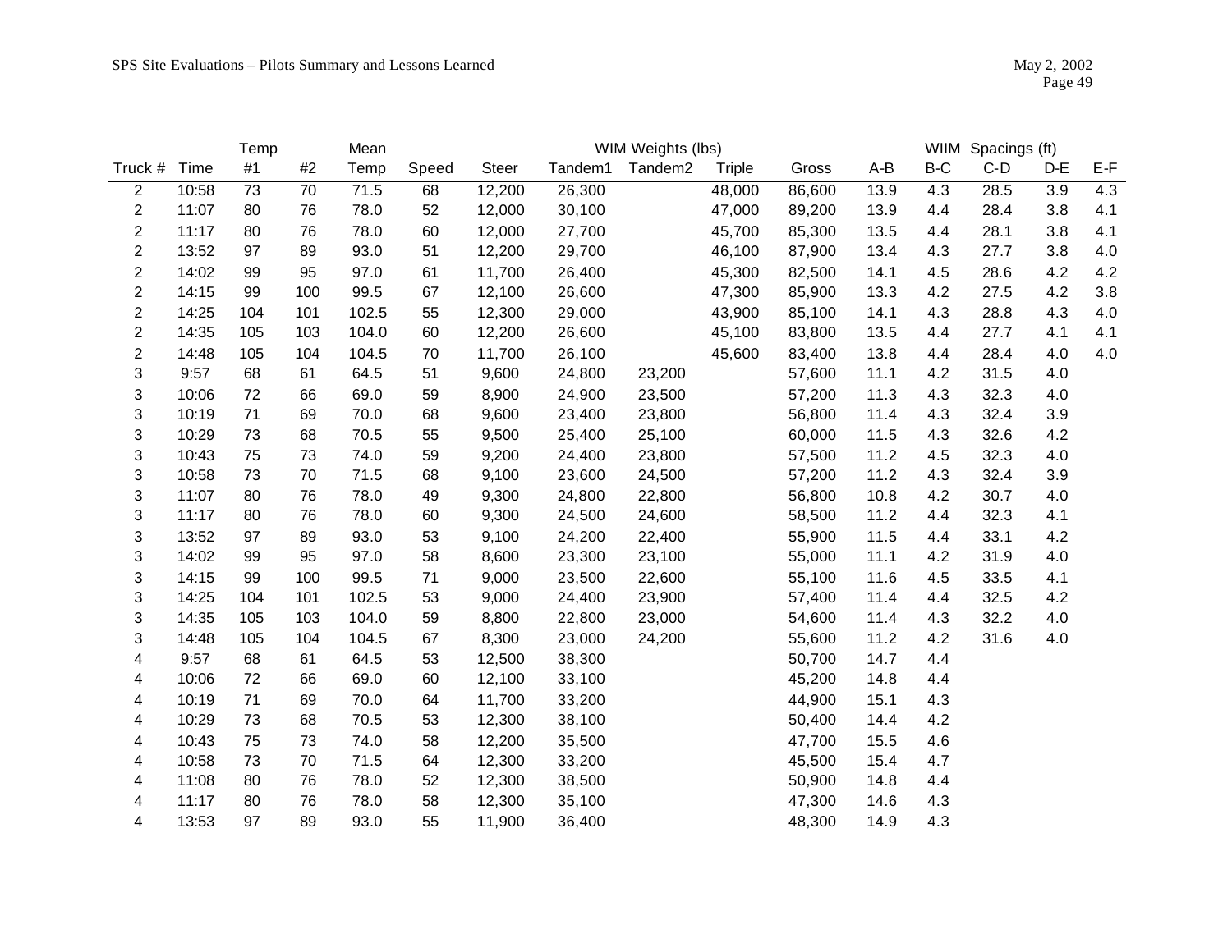| | | Temp | | Mean | | | WIM Weights (lbs) | | | | | WIIM Spacings (ft) | | | |
|---|---|---|---|---|---|---|---|---|---|---|---|---|---|---|---|
| Truck # | Time | #1 | #2 | Temp | Speed | Steer | Tandem1 | Tandem2 | Triple | Gross | A-B | B-C | C-D | D-E | E-F |
| 2 | 10:58 | 73 | 70 | 71.5 | 68 | 12,200 | 26,300 | | 48,000 | 86,600 | 13.9 | 4.3 | 28.5 | 3.9 | 4.3 |
| 2 | 11:07 | 80 | 76 | 78.0 | 52 | 12,000 | 30,100 | | 47,000 | 89,200 | 13.9 | 4.4 | 28.4 | 3.8 | 4.1 |
| 2 | 11:17 | 80 | 76 | 78.0 | 60 | 12,000 | 27,700 | | 45,700 | 85,300 | 13.5 | 4.4 | 28.1 | 3.8 | 4.1 |
| 2 | 13:52 | 97 | 89 | 93.0 | 51 | 12,200 | 29,700 | | 46,100 | 87,900 | 13.4 | 4.3 | 27.7 | 3.8 | 4.0 |
| 2 | 14:02 | 99 | 95 | 97.0 | 61 | 11,700 | 26,400 | | 45,300 | 82,500 | 14.1 | 4.5 | 28.6 | 4.2 | 4.2 |
| 2 | 14:15 | 99 | 100 | 99.5 | 67 | 12,100 | 26,600 | | 47,300 | 85,900 | 13.3 | 4.2 | 27.5 | 4.2 | 3.8 |
| 2 | 14:25 | 104 | 101 | 102.5 | 55 | 12,300 | 29,000 | | 43,900 | 85,100 | 14.1 | 4.3 | 28.8 | 4.3 | 4.0 |
| 2 | 14:35 | 105 | 103 | 104.0 | 60 | 12,200 | 26,600 | | 45,100 | 83,800 | 13.5 | 4.4 | 27.7 | 4.1 | 4.1 |
| 2 | 14:48 | 105 | 104 | 104.5 | 70 | 11,700 | 26,100 | | 45,600 | 83,400 | 13.8 | 4.4 | 28.4 | 4.0 | 4.0 |
| 3 | 9:57 | 68 | 61 | 64.5 | 51 | 9,600 | 24,800 | 23,200 | | 57,600 | 11.1 | 4.2 | 31.5 | 4.0 | |
| 3 | 10:06 | 72 | 66 | 69.0 | 59 | 8,900 | 24,900 | 23,500 | | 57,200 | 11.3 | 4.3 | 32.3 | 4.0 | |
| 3 | 10:19 | 71 | 69 | 70.0 | 68 | 9,600 | 23,400 | 23,800 | | 56,800 | 11.4 | 4.3 | 32.4 | 3.9 | |
| 3 | 10:29 | 73 | 68 | 70.5 | 55 | 9,500 | 25,400 | 25,100 | | 60,000 | 11.5 | 4.3 | 32.6 | 4.2 | |
| 3 | 10:43 | 75 | 73 | 74.0 | 59 | 9,200 | 24,400 | 23,800 | | 57,500 | 11.2 | 4.5 | 32.3 | 4.0 | |
| 3 | 10:58 | 73 | 70 | 71.5 | 68 | 9,100 | 23,600 | 24,500 | | 57,200 | 11.2 | 4.3 | 32.4 | 3.9 | |
| 3 | 11:07 | 80 | 76 | 78.0 | 49 | 9,300 | 24,800 | 22,800 | | 56,800 | 10.8 | 4.2 | 30.7 | 4.0 | |
| 3 | 11:17 | 80 | 76 | 78.0 | 60 | 9,300 | 24,500 | 24,600 | | 58,500 | 11.2 | 4.4 | 32.3 | 4.1 | |
| 3 | 13:52 | 97 | 89 | 93.0 | 53 | 9,100 | 24,200 | 22,400 | | 55,900 | 11.5 | 4.4 | 33.1 | 4.2 | |
| 3 | 14:02 | 99 | 95 | 97.0 | 58 | 8,600 | 23,300 | 23,100 | | 55,000 | 11.1 | 4.2 | 31.9 | 4.0 | |
| 3 | 14:15 | 99 | 100 | 99.5 | 71 | 9,000 | 23,500 | 22,600 | | 55,100 | 11.6 | 4.5 | 33.5 | 4.1 | |
| 3 | 14:25 | 104 | 101 | 102.5 | 53 | 9,000 | 24,400 | 23,900 | | 57,400 | 11.4 | 4.4 | 32.5 | 4.2 | |
| 3 | 14:35 | 105 | 103 | 104.0 | 59 | 8,800 | 22,800 | 23,000 | | 54,600 | 11.4 | 4.3 | 32.2 | 4.0 | |
| 3 | 14:48 | 105 | 104 | 104.5 | 67 | 8,300 | 23,000 | 24,200 | | 55,600 | 11.2 | 4.2 | 31.6 | 4.0 | |
| 4 | 9:57 | 68 | 61 | 64.5 | 53 | 12,500 | 38,300 | | | 50,700 | 14.7 | 4.4 | | | |
| 4 | 10:06 | 72 | 66 | 69.0 | 60 | 12,100 | 33,100 | | | 45,200 | 14.8 | 4.4 | | | |
| 4 | 10:19 | 71 | 69 | 70.0 | 64 | 11,700 | 33,200 | | | 44,900 | 15.1 | 4.3 | | | |
| 4 | 10:29 | 73 | 68 | 70.5 | 53 | 12,300 | 38,100 | | | 50,400 | 14.4 | 4.2 | | | |
| 4 | 10:43 | 75 | 73 | 74.0 | 58 | 12,200 | 35,500 | | | 47,700 | 15.5 | 4.6 | | | |
| 4 | 10:58 | 73 | 70 | 71.5 | 64 | 12,300 | 33,200 | | | 45,500 | 15.4 | 4.7 | | | |
| 4 | 11:08 | 80 | 76 | 78.0 | 52 | 12,300 | 38,500 | | | 50,900 | 14.8 | 4.4 | | | |
| 4 | 11:17 | 80 | 76 | 78.0 | 58 | 12,300 | 35,100 | | | 47,300 | 14.6 | 4.3 | | | |
| 4 | 13:53 | 97 | 89 | 93.0 | 55 | 11,900 | 36,400 | | | 48,300 | 14.9 | 4.3 | | | |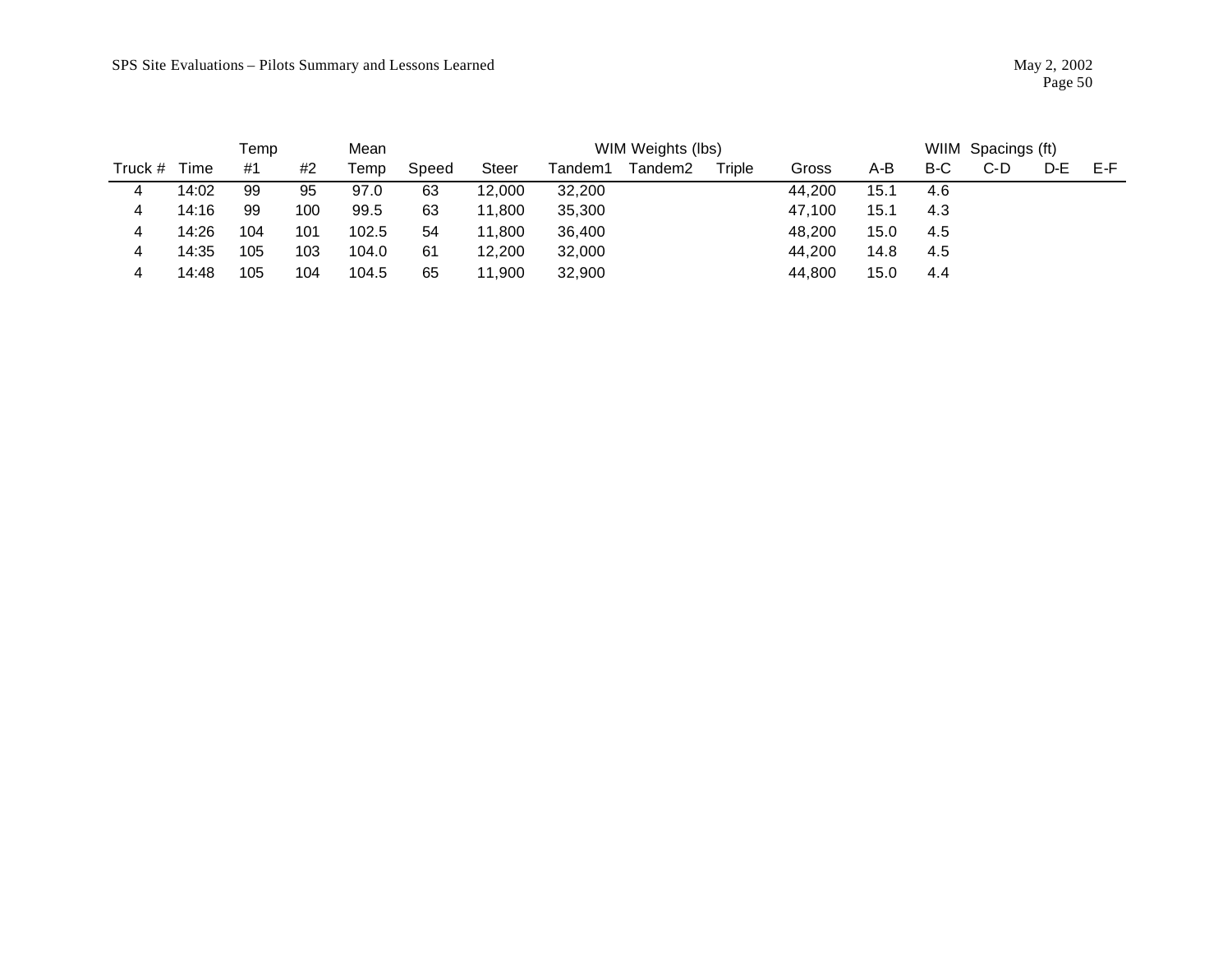| | | Temp | | Mean | | | WIM Weights (lbs) | | | | WIIM Spacings (ft) | | | | |
|---|---|---|---|---|---|---|---|---|---|---|---|---|---|---|---|
| Truck # | Time | #1 | #2 | Temp | Speed | Steer | Tandem1 | Tandem2 | Triple | Gross | A-B | B-C | C-D | D-E | E-F |
| 4 | 14:02 | 99 | 95 | 97.0 | 63 | 12,000 | 32,200 | | | 44,200 | 15.1 | 4.6 | | | |
| 4 | 14:16 | 99 | 100 | 99.5 | 63 | 11,800 | 35,300 | | | 47,100 | 15.1 | 4.3 | | | |
| 4 | 14:26 | 104 | 101 | 102.5 | 54 | 11,800 | 36,400 | | | 48,200 | 15.0 | 4.5 | | | |
| 4 | 14:35 | 105 | 103 | 104.0 | 61 | 12,200 | 32,000 | | | 44,200 | 14.8 | 4.5 | | | |
| 4 | 14:48 | 105 | 104 | 104.5 | 65 | 11,900 | 32,900 | | | 44,800 | 15.0 | 4.4 | | | |